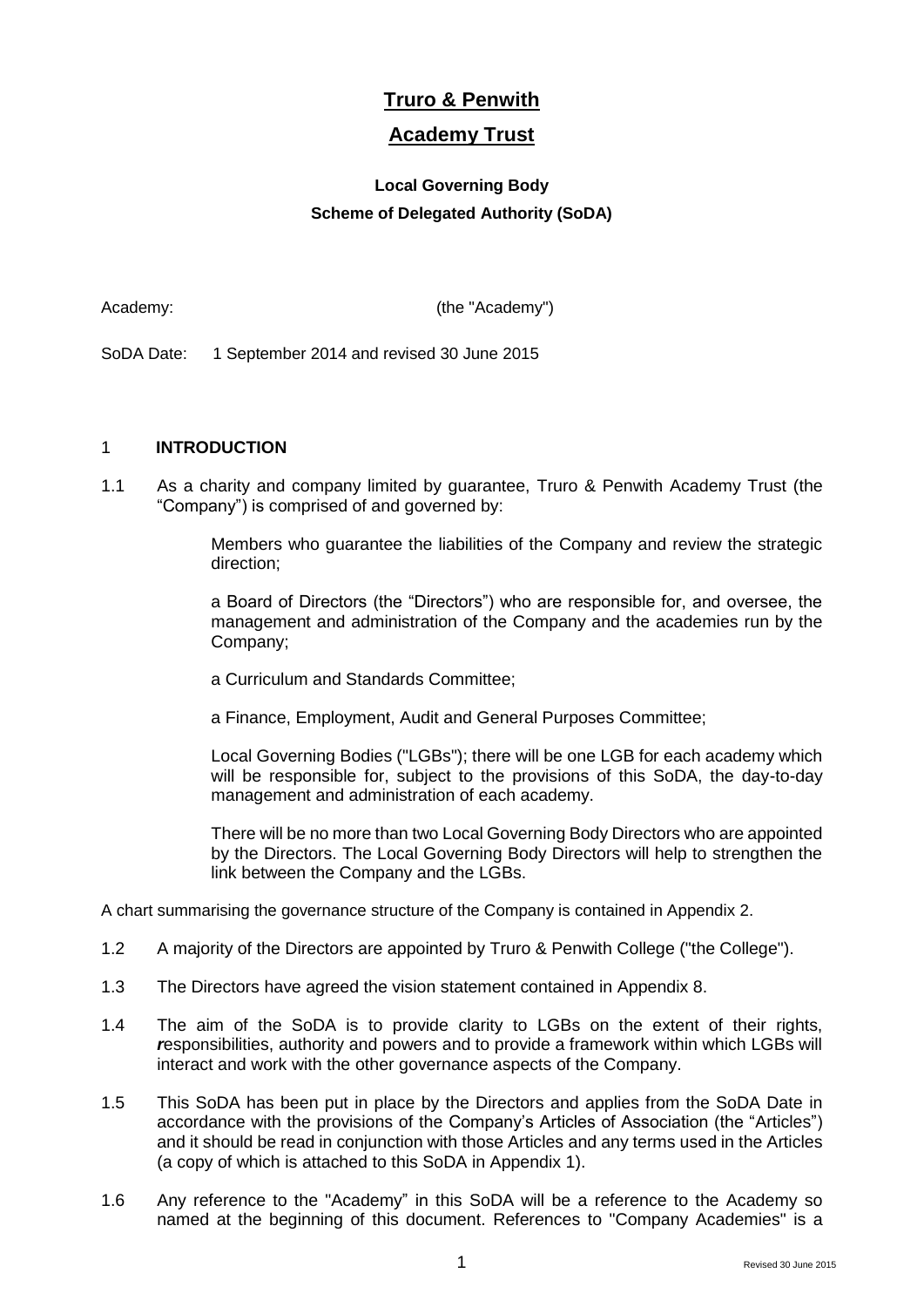# Truro & Penwith

# Academy Trust

### Local Governing Body

### Scheme of Delegated Authority (SoDA)

Academy: (the "Academy")

SoDA Date: 1 September 2014 and revised 30 June 2015

## 1 INTRODUCTION

1.1 As a charity and company limited by guarantee, Truro & Penwith Academy Trust (the "Company") is comprised of and governed by:

Members who guarantee the liabilities of the Company and review the strategic direction;

a Board of Directors (the "Directors") who are responsible for, and oversee, the management and administration of the Company and the academies run by the Company;

a Curriculum and Standards Committee;

a Finance, Employment, Audit and General Purposes Committee;

Local Governing Bodies ("LGBs"); there will be one LGB for each academy which will be responsible for, subject to the provisions of this SoDA, the day-to-day management and administration of each academy.

There will be no more than two Local Governing Body Directors who are appointed by the Directors. The Local Governing Body Directors will help to strengthen the link between the Company and the LGBs.

A chart summarising the governance structure of the Company is contained in Appendix 2.

1.2 A majority of the Directors are appointed by Truro & Penwith College ("the College").

1.3 The Directors have agreed the vision statement contained in Appendix 8.

1.4 The aim of the SoDA is to provide clarity to LGBs on the extent of their rights, ***r***esponsibilities, authority and powers and to provide a framework within which LGBs will interact and work with the other governance aspects of the Company.

1.5 This SoDA has been put in place by the Directors and applies from the SoDA Date in accordance with the provisions of the Company's Articles of Association (the "Articles") and it should be read in conjunction with those Articles and any terms used in the Articles (a copy of which is attached to this SoDA in Appendix 1).

1.6 Any reference to the "Academy" in this SoDA will be a reference to the Academy so named at the beginning of this document. References to "Company Academies" is a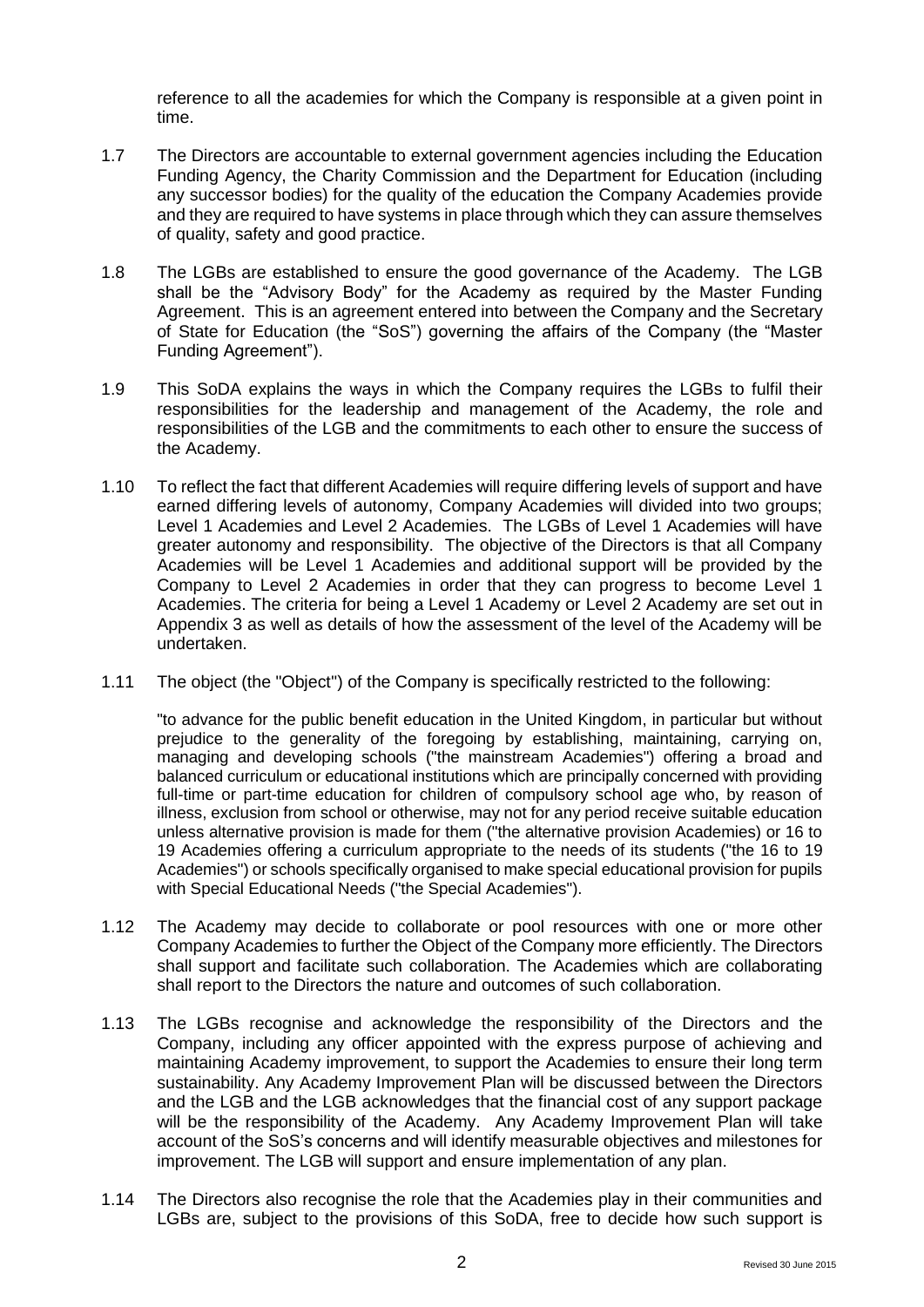reference to all the academies for which the Company is responsible at a given point in time.

1.7 The Directors are accountable to external government agencies including the Education Funding Agency, the Charity Commission and the Department for Education (including any successor bodies) for the quality of the education the Company Academies provide and they are required to have systems in place through which they can assure themselves of quality, safety and good practice.

1.8 The LGBs are established to ensure the good governance of the Academy. The LGB shall be the "Advisory Body" for the Academy as required by the Master Funding Agreement. This is an agreement entered into between the Company and the Secretary of State for Education (the "SoS") governing the affairs of the Company (the "Master Funding Agreement").

1.9 This SoDA explains the ways in which the Company requires the LGBs to fulfil their responsibilities for the leadership and management of the Academy, the role and responsibilities of the LGB and the commitments to each other to ensure the success of the Academy.

1.10 To reflect the fact that different Academies will require differing levels of support and have earned differing levels of autonomy, Company Academies will divided into two groups; Level 1 Academies and Level 2 Academies. The LGBs of Level 1 Academies will have greater autonomy and responsibility. The objective of the Directors is that all Company Academies will be Level 1 Academies and additional support will be provided by the Company to Level 2 Academies in order that they can progress to become Level 1 Academies. The criteria for being a Level 1 Academy or Level 2 Academy are set out in Appendix 3 as well as details of how the assessment of the level of the Academy will be undertaken.

1.11 The object (the "Object") of the Company is specifically restricted to the following:

"to advance for the public benefit education in the United Kingdom, in particular but without prejudice to the generality of the foregoing by establishing, maintaining, carrying on, managing and developing schools ("the mainstream Academies") offering a broad and balanced curriculum or educational institutions which are principally concerned with providing full-time or part-time education for children of compulsory school age who, by reason of illness, exclusion from school or otherwise, may not for any period receive suitable education unless alternative provision is made for them ("the alternative provision Academies) or 16 to 19 Academies offering a curriculum appropriate to the needs of its students ("the 16 to 19 Academies") or schools specifically organised to make special educational provision for pupils with Special Educational Needs ("the Special Academies").

1.12 The Academy may decide to collaborate or pool resources with one or more other Company Academies to further the Object of the Company more efficiently. The Directors shall support and facilitate such collaboration. The Academies which are collaborating shall report to the Directors the nature and outcomes of such collaboration.

1.13 The LGBs recognise and acknowledge the responsibility of the Directors and the Company, including any officer appointed with the express purpose of achieving and maintaining Academy improvement, to support the Academies to ensure their long term sustainability. Any Academy Improvement Plan will be discussed between the Directors and the LGB and the LGB acknowledges that the financial cost of any support package will be the responsibility of the Academy. Any Academy Improvement Plan will take account of the SoS's concerns and will identify measurable objectives and milestones for improvement. The LGB will support and ensure implementation of any plan.

1.14 The Directors also recognise the role that the Academies play in their communities and LGBs are, subject to the provisions of this SoDA, free to decide how such support is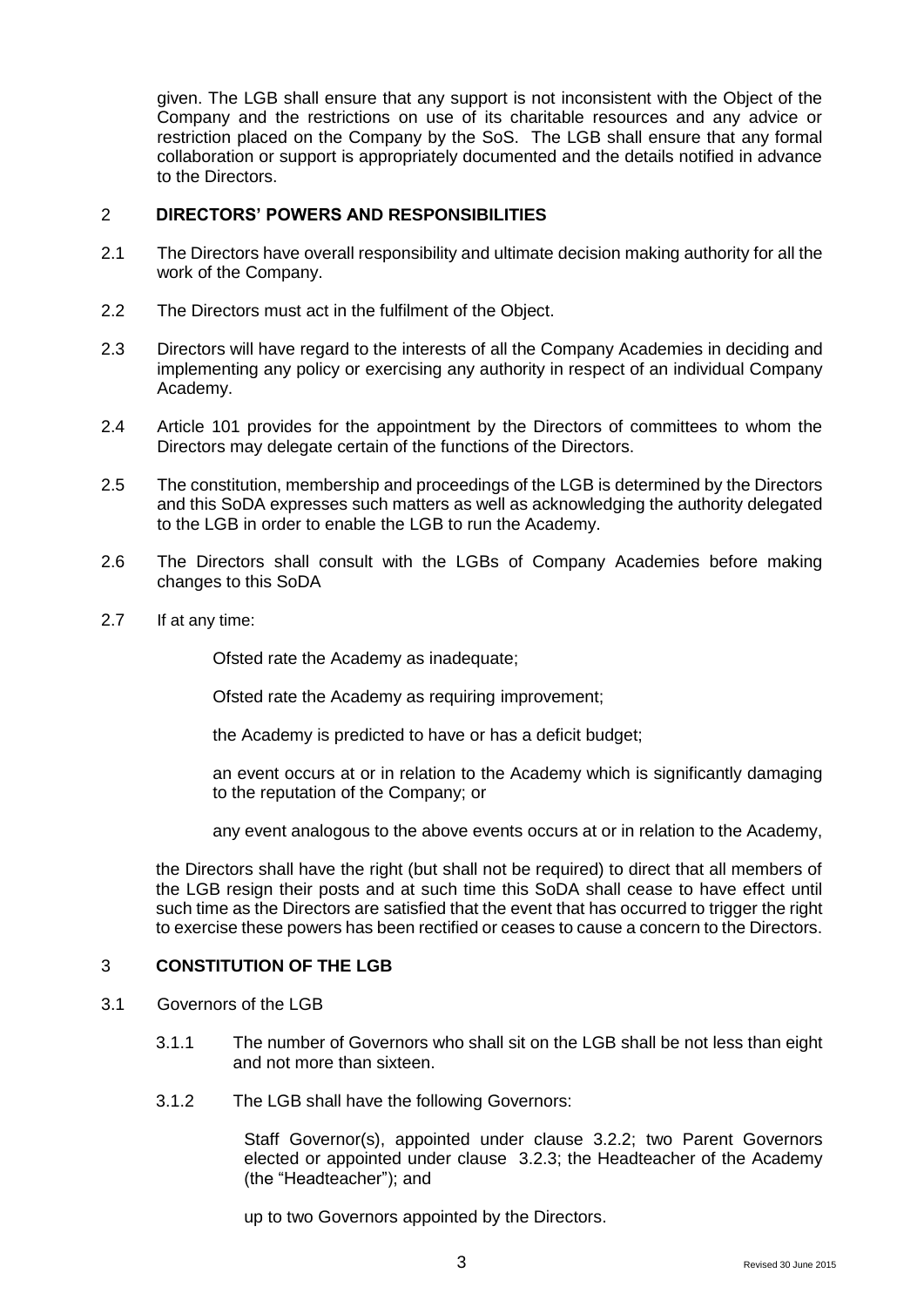given. The LGB shall ensure that any support is not inconsistent with the Object of the Company and the restrictions on use of its charitable resources and any advice or restriction placed on the Company by the SoS. The LGB shall ensure that any formal collaboration or support is appropriately documented and the details notified in advance to the Directors.

## 2 DIRECTORS' POWERS AND RESPONSIBILITIES

2.1 The Directors have overall responsibility and ultimate decision making authority for all the work of the Company.

2.2 The Directors must act in the fulfilment of the Object.

2.3 Directors will have regard to the interests of all the Company Academies in deciding and implementing any policy or exercising any authority in respect of an individual Company Academy.

2.4 Article 101 provides for the appointment by the Directors of committees to whom the Directors may delegate certain of the functions of the Directors.

2.5 The constitution, membership and proceedings of the LGB is determined by the Directors and this SoDA expresses such matters as well as acknowledging the authority delegated to the LGB in order to enable the LGB to run the Academy.

2.6 The Directors shall consult with the LGBs of Company Academies before making changes to this SoDA

2.7 If at any time:

Ofsted rate the Academy as inadequate;

Ofsted rate the Academy as requiring improvement;

the Academy is predicted to have or has a deficit budget;

an event occurs at or in relation to the Academy which is significantly damaging to the reputation of the Company; or

any event analogous to the above events occurs at or in relation to the Academy,

the Directors shall have the right (but shall not be required) to direct that all members of the LGB resign their posts and at such time this SoDA shall cease to have effect until such time as the Directors are satisfied that the event that has occurred to trigger the right to exercise these powers has been rectified or ceases to cause a concern to the Directors.

## 3 CONSTITUTION OF THE LGB

3.1 Governors of the LGB

3.1.1 The number of Governors who shall sit on the LGB shall be not less than eight and not more than sixteen.

3.1.2 The LGB shall have the following Governors:

Staff Governor(s), appointed under clause 3.2.2; two Parent Governors elected or appointed under clause 3.2.3; the Headteacher of the Academy (the "Headteacher"); and

up to two Governors appointed by the Directors.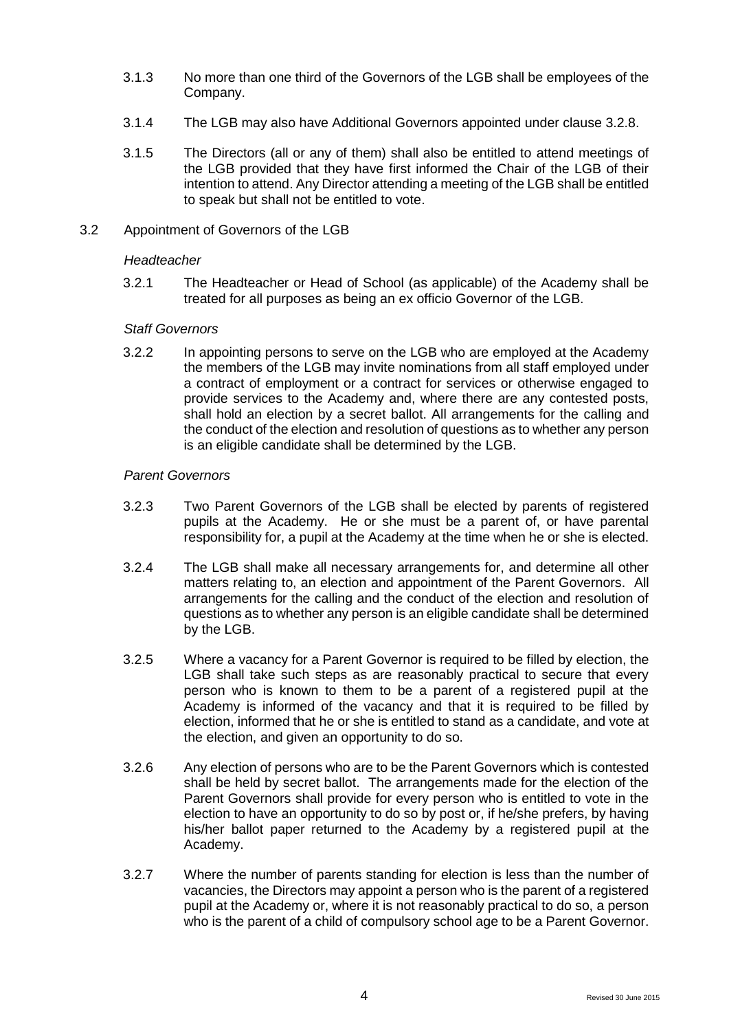3.1.3 No more than one third of the Governors of the LGB shall be employees of the Company.

3.1.4 The LGB may also have Additional Governors appointed under clause 3.2.8.

3.1.5 The Directors (all or any of them) shall also be entitled to attend meetings of the LGB provided that they have first informed the Chair of the LGB of their intention to attend. Any Director attending a meeting of the LGB shall be entitled to speak but shall not be entitled to vote.

3.2 Appointment of Governors of the LGB

*Headteacher*

3.2.1 The Headteacher or Head of School (as applicable) of the Academy shall be treated for all purposes as being an ex officio Governor of the LGB.

*Staff Governors*

3.2.2 In appointing persons to serve on the LGB who are employed at the Academy the members of the LGB may invite nominations from all staff employed under a contract of employment or a contract for services or otherwise engaged to provide services to the Academy and, where there are any contested posts, shall hold an election by a secret ballot. All arrangements for the calling and the conduct of the election and resolution of questions as to whether any person is an eligible candidate shall be determined by the LGB.

*Parent Governors*

3.2.3 Two Parent Governors of the LGB shall be elected by parents of registered pupils at the Academy. He or she must be a parent of, or have parental responsibility for, a pupil at the Academy at the time when he or she is elected.

3.2.4 The LGB shall make all necessary arrangements for, and determine all other matters relating to, an election and appointment of the Parent Governors. All arrangements for the calling and the conduct of the election and resolution of questions as to whether any person is an eligible candidate shall be determined by the LGB.

3.2.5 Where a vacancy for a Parent Governor is required to be filled by election, the LGB shall take such steps as are reasonably practical to secure that every person who is known to them to be a parent of a registered pupil at the Academy is informed of the vacancy and that it is required to be filled by election, informed that he or she is entitled to stand as a candidate, and vote at the election, and given an opportunity to do so.

3.2.6 Any election of persons who are to be the Parent Governors which is contested shall be held by secret ballot. The arrangements made for the election of the Parent Governors shall provide for every person who is entitled to vote in the election to have an opportunity to do so by post or, if he/she prefers, by having his/her ballot paper returned to the Academy by a registered pupil at the Academy.

3.2.7 Where the number of parents standing for election is less than the number of vacancies, the Directors may appoint a person who is the parent of a registered pupil at the Academy or, where it is not reasonably practical to do so, a person who is the parent of a child of compulsory school age to be a Parent Governor.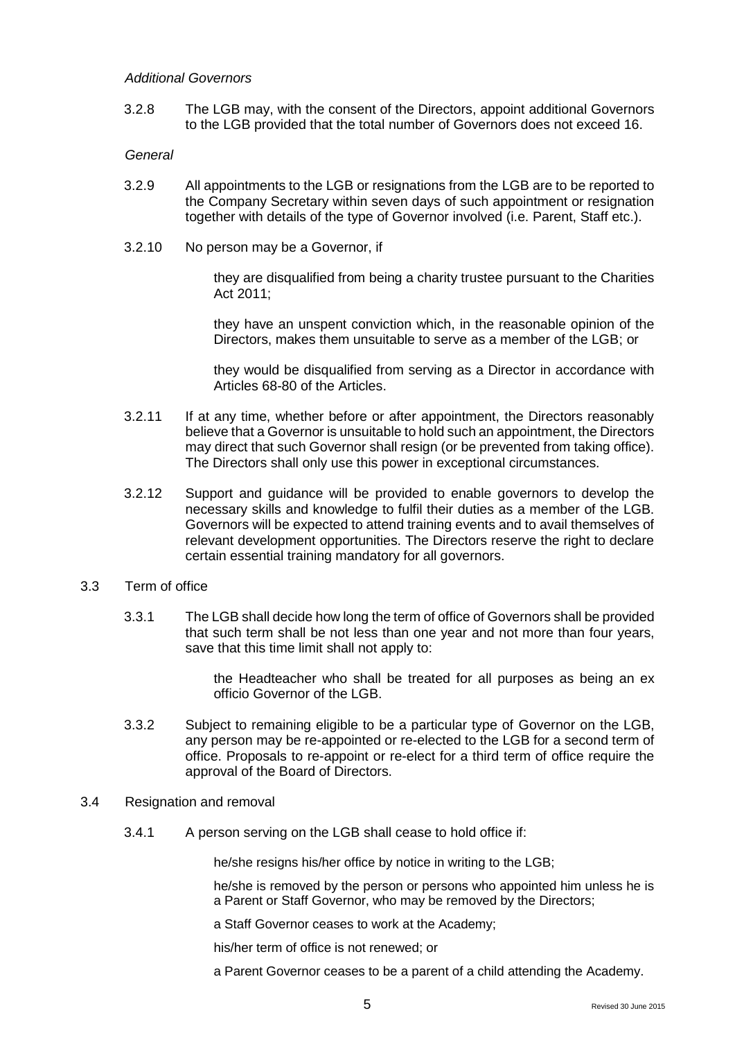*Additional Governors*

3.2.8 The LGB may, with the consent of the Directors, appoint additional Governors to the LGB provided that the total number of Governors does not exceed 16.

*General*

3.2.9 All appointments to the LGB or resignations from the LGB are to be reported to the Company Secretary within seven days of such appointment or resignation together with details of the type of Governor involved (i.e. Parent, Staff etc.).

3.2.10 No person may be a Governor, if

they are disqualified from being a charity trustee pursuant to the Charities Act 2011;

they have an unspent conviction which, in the reasonable opinion of the Directors, makes them unsuitable to serve as a member of the LGB; or

they would be disqualified from serving as a Director in accordance with Articles 68-80 of the Articles.

3.2.11 If at any time, whether before or after appointment, the Directors reasonably believe that a Governor is unsuitable to hold such an appointment, the Directors may direct that such Governor shall resign (or be prevented from taking office). The Directors shall only use this power in exceptional circumstances.

3.2.12 Support and guidance will be provided to enable governors to develop the necessary skills and knowledge to fulfil their duties as a member of the LGB. Governors will be expected to attend training events and to avail themselves of relevant development opportunities. The Directors reserve the right to declare certain essential training mandatory for all governors.

3.3 Term of office

3.3.1 The LGB shall decide how long the term of office of Governors shall be provided that such term shall be not less than one year and not more than four years, save that this time limit shall not apply to:

the Headteacher who shall be treated for all purposes as being an ex officio Governor of the LGB.

3.3.2 Subject to remaining eligible to be a particular type of Governor on the LGB, any person may be re-appointed or re-elected to the LGB for a second term of office. Proposals to re-appoint or re-elect for a third term of office require the approval of the Board of Directors.

3.4 Resignation and removal

3.4.1 A person serving on the LGB shall cease to hold office if:

he/she resigns his/her office by notice in writing to the LGB;

he/she is removed by the person or persons who appointed him unless he is a Parent or Staff Governor, who may be removed by the Directors;

a Staff Governor ceases to work at the Academy;

his/her term of office is not renewed; or

a Parent Governor ceases to be a parent of a child attending the Academy.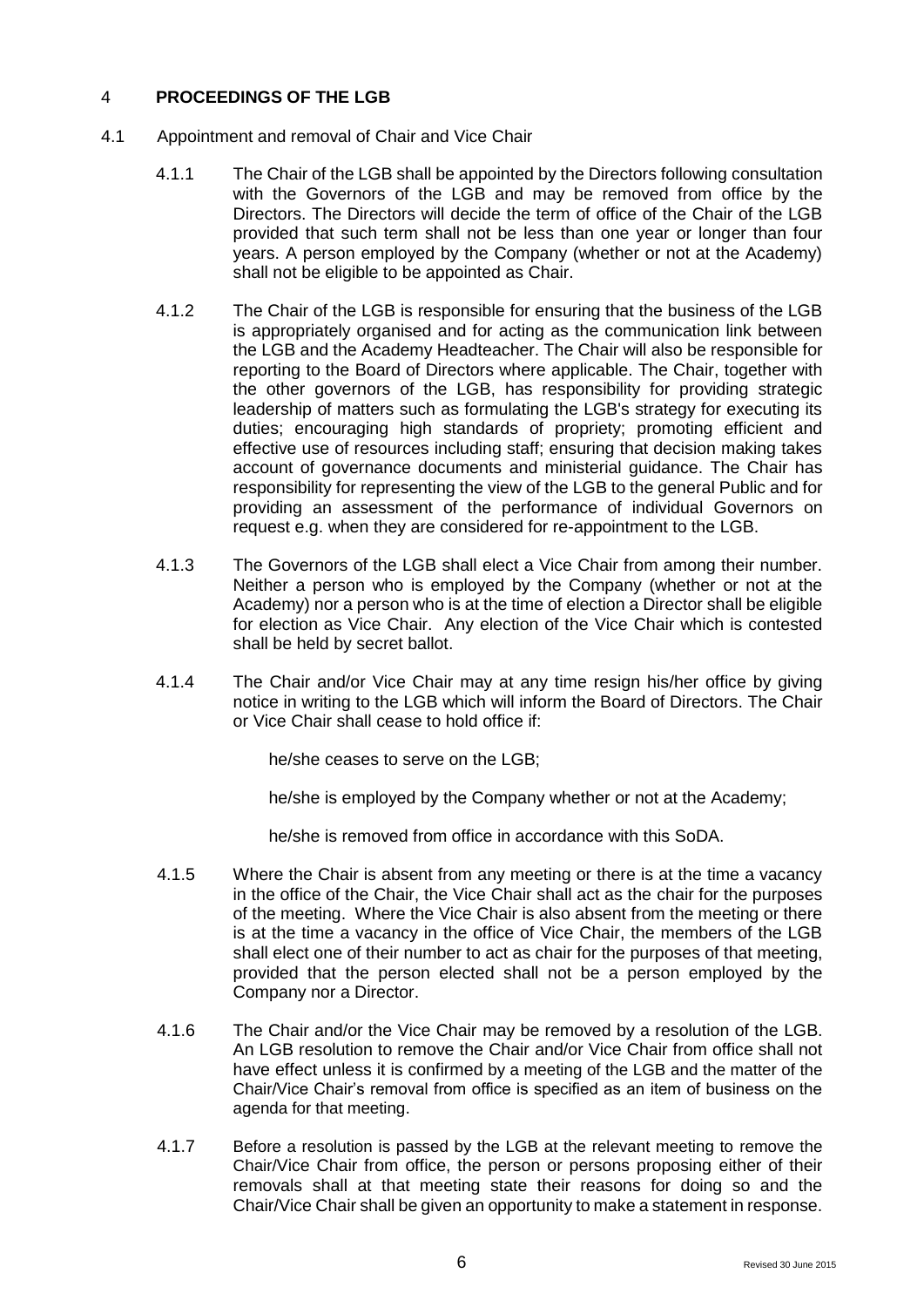## 4 PROCEEDINGS OF THE LGB

4.1 Appointment and removal of Chair and Vice Chair

4.1.1 The Chair of the LGB shall be appointed by the Directors following consultation with the Governors of the LGB and may be removed from office by the Directors. The Directors will decide the term of office of the Chair of the LGB provided that such term shall not be less than one year or longer than four years. A person employed by the Company (whether or not at the Academy) shall not be eligible to be appointed as Chair.

4.1.2 The Chair of the LGB is responsible for ensuring that the business of the LGB is appropriately organised and for acting as the communication link between the LGB and the Academy Headteacher. The Chair will also be responsible for reporting to the Board of Directors where applicable. The Chair, together with the other governors of the LGB, has responsibility for providing strategic leadership of matters such as formulating the LGB's strategy for executing its duties; encouraging high standards of propriety; promoting efficient and effective use of resources including staff; ensuring that decision making takes account of governance documents and ministerial guidance. The Chair has responsibility for representing the view of the LGB to the general Public and for providing an assessment of the performance of individual Governors on request e.g. when they are considered for re-appointment to the LGB.

4.1.3 The Governors of the LGB shall elect a Vice Chair from among their number. Neither a person who is employed by the Company (whether or not at the Academy) nor a person who is at the time of election a Director shall be eligible for election as Vice Chair. Any election of the Vice Chair which is contested shall be held by secret ballot.

4.1.4 The Chair and/or Vice Chair may at any time resign his/her office by giving notice in writing to the LGB which will inform the Board of Directors. The Chair or Vice Chair shall cease to hold office if:

he/she ceases to serve on the LGB;

he/she is employed by the Company whether or not at the Academy;

he/she is removed from office in accordance with this SoDA.

4.1.5 Where the Chair is absent from any meeting or there is at the time a vacancy in the office of the Chair, the Vice Chair shall act as the chair for the purposes of the meeting. Where the Vice Chair is also absent from the meeting or there is at the time a vacancy in the office of Vice Chair, the members of the LGB shall elect one of their number to act as chair for the purposes of that meeting, provided that the person elected shall not be a person employed by the Company nor a Director.

4.1.6 The Chair and/or the Vice Chair may be removed by a resolution of the LGB. An LGB resolution to remove the Chair and/or Vice Chair from office shall not have effect unless it is confirmed by a meeting of the LGB and the matter of the Chair/Vice Chair's removal from office is specified as an item of business on the agenda for that meeting.

4.1.7 Before a resolution is passed by the LGB at the relevant meeting to remove the Chair/Vice Chair from office, the person or persons proposing either of their removals shall at that meeting state their reasons for doing so and the Chair/Vice Chair shall be given an opportunity to make a statement in response.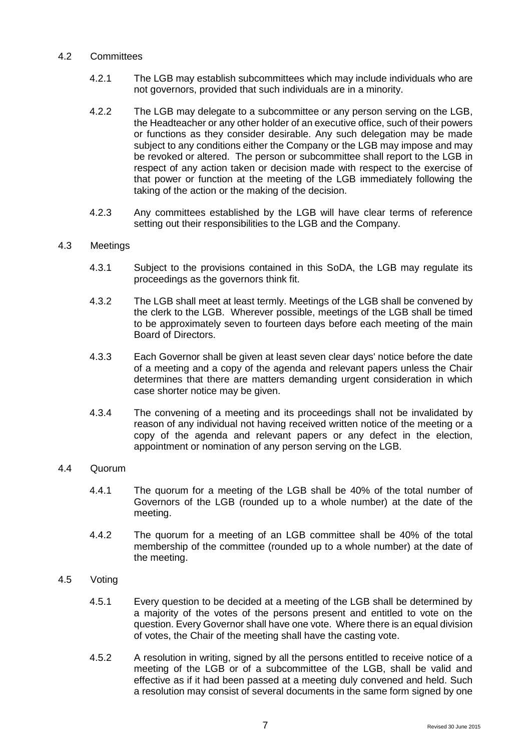### 4.2 Committees

4.2.1 The LGB may establish subcommittees which may include individuals who are not governors, provided that such individuals are in a minority.

4.2.2 The LGB may delegate to a subcommittee or any person serving on the LGB, the Headteacher or any other holder of an executive office, such of their powers or functions as they consider desirable. Any such delegation may be made subject to any conditions either the Company or the LGB may impose and may be revoked or altered. The person or subcommittee shall report to the LGB in respect of any action taken or decision made with respect to the exercise of that power or function at the meeting of the LGB immediately following the taking of the action or the making of the decision.

4.2.3 Any committees established by the LGB will have clear terms of reference setting out their responsibilities to the LGB and the Company.

### 4.3 Meetings

4.3.1 Subject to the provisions contained in this SoDA, the LGB may regulate its proceedings as the governors think fit.

4.3.2 The LGB shall meet at least termly. Meetings of the LGB shall be convened by the clerk to the LGB. Wherever possible, meetings of the LGB shall be timed to be approximately seven to fourteen days before each meeting of the main Board of Directors.

4.3.3 Each Governor shall be given at least seven clear days' notice before the date of a meeting and a copy of the agenda and relevant papers unless the Chair determines that there are matters demanding urgent consideration in which case shorter notice may be given.

4.3.4 The convening of a meeting and its proceedings shall not be invalidated by reason of any individual not having received written notice of the meeting or a copy of the agenda and relevant papers or any defect in the election, appointment or nomination of any person serving on the LGB.

### 4.4 Quorum

4.4.1 The quorum for a meeting of the LGB shall be 40% of the total number of Governors of the LGB (rounded up to a whole number) at the date of the meeting.

4.4.2 The quorum for a meeting of an LGB committee shall be 40% of the total membership of the committee (rounded up to a whole number) at the date of the meeting.

### 4.5 Voting

4.5.1 Every question to be decided at a meeting of the LGB shall be determined by a majority of the votes of the persons present and entitled to vote on the question. Every Governor shall have one vote. Where there is an equal division of votes, the Chair of the meeting shall have the casting vote.

4.5.2 A resolution in writing, signed by all the persons entitled to receive notice of a meeting of the LGB or of a subcommittee of the LGB, shall be valid and effective as if it had been passed at a meeting duly convened and held. Such a resolution may consist of several documents in the same form signed by one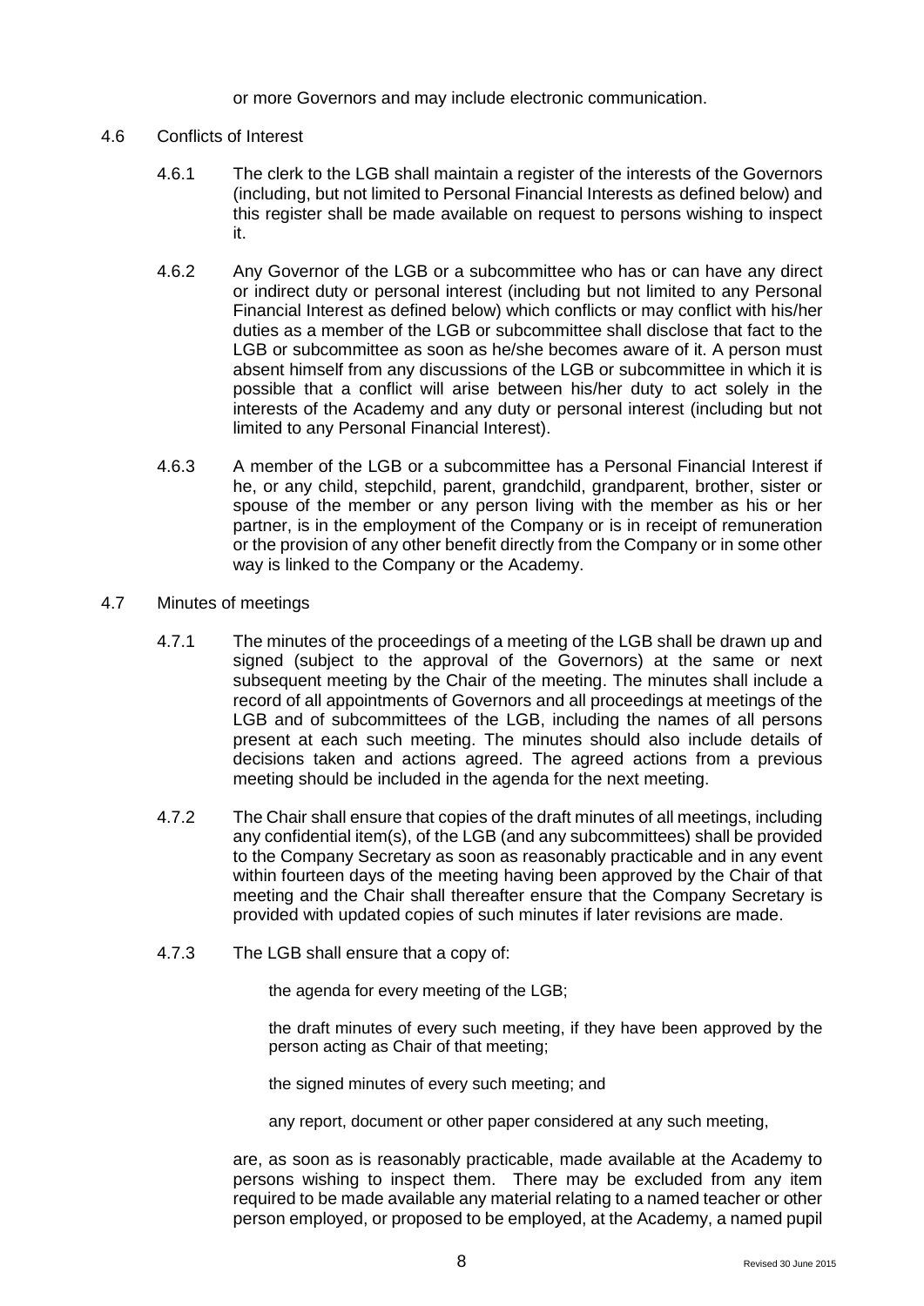or more Governors and may include electronic communication.

4.6 Conflicts of Interest

4.6.1 The clerk to the LGB shall maintain a register of the interests of the Governors (including, but not limited to Personal Financial Interests as defined below) and this register shall be made available on request to persons wishing to inspect it.

4.6.2 Any Governor of the LGB or a subcommittee who has or can have any direct or indirect duty or personal interest (including but not limited to any Personal Financial Interest as defined below) which conflicts or may conflict with his/her duties as a member of the LGB or subcommittee shall disclose that fact to the LGB or subcommittee as soon as he/she becomes aware of it. A person must absent himself from any discussions of the LGB or subcommittee in which it is possible that a conflict will arise between his/her duty to act solely in the interests of the Academy and any duty or personal interest (including but not limited to any Personal Financial Interest).

4.6.3 A member of the LGB or a subcommittee has a Personal Financial Interest if he, or any child, stepchild, parent, grandchild, grandparent, brother, sister or spouse of the member or any person living with the member as his or her partner, is in the employment of the Company or is in receipt of remuneration or the provision of any other benefit directly from the Company or in some other way is linked to the Company or the Academy.

4.7 Minutes of meetings

4.7.1 The minutes of the proceedings of a meeting of the LGB shall be drawn up and signed (subject to the approval of the Governors) at the same or next subsequent meeting by the Chair of the meeting. The minutes shall include a record of all appointments of Governors and all proceedings at meetings of the LGB and of subcommittees of the LGB, including the names of all persons present at each such meeting. The minutes should also include details of decisions taken and actions agreed. The agreed actions from a previous meeting should be included in the agenda for the next meeting.

4.7.2 The Chair shall ensure that copies of the draft minutes of all meetings, including any confidential item(s), of the LGB (and any subcommittees) shall be provided to the Company Secretary as soon as reasonably practicable and in any event within fourteen days of the meeting having been approved by the Chair of that meeting and the Chair shall thereafter ensure that the Company Secretary is provided with updated copies of such minutes if later revisions are made.

4.7.3 The LGB shall ensure that a copy of:

the agenda for every meeting of the LGB;

the draft minutes of every such meeting, if they have been approved by the person acting as Chair of that meeting;

the signed minutes of every such meeting; and

any report, document or other paper considered at any such meeting,

are, as soon as is reasonably practicable, made available at the Academy to persons wishing to inspect them. There may be excluded from any item required to be made available any material relating to a named teacher or other person employed, or proposed to be employed, at the Academy, a named pupil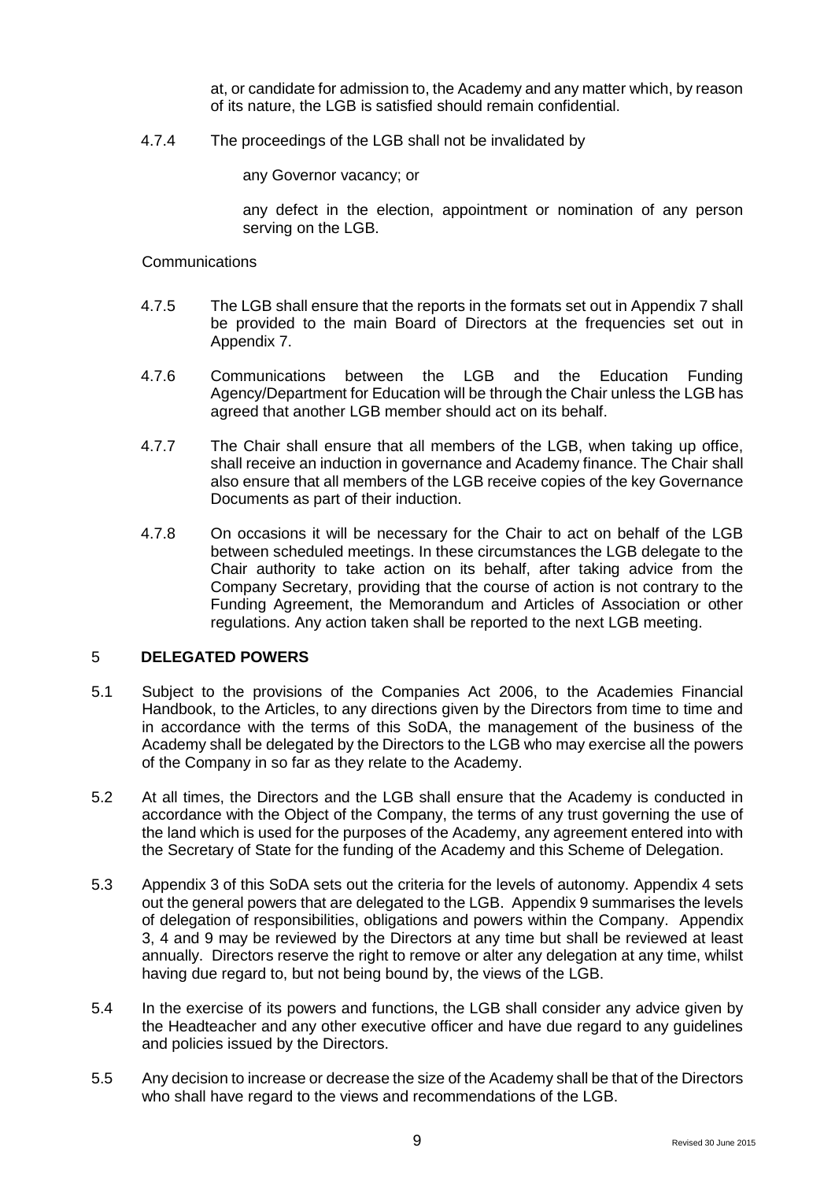at, or candidate for admission to, the Academy and any matter which, by reason of its nature, the LGB is satisfied should remain confidential.

4.7.4 The proceedings of the LGB shall not be invalidated by

any Governor vacancy; or

any defect in the election, appointment or nomination of any person serving on the LGB.

Communications

4.7.5 The LGB shall ensure that the reports in the formats set out in Appendix 7 shall be provided to the main Board of Directors at the frequencies set out in Appendix 7.

4.7.6 Communications between the LGB and the Education Funding Agency/Department for Education will be through the Chair unless the LGB has agreed that another LGB member should act on its behalf.

4.7.7 The Chair shall ensure that all members of the LGB, when taking up office, shall receive an induction in governance and Academy finance. The Chair shall also ensure that all members of the LGB receive copies of the key Governance Documents as part of their induction.

4.7.8 On occasions it will be necessary for the Chair to act on behalf of the LGB between scheduled meetings. In these circumstances the LGB delegate to the Chair authority to take action on its behalf, after taking advice from the Company Secretary, providing that the course of action is not contrary to the Funding Agreement, the Memorandum and Articles of Association or other regulations. Any action taken shall be reported to the next LGB meeting.

## 5 DELEGATED POWERS

5.1 Subject to the provisions of the Companies Act 2006, to the Academies Financial Handbook, to the Articles, to any directions given by the Directors from time to time and in accordance with the terms of this SoDA, the management of the business of the Academy shall be delegated by the Directors to the LGB who may exercise all the powers of the Company in so far as they relate to the Academy.

5.2 At all times, the Directors and the LGB shall ensure that the Academy is conducted in accordance with the Object of the Company, the terms of any trust governing the use of the land which is used for the purposes of the Academy, any agreement entered into with the Secretary of State for the funding of the Academy and this Scheme of Delegation.

5.3 Appendix 3 of this SoDA sets out the criteria for the levels of autonomy. Appendix 4 sets out the general powers that are delegated to the LGB. Appendix 9 summarises the levels of delegation of responsibilities, obligations and powers within the Company. Appendix 3, 4 and 9 may be reviewed by the Directors at any time but shall be reviewed at least annually. Directors reserve the right to remove or alter any delegation at any time, whilst having due regard to, but not being bound by, the views of the LGB.

5.4 In the exercise of its powers and functions, the LGB shall consider any advice given by the Headteacher and any other executive officer and have due regard to any guidelines and policies issued by the Directors.

5.5 Any decision to increase or decrease the size of the Academy shall be that of the Directors who shall have regard to the views and recommendations of the LGB.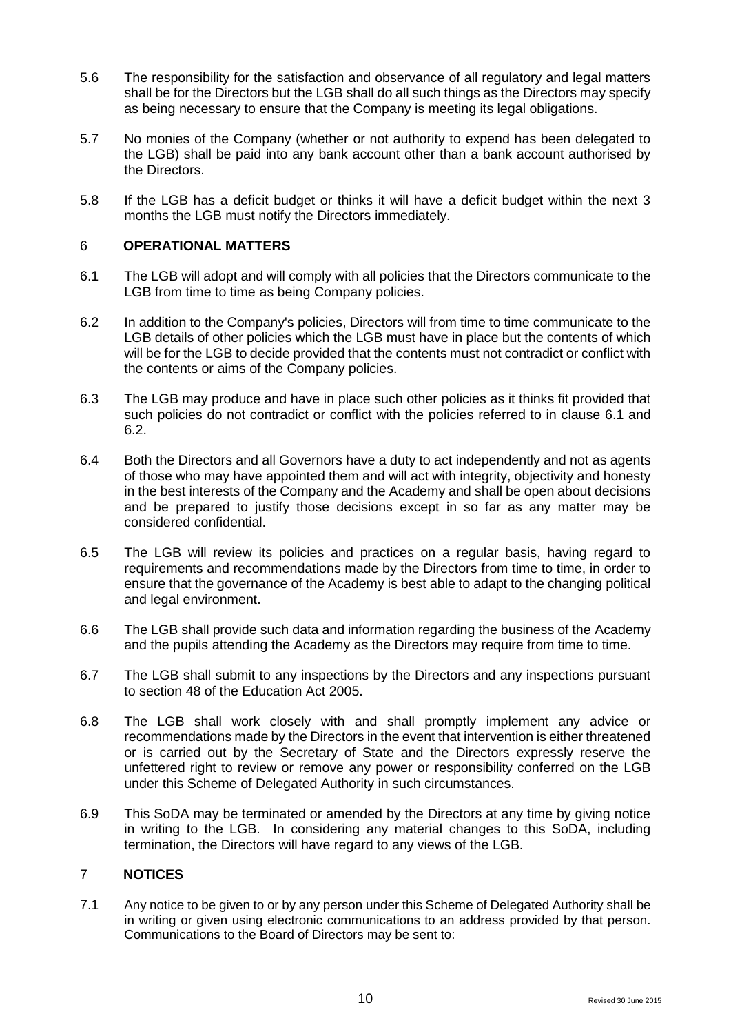5.6 The responsibility for the satisfaction and observance of all regulatory and legal matters shall be for the Directors but the LGB shall do all such things as the Directors may specify as being necessary to ensure that the Company is meeting its legal obligations.

5.7 No monies of the Company (whether or not authority to expend has been delegated to the LGB) shall be paid into any bank account other than a bank account authorised by the Directors.

5.8 If the LGB has a deficit budget or thinks it will have a deficit budget within the next 3 months the LGB must notify the Directors immediately.

## 6 OPERATIONAL MATTERS

6.1 The LGB will adopt and will comply with all policies that the Directors communicate to the LGB from time to time as being Company policies.

6.2 In addition to the Company's policies, Directors will from time to time communicate to the LGB details of other policies which the LGB must have in place but the contents of which will be for the LGB to decide provided that the contents must not contradict or conflict with the contents or aims of the Company policies.

6.3 The LGB may produce and have in place such other policies as it thinks fit provided that such policies do not contradict or conflict with the policies referred to in clause 6.1 and 6.2.

6.4 Both the Directors and all Governors have a duty to act independently and not as agents of those who may have appointed them and will act with integrity, objectivity and honesty in the best interests of the Company and the Academy and shall be open about decisions and be prepared to justify those decisions except in so far as any matter may be considered confidential.

6.5 The LGB will review its policies and practices on a regular basis, having regard to requirements and recommendations made by the Directors from time to time, in order to ensure that the governance of the Academy is best able to adapt to the changing political and legal environment.

6.6 The LGB shall provide such data and information regarding the business of the Academy and the pupils attending the Academy as the Directors may require from time to time.

6.7 The LGB shall submit to any inspections by the Directors and any inspections pursuant to section 48 of the Education Act 2005.

6.8 The LGB shall work closely with and shall promptly implement any advice or recommendations made by the Directors in the event that intervention is either threatened or is carried out by the Secretary of State and the Directors expressly reserve the unfettered right to review or remove any power or responsibility conferred on the LGB under this Scheme of Delegated Authority in such circumstances.

6.9 This SoDA may be terminated or amended by the Directors at any time by giving notice in writing to the LGB. In considering any material changes to this SoDA, including termination, the Directors will have regard to any views of the LGB.

## 7 NOTICES

7.1 Any notice to be given to or by any person under this Scheme of Delegated Authority shall be in writing or given using electronic communications to an address provided by that person. Communications to the Board of Directors may be sent to: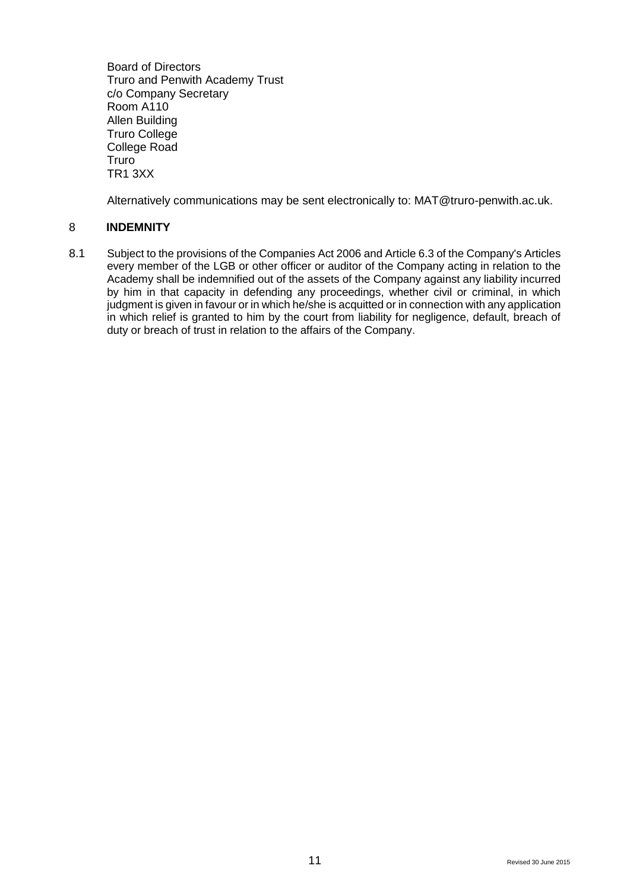Board of Directors
Truro and Penwith Academy Trust
c/o Company Secretary
Room A110
Allen Building
Truro College
College Road
Truro
TR1 3XX

Alternatively communications may be sent electronically to: MAT@truro-penwith.ac.uk.

## 8 INDEMNITY

8.1 Subject to the provisions of the Companies Act 2006 and Article 6.3 of the Company's Articles every member of the LGB or other officer or auditor of the Company acting in relation to the Academy shall be indemnified out of the assets of the Company against any liability incurred by him in that capacity in defending any proceedings, whether civil or criminal, in which judgment is given in favour or in which he/she is acquitted or in connection with any application in which relief is granted to him by the court from liability for negligence, default, breach of duty or breach of trust in relation to the affairs of the Company.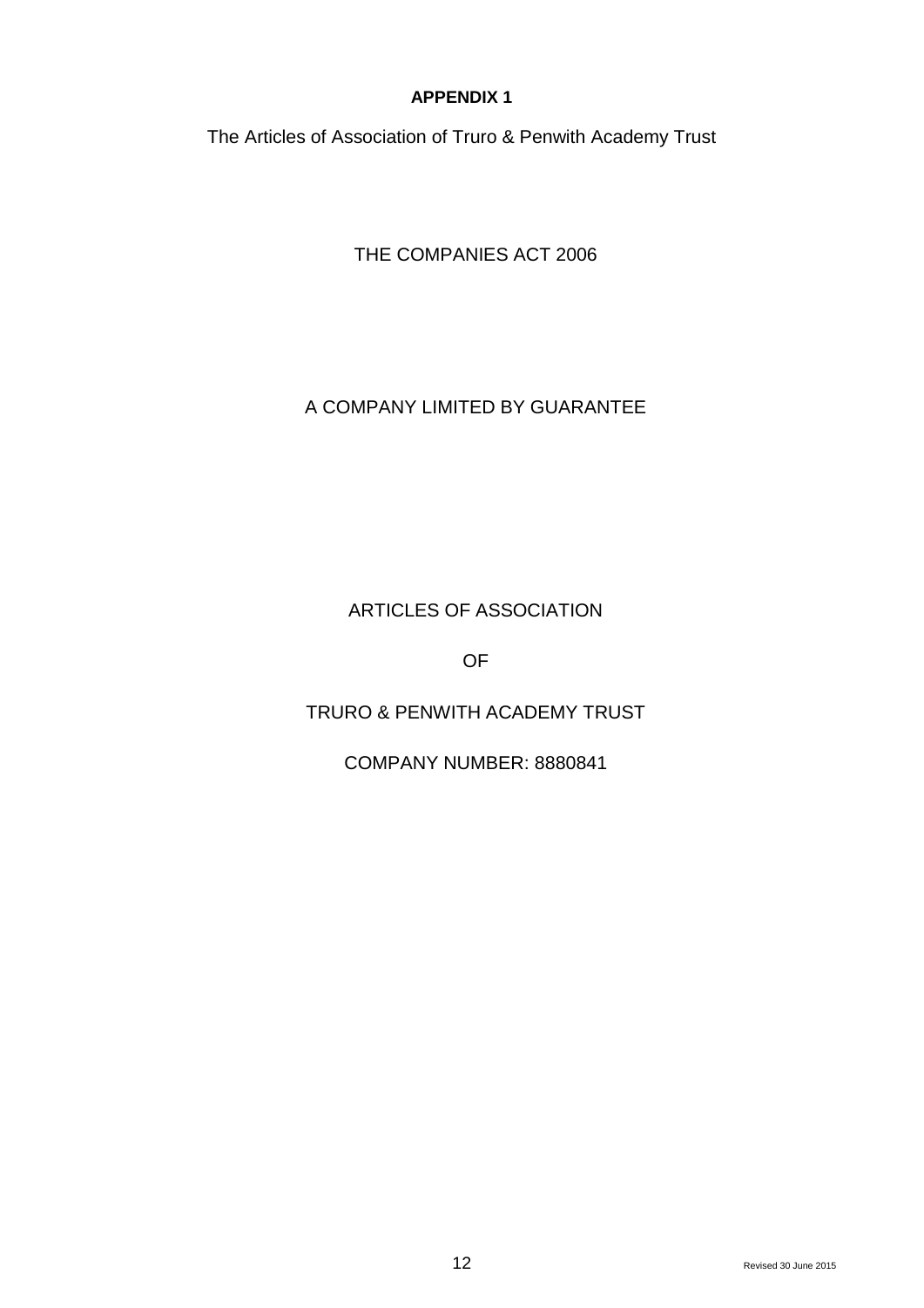**APPENDIX 1**

The Articles of Association of Truro & Penwith Academy Trust

THE COMPANIES ACT 2006

A COMPANY LIMITED BY GUARANTEE

# ARTICLES OF ASSOCIATION

OF

TRURO & PENWITH ACADEMY TRUST

COMPANY NUMBER: 8880841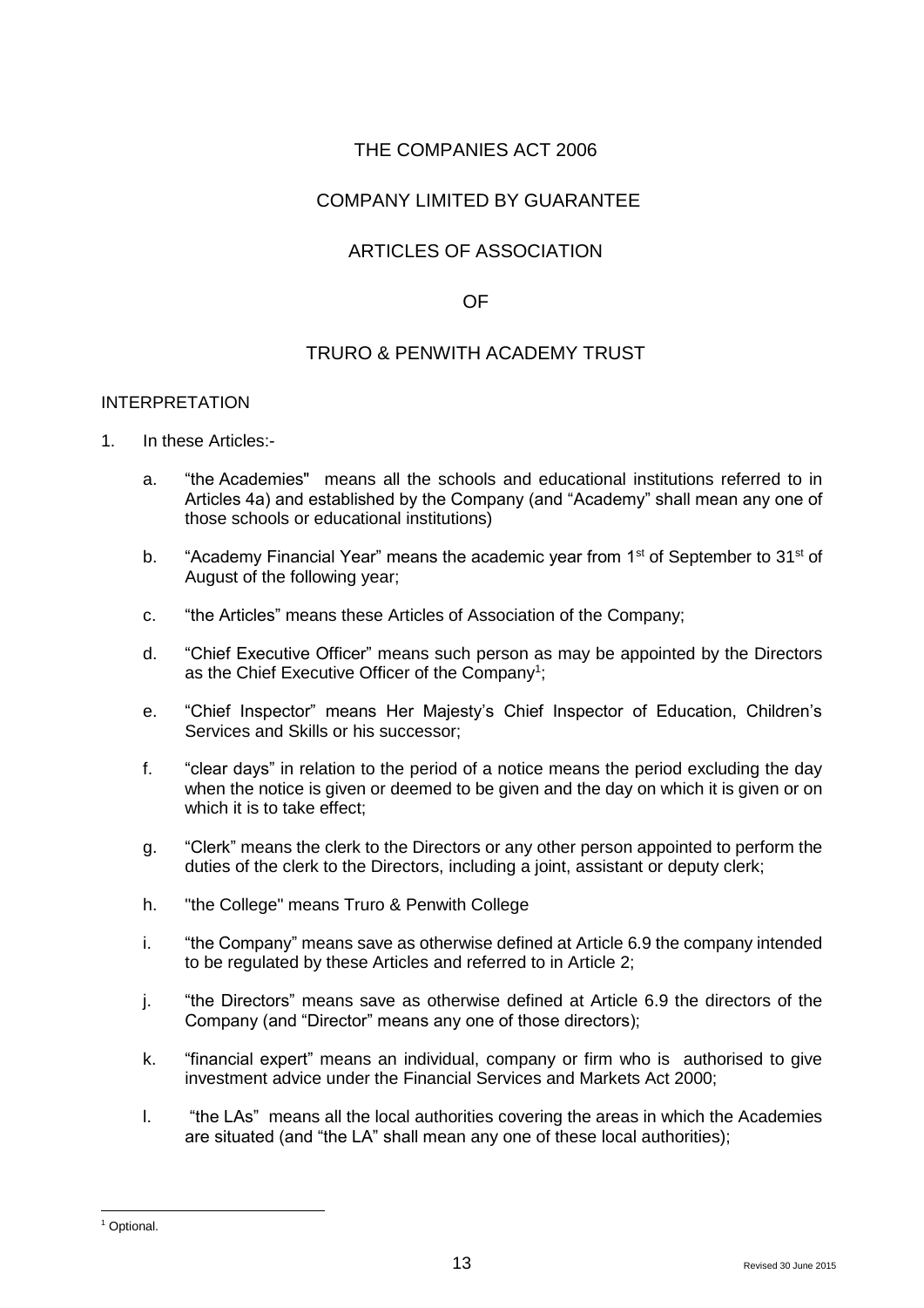THE COMPANIES ACT 2006

COMPANY LIMITED BY GUARANTEE

ARTICLES OF ASSOCIATION

OF

TRURO & PENWITH ACADEMY TRUST

## INTERPRETATION

1. In these Articles:-

   a. "the Academies" means all the schools and educational institutions referred to in Articles 4a) and established by the Company (and "Academy" shall mean any one of those schools or educational institutions)

   b. "Academy Financial Year" means the academic year from 1st of September to 31st of August of the following year;

   c. "the Articles" means these Articles of Association of the Company;

   d. "Chief Executive Officer" means such person as may be appointed by the Directors as the Chief Executive Officer of the Company[1];

   e. "Chief Inspector" means Her Majesty's Chief Inspector of Education, Children's Services and Skills or his successor;

   f. "clear days" in relation to the period of a notice means the period excluding the day when the notice is given or deemed to be given and the day on which it is given or on which it is to take effect;

   g. "Clerk" means the clerk to the Directors or any other person appointed to perform the duties of the clerk to the Directors, including a joint, assistant or deputy clerk;

   h. "the College" means Truro & Penwith College

   i. "the Company" means save as otherwise defined at Article 6.9 the company intended to be regulated by these Articles and referred to in Article 2;

   j. "the Directors" means save as otherwise defined at Article 6.9 the directors of the Company (and "Director" means any one of those directors);

   k. "financial expert" means an individual, company or firm who is authorised to give investment advice under the Financial Services and Markets Act 2000;

   l. "the LAs" means all the local authorities covering the areas in which the Academies are situated (and "the LA" shall mean any one of these local authorities);

[1] Optional.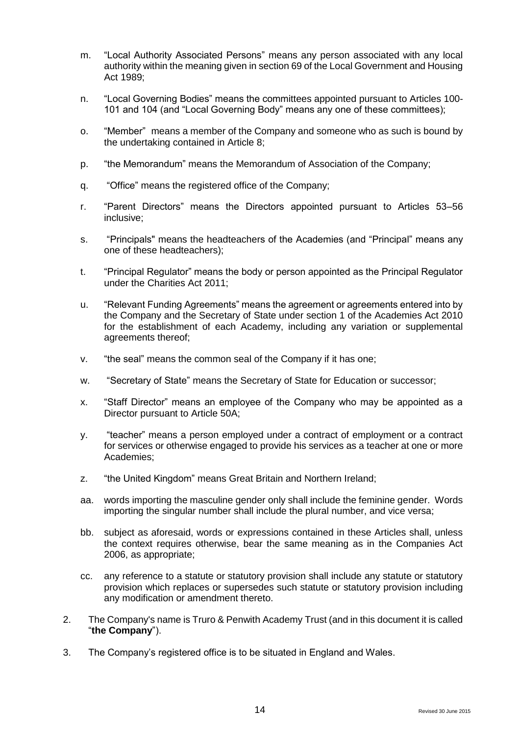m. "Local Authority Associated Persons" means any person associated with any local authority within the meaning given in section 69 of the Local Government and Housing Act 1989;

n. "Local Governing Bodies" means the committees appointed pursuant to Articles 100-101 and 104 (and "Local Governing Body" means any one of these committees);

o. "Member" means a member of the Company and someone who as such is bound by the undertaking contained in Article 8;

p. "the Memorandum" means the Memorandum of Association of the Company;

q. "Office" means the registered office of the Company;

r. "Parent Directors" means the Directors appointed pursuant to Articles 53–56 inclusive;

s. "Principals" means the headteachers of the Academies (and "Principal" means any one of these headteachers);

t. "Principal Regulator" means the body or person appointed as the Principal Regulator under the Charities Act 2011;

u. "Relevant Funding Agreements" means the agreement or agreements entered into by the Company and the Secretary of State under section 1 of the Academies Act 2010 for the establishment of each Academy, including any variation or supplemental agreements thereof;

v. "the seal" means the common seal of the Company if it has one;

w. "Secretary of State" means the Secretary of State for Education or successor;

x. "Staff Director" means an employee of the Company who may be appointed as a Director pursuant to Article 50A;

y. "teacher" means a person employed under a contract of employment or a contract for services or otherwise engaged to provide his services as a teacher at one or more Academies;

z. "the United Kingdom" means Great Britain and Northern Ireland;

aa. words importing the masculine gender only shall include the feminine gender. Words importing the singular number shall include the plural number, and vice versa;

bb. subject as aforesaid, words or expressions contained in these Articles shall, unless the context requires otherwise, bear the same meaning as in the Companies Act 2006, as appropriate;

cc. any reference to a statute or statutory provision shall include any statute or statutory provision which replaces or supersedes such statute or statutory provision including any modification or amendment thereto.

2. The Company's name is Truro & Penwith Academy Trust (and in this document it is called "**the Company**").

3. The Company's registered office is to be situated in England and Wales.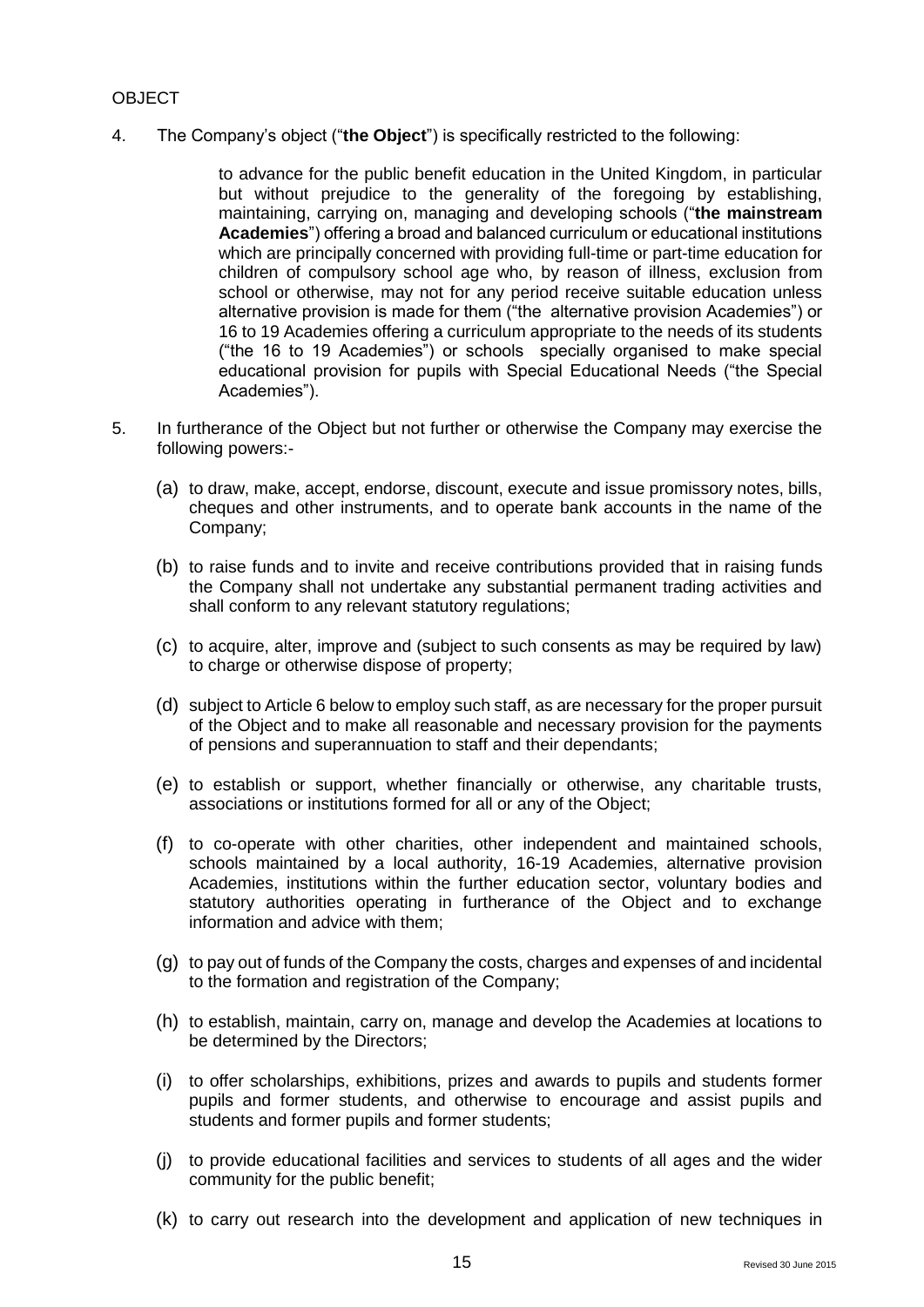OBJECT

4. The Company's object ("**the Object**") is specifically restricted to the following:

   to advance for the public benefit education in the United Kingdom, in particular but without prejudice to the generality of the foregoing by establishing, maintaining, carrying on, managing and developing schools ("**the mainstream Academies**") offering a broad and balanced curriculum or educational institutions which are principally concerned with providing full-time or part-time education for children of compulsory school age who, by reason of illness, exclusion from school or otherwise, may not for any period receive suitable education unless alternative provision is made for them ("the alternative provision Academies") or 16 to 19 Academies offering a curriculum appropriate to the needs of its students ("the 16 to 19 Academies") or schools specially organised to make special educational provision for pupils with Special Educational Needs ("the Special Academies").

5. In furtherance of the Object but not further or otherwise the Company may exercise the following powers:-

   (a) to draw, make, accept, endorse, discount, execute and issue promissory notes, bills, cheques and other instruments, and to operate bank accounts in the name of the Company;

   (b) to raise funds and to invite and receive contributions provided that in raising funds the Company shall not undertake any substantial permanent trading activities and shall conform to any relevant statutory regulations;

   (c) to acquire, alter, improve and (subject to such consents as may be required by law) to charge or otherwise dispose of property;

   (d) subject to Article 6 below to employ such staff, as are necessary for the proper pursuit of the Object and to make all reasonable and necessary provision for the payments of pensions and superannuation to staff and their dependants;

   (e) to establish or support, whether financially or otherwise, any charitable trusts, associations or institutions formed for all or any of the Object;

   (f) to co-operate with other charities, other independent and maintained schools, schools maintained by a local authority, 16-19 Academies, alternative provision Academies, institutions within the further education sector, voluntary bodies and statutory authorities operating in furtherance of the Object and to exchange information and advice with them;

   (g) to pay out of funds of the Company the costs, charges and expenses of and incidental to the formation and registration of the Company;

   (h) to establish, maintain, carry on, manage and develop the Academies at locations to be determined by the Directors;

   (i) to offer scholarships, exhibitions, prizes and awards to pupils and students former pupils and former students, and otherwise to encourage and assist pupils and students and former pupils and former students;

   (j) to provide educational facilities and services to students of all ages and the wider community for the public benefit;

   (k) to carry out research into the development and application of new techniques in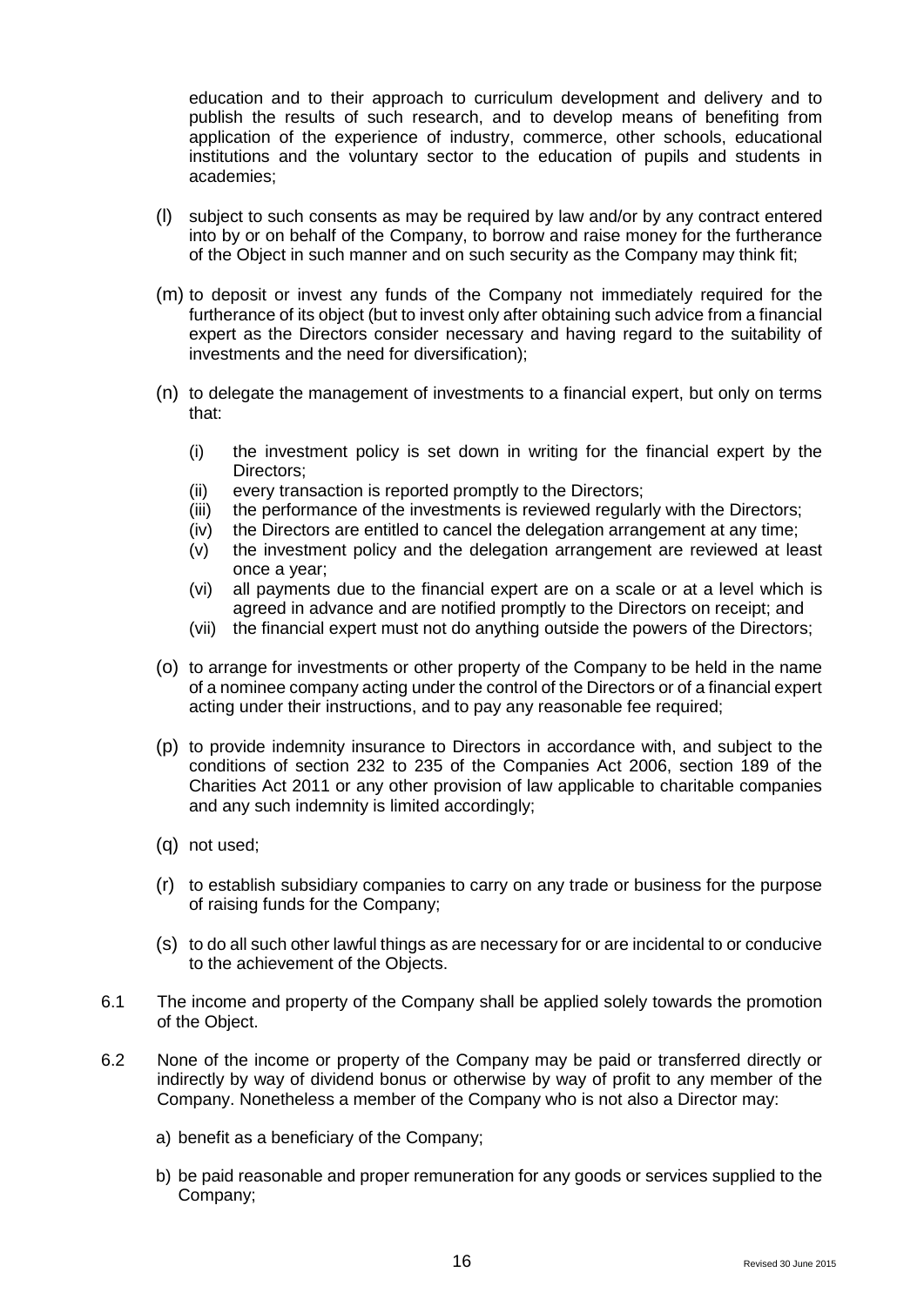education and to their approach to curriculum development and delivery and to publish the results of such research, and to develop means of benefiting from application of the experience of industry, commerce, other schools, educational institutions and the voluntary sector to the education of pupils and students in academies;

(l) subject to such consents as may be required by law and/or by any contract entered into by or on behalf of the Company, to borrow and raise money for the furtherance of the Object in such manner and on such security as the Company may think fit;

(m) to deposit or invest any funds of the Company not immediately required for the furtherance of its object (but to invest only after obtaining such advice from a financial expert as the Directors consider necessary and having regard to the suitability of investments and the need for diversification);

(n) to delegate the management of investments to a financial expert, but only on terms that:

  (i) the investment policy is set down in writing for the financial expert by the Directors;
  (ii) every transaction is reported promptly to the Directors;
  (iii) the performance of the investments is reviewed regularly with the Directors;
  (iv) the Directors are entitled to cancel the delegation arrangement at any time;
  (v) the investment policy and the delegation arrangement are reviewed at least once a year;
  (vi) all payments due to the financial expert are on a scale or at a level which is agreed in advance and are notified promptly to the Directors on receipt; and
  (vii) the financial expert must not do anything outside the powers of the Directors;

(o) to arrange for investments or other property of the Company to be held in the name of a nominee company acting under the control of the Directors or of a financial expert acting under their instructions, and to pay any reasonable fee required;

(p) to provide indemnity insurance to Directors in accordance with, and subject to the conditions of section 232 to 235 of the Companies Act 2006, section 189 of the Charities Act 2011 or any other provision of law applicable to charitable companies and any such indemnity is limited accordingly;

(q) not used;

(r) to establish subsidiary companies to carry on any trade or business for the purpose of raising funds for the Company;

(s) to do all such other lawful things as are necessary for or are incidental to or conducive to the achievement of the Objects.

6.1 The income and property of the Company shall be applied solely towards the promotion of the Object.

6.2 None of the income or property of the Company may be paid or transferred directly or indirectly by way of dividend bonus or otherwise by way of profit to any member of the Company. Nonetheless a member of the Company who is not also a Director may:

  a) benefit as a beneficiary of the Company;

  b) be paid reasonable and proper remuneration for any goods or services supplied to the Company;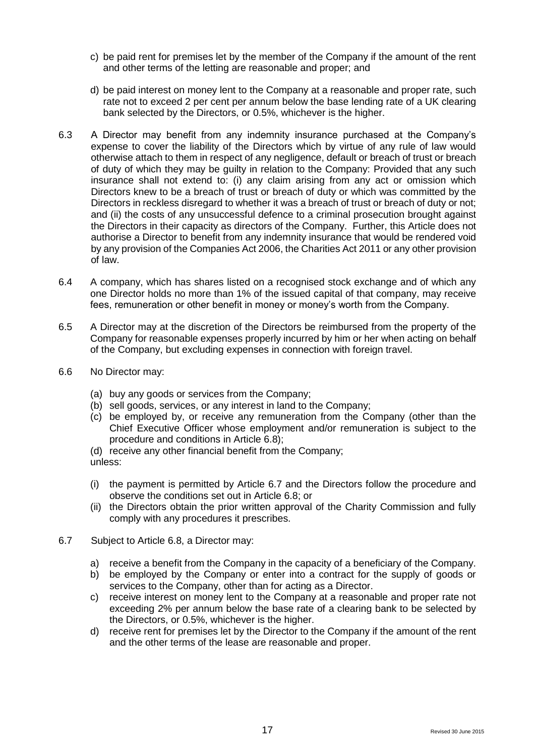c) be paid rent for premises let by the member of the Company if the amount of the rent and other terms of the letting are reasonable and proper; and

d) be paid interest on money lent to the Company at a reasonable and proper rate, such rate not to exceed 2 per cent per annum below the base lending rate of a UK clearing bank selected by the Directors, or 0.5%, whichever is the higher.

6.3 A Director may benefit from any indemnity insurance purchased at the Company's expense to cover the liability of the Directors which by virtue of any rule of law would otherwise attach to them in respect of any negligence, default or breach of trust or breach of duty of which they may be guilty in relation to the Company: Provided that any such insurance shall not extend to: (i) any claim arising from any act or omission which Directors knew to be a breach of trust or breach of duty or which was committed by the Directors in reckless disregard to whether it was a breach of trust or breach of duty or not; and (ii) the costs of any unsuccessful defence to a criminal prosecution brought against the Directors in their capacity as directors of the Company. Further, this Article does not authorise a Director to benefit from any indemnity insurance that would be rendered void by any provision of the Companies Act 2006, the Charities Act 2011 or any other provision of law.

6.4 A company, which has shares listed on a recognised stock exchange and of which any one Director holds no more than 1% of the issued capital of that company, may receive fees, remuneration or other benefit in money or money's worth from the Company.

6.5 A Director may at the discretion of the Directors be reimbursed from the property of the Company for reasonable expenses properly incurred by him or her when acting on behalf of the Company, but excluding expenses in connection with foreign travel.

6.6 No Director may:

(a) buy any goods or services from the Company;
(b) sell goods, services, or any interest in land to the Company;
(c) be employed by, or receive any remuneration from the Company (other than the Chief Executive Officer whose employment and/or remuneration is subject to the procedure and conditions in Article 6.8);
(d) receive any other financial benefit from the Company;

unless:

(i) the payment is permitted by Article 6.7 and the Directors follow the procedure and observe the conditions set out in Article 6.8; or
(ii) the Directors obtain the prior written approval of the Charity Commission and fully comply with any procedures it prescribes.

6.7 Subject to Article 6.8, a Director may:

a) receive a benefit from the Company in the capacity of a beneficiary of the Company.
b) be employed by the Company or enter into a contract for the supply of goods or services to the Company, other than for acting as a Director.
c) receive interest on money lent to the Company at a reasonable and proper rate not exceeding 2% per annum below the base rate of a clearing bank to be selected by the Directors, or 0.5%, whichever is the higher.
d) receive rent for premises let by the Director to the Company if the amount of the rent and the other terms of the lease are reasonable and proper.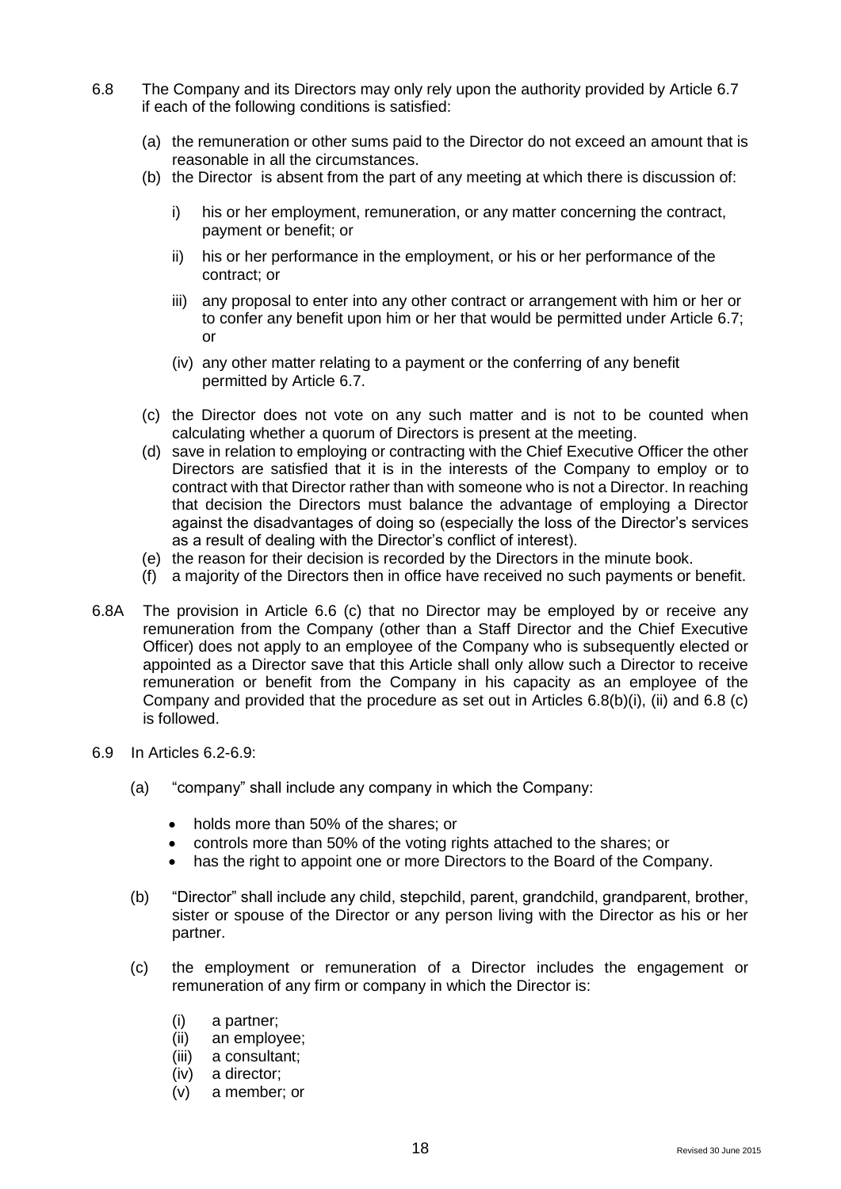6.8 The Company and its Directors may only rely upon the authority provided by Article 6.7 if each of the following conditions is satisfied:

(a) the remuneration or other sums paid to the Director do not exceed an amount that is reasonable in all the circumstances.

(b) the Director is absent from the part of any meeting at which there is discussion of:

i) his or her employment, remuneration, or any matter concerning the contract, payment or benefit; or

ii) his or her performance in the employment, or his or her performance of the contract; or

iii) any proposal to enter into any other contract or arrangement with him or her or to confer any benefit upon him or her that would be permitted under Article 6.7; or

(iv) any other matter relating to a payment or the conferring of any benefit permitted by Article 6.7.

(c) the Director does not vote on any such matter and is not to be counted when calculating whether a quorum of Directors is present at the meeting.

(d) save in relation to employing or contracting with the Chief Executive Officer the other Directors are satisfied that it is in the interests of the Company to employ or to contract with that Director rather than with someone who is not a Director. In reaching that decision the Directors must balance the advantage of employing a Director against the disadvantages of doing so (especially the loss of the Director's services as a result of dealing with the Director's conflict of interest).

(e) the reason for their decision is recorded by the Directors in the minute book.

(f) a majority of the Directors then in office have received no such payments or benefit.

6.8A The provision in Article 6.6 (c) that no Director may be employed by or receive any remuneration from the Company (other than a Staff Director and the Chief Executive Officer) does not apply to an employee of the Company who is subsequently elected or appointed as a Director save that this Article shall only allow such a Director to receive remuneration or benefit from the Company in his capacity as an employee of the Company and provided that the procedure as set out in Articles 6.8(b)(i), (ii) and 6.8 (c) is followed.

6.9 In Articles 6.2-6.9:

(a) "company" shall include any company in which the Company:

- holds more than 50% of the shares; or
- controls more than 50% of the voting rights attached to the shares; or
- has the right to appoint one or more Directors to the Board of the Company.

(b) "Director" shall include any child, stepchild, parent, grandchild, grandparent, brother, sister or spouse of the Director or any person living with the Director as his or her partner.

(c) the employment or remuneration of a Director includes the engagement or remuneration of any firm or company in which the Director is:

(i) a partner;
(ii) an employee;
(iii) a consultant;
(iv) a director;
(v) a member; or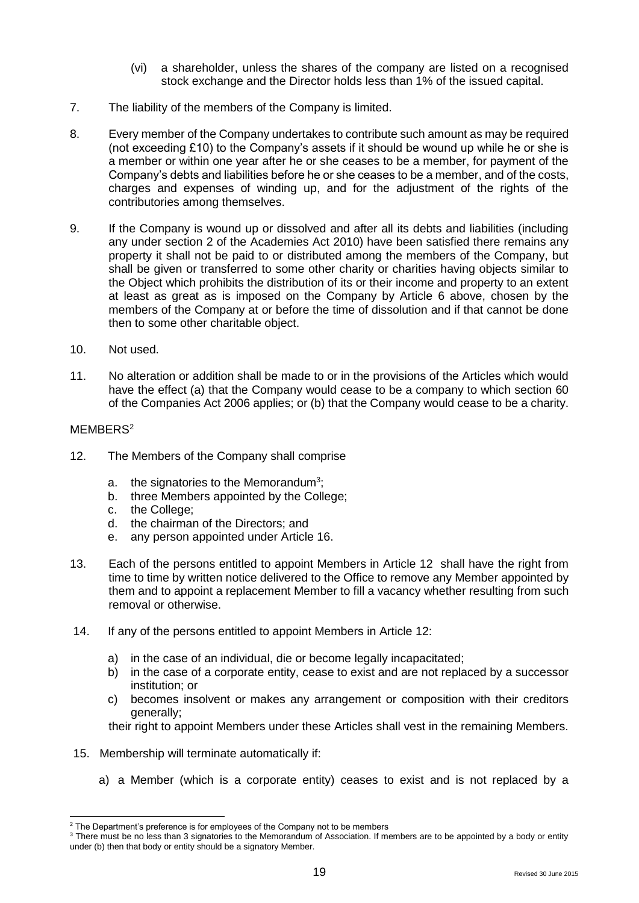(vi) a shareholder, unless the shares of the company are listed on a recognised stock exchange and the Director holds less than 1% of the issued capital.

7. The liability of the members of the Company is limited.

8. Every member of the Company undertakes to contribute such amount as may be required (not exceeding £10) to the Company's assets if it should be wound up while he or she is a member or within one year after he or she ceases to be a member, for payment of the Company's debts and liabilities before he or she ceases to be a member, and of the costs, charges and expenses of winding up, and for the adjustment of the rights of the contributories among themselves.

9. If the Company is wound up or dissolved and after all its debts and liabilities (including any under section 2 of the Academies Act 2010) have been satisfied there remains any property it shall not be paid to or distributed among the members of the Company, but shall be given or transferred to some other charity or charities having objects similar to the Object which prohibits the distribution of its or their income and property to an extent at least as great as is imposed on the Company by Article 6 above, chosen by the members of the Company at or before the time of dissolution and if that cannot be done then to some other charitable object.

10. Not used.

11. No alteration or addition shall be made to or in the provisions of the Articles which would have the effect (a) that the Company would cease to be a company to which section 60 of the Companies Act 2006 applies; or (b) that the Company would cease to be a charity.

## MEMBERS[2]

12. The Members of the Company shall comprise

    a. the signatories to the Memorandum[3];
    b. three Members appointed by the College;
    c. the College;
    d. the chairman of the Directors; and
    e. any person appointed under Article 16.

13. Each of the persons entitled to appoint Members in Article 12 shall have the right from time to time by written notice delivered to the Office to remove any Member appointed by them and to appoint a replacement Member to fill a vacancy whether resulting from such removal or otherwise.

14. If any of the persons entitled to appoint Members in Article 12:

    a) in the case of an individual, die or become legally incapacitated;
    b) in the case of a corporate entity, cease to exist and are not replaced by a successor institution; or
    c) becomes insolvent or makes any arrangement or composition with their creditors generally;

    their right to appoint Members under these Articles shall vest in the remaining Members.

15. Membership will terminate automatically if:

    a) a Member (which is a corporate entity) ceases to exist and is not replaced by a

---

[2] The Department's preference is for employees of the Company not to be members

[3] There must be no less than 3 signatories to the Memorandum of Association. If members are to be appointed by a body or entity under (b) then that body or entity should be a signatory Member.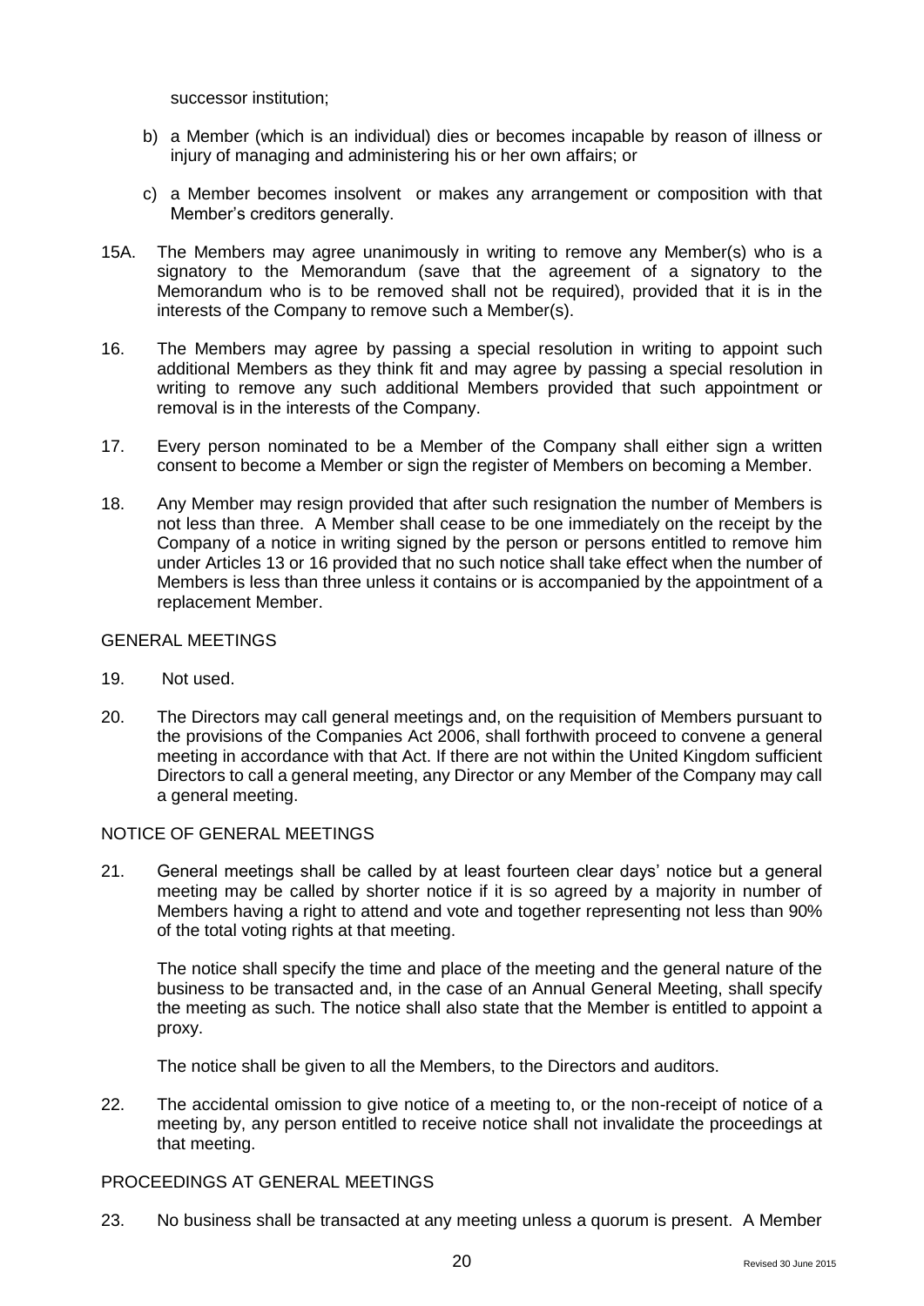successor institution;

b) a Member (which is an individual) dies or becomes incapable by reason of illness or injury of managing and administering his or her own affairs; or

c) a Member becomes insolvent or makes any arrangement or composition with that Member's creditors generally.

15A. The Members may agree unanimously in writing to remove any Member(s) who is a signatory to the Memorandum (save that the agreement of a signatory to the Memorandum who is to be removed shall not be required), provided that it is in the interests of the Company to remove such a Member(s).

16. The Members may agree by passing a special resolution in writing to appoint such additional Members as they think fit and may agree by passing a special resolution in writing to remove any such additional Members provided that such appointment or removal is in the interests of the Company.

17. Every person nominated to be a Member of the Company shall either sign a written consent to become a Member or sign the register of Members on becoming a Member.

18. Any Member may resign provided that after such resignation the number of Members is not less than three. A Member shall cease to be one immediately on the receipt by the Company of a notice in writing signed by the person or persons entitled to remove him under Articles 13 or 16 provided that no such notice shall take effect when the number of Members is less than three unless it contains or is accompanied by the appointment of a replacement Member.

GENERAL MEETINGS

19. Not used.

20. The Directors may call general meetings and, on the requisition of Members pursuant to the provisions of the Companies Act 2006, shall forthwith proceed to convene a general meeting in accordance with that Act. If there are not within the United Kingdom sufficient Directors to call a general meeting, any Director or any Member of the Company may call a general meeting.

NOTICE OF GENERAL MEETINGS

21. General meetings shall be called by at least fourteen clear days' notice but a general meeting may be called by shorter notice if it is so agreed by a majority in number of Members having a right to attend and vote and together representing not less than 90% of the total voting rights at that meeting.

The notice shall specify the time and place of the meeting and the general nature of the business to be transacted and, in the case of an Annual General Meeting, shall specify the meeting as such. The notice shall also state that the Member is entitled to appoint a proxy.

The notice shall be given to all the Members, to the Directors and auditors.

22. The accidental omission to give notice of a meeting to, or the non-receipt of notice of a meeting by, any person entitled to receive notice shall not invalidate the proceedings at that meeting.

PROCEEDINGS AT GENERAL MEETINGS

23. No business shall be transacted at any meeting unless a quorum is present. A Member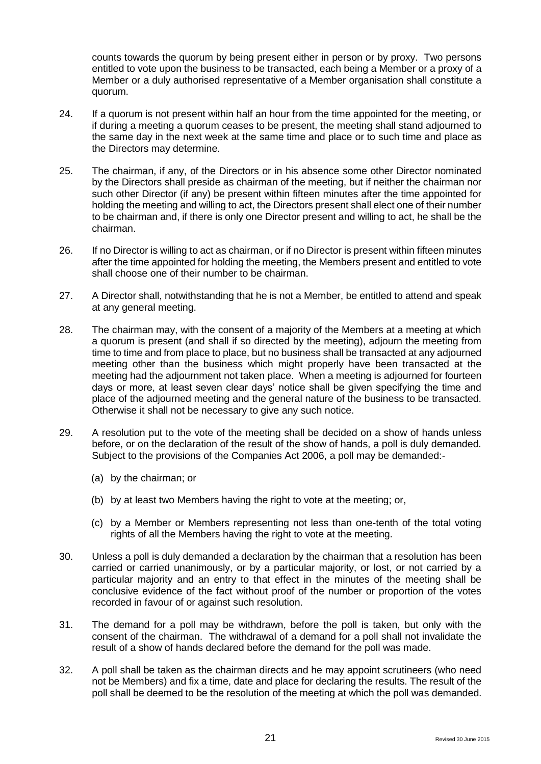counts towards the quorum by being present either in person or by proxy. Two persons entitled to vote upon the business to be transacted, each being a Member or a proxy of a Member or a duly authorised representative of a Member organisation shall constitute a quorum.

24. If a quorum is not present within half an hour from the time appointed for the meeting, or if during a meeting a quorum ceases to be present, the meeting shall stand adjourned to the same day in the next week at the same time and place or to such time and place as the Directors may determine.

25. The chairman, if any, of the Directors or in his absence some other Director nominated by the Directors shall preside as chairman of the meeting, but if neither the chairman nor such other Director (if any) be present within fifteen minutes after the time appointed for holding the meeting and willing to act, the Directors present shall elect one of their number to be chairman and, if there is only one Director present and willing to act, he shall be the chairman.

26. If no Director is willing to act as chairman, or if no Director is present within fifteen minutes after the time appointed for holding the meeting, the Members present and entitled to vote shall choose one of their number to be chairman.

27. A Director shall, notwithstanding that he is not a Member, be entitled to attend and speak at any general meeting.

28. The chairman may, with the consent of a majority of the Members at a meeting at which a quorum is present (and shall if so directed by the meeting), adjourn the meeting from time to time and from place to place, but no business shall be transacted at any adjourned meeting other than the business which might properly have been transacted at the meeting had the adjournment not taken place. When a meeting is adjourned for fourteen days or more, at least seven clear days' notice shall be given specifying the time and place of the adjourned meeting and the general nature of the business to be transacted. Otherwise it shall not be necessary to give any such notice.

29. A resolution put to the vote of the meeting shall be decided on a show of hands unless before, or on the declaration of the result of the show of hands, a poll is duly demanded. Subject to the provisions of the Companies Act 2006, a poll may be demanded:-

    (a) by the chairman; or

    (b) by at least two Members having the right to vote at the meeting; or,

    (c) by a Member or Members representing not less than one-tenth of the total voting rights of all the Members having the right to vote at the meeting.

30. Unless a poll is duly demanded a declaration by the chairman that a resolution has been carried or carried unanimously, or by a particular majority, or lost, or not carried by a particular majority and an entry to that effect in the minutes of the meeting shall be conclusive evidence of the fact without proof of the number or proportion of the votes recorded in favour of or against such resolution.

31. The demand for a poll may be withdrawn, before the poll is taken, but only with the consent of the chairman. The withdrawal of a demand for a poll shall not invalidate the result of a show of hands declared before the demand for the poll was made.

32. A poll shall be taken as the chairman directs and he may appoint scrutineers (who need not be Members) and fix a time, date and place for declaring the results. The result of the poll shall be deemed to be the resolution of the meeting at which the poll was demanded.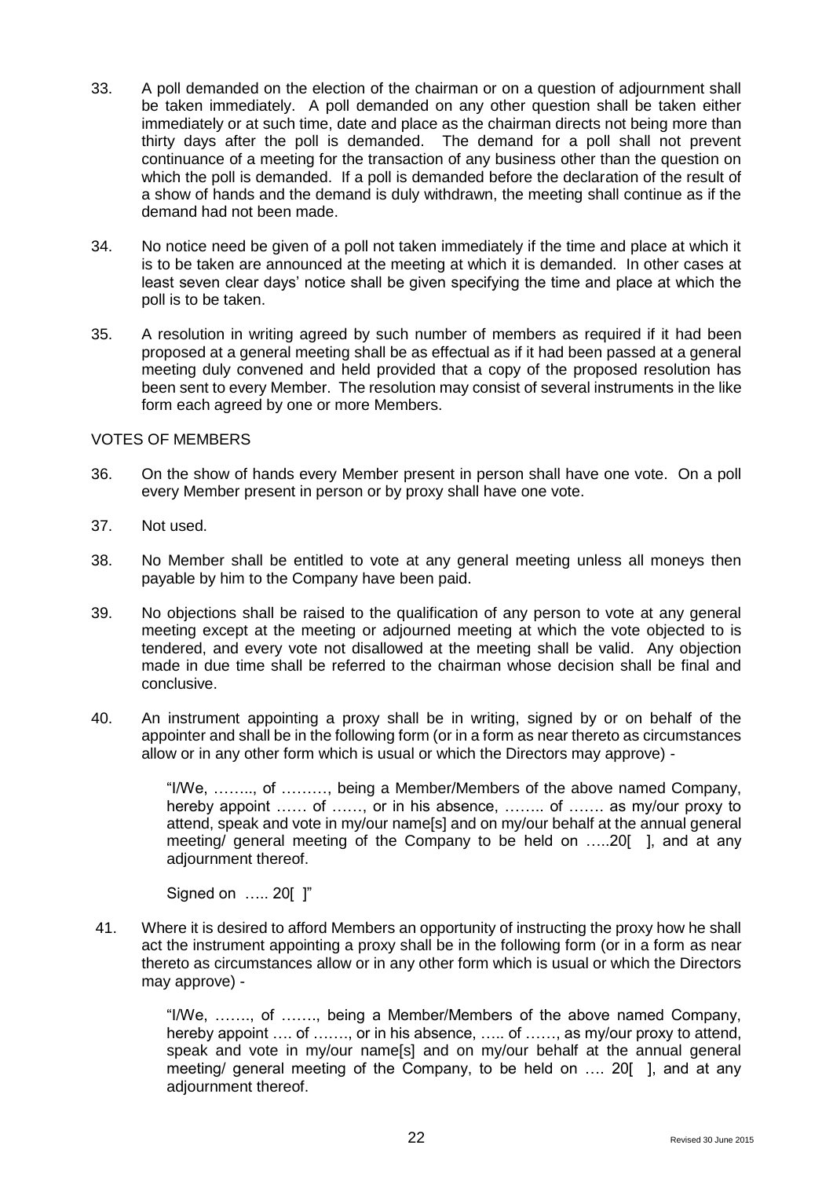33. A poll demanded on the election of the chairman or on a question of adjournment shall be taken immediately. A poll demanded on any other question shall be taken either immediately or at such time, date and place as the chairman directs not being more than thirty days after the poll is demanded. The demand for a poll shall not prevent continuance of a meeting for the transaction of any business other than the question on which the poll is demanded. If a poll is demanded before the declaration of the result of a show of hands and the demand is duly withdrawn, the meeting shall continue as if the demand had not been made.

34. No notice need be given of a poll not taken immediately if the time and place at which it is to be taken are announced at the meeting at which it is demanded. In other cases at least seven clear days' notice shall be given specifying the time and place at which the poll is to be taken.

35. A resolution in writing agreed by such number of members as required if it had been proposed at a general meeting shall be as effectual as if it had been passed at a general meeting duly convened and held provided that a copy of the proposed resolution has been sent to every Member. The resolution may consist of several instruments in the like form each agreed by one or more Members.

VOTES OF MEMBERS

36. On the show of hands every Member present in person shall have one vote. On a poll every Member present in person or by proxy shall have one vote.

37. Not used.

38. No Member shall be entitled to vote at any general meeting unless all moneys then payable by him to the Company have been paid.

39. No objections shall be raised to the qualification of any person to vote at any general meeting except at the meeting or adjourned meeting at which the vote objected to is tendered, and every vote not disallowed at the meeting shall be valid. Any objection made in due time shall be referred to the chairman whose decision shall be final and conclusive.

40. An instrument appointing a proxy shall be in writing, signed by or on behalf of the appointer and shall be in the following form (or in a form as near thereto as circumstances allow or in any other form which is usual or which the Directors may approve) -

    "I/We, …….., of ………, being a Member/Members of the above named Company, hereby appoint …… of ……, or in his absence, …….. of ……. as my/our proxy to attend, speak and vote in my/our name[s] and on my/our behalf at the annual general meeting/ general meeting of the Company to be held on …..20[ ], and at any adjournment thereof.

    Signed on ….. 20[ ]"

41. Where it is desired to afford Members an opportunity of instructing the proxy how he shall act the instrument appointing a proxy shall be in the following form (or in a form as near thereto as circumstances allow or in any other form which is usual or which the Directors may approve) -

    "I/We, ……., of ……., being a Member/Members of the above named Company, hereby appoint …. of ……., or in his absence, ….. of ……, as my/our proxy to attend, speak and vote in my/our name[s] and on my/our behalf at the annual general meeting/ general meeting of the Company, to be held on …. 20[ ], and at any adjournment thereof.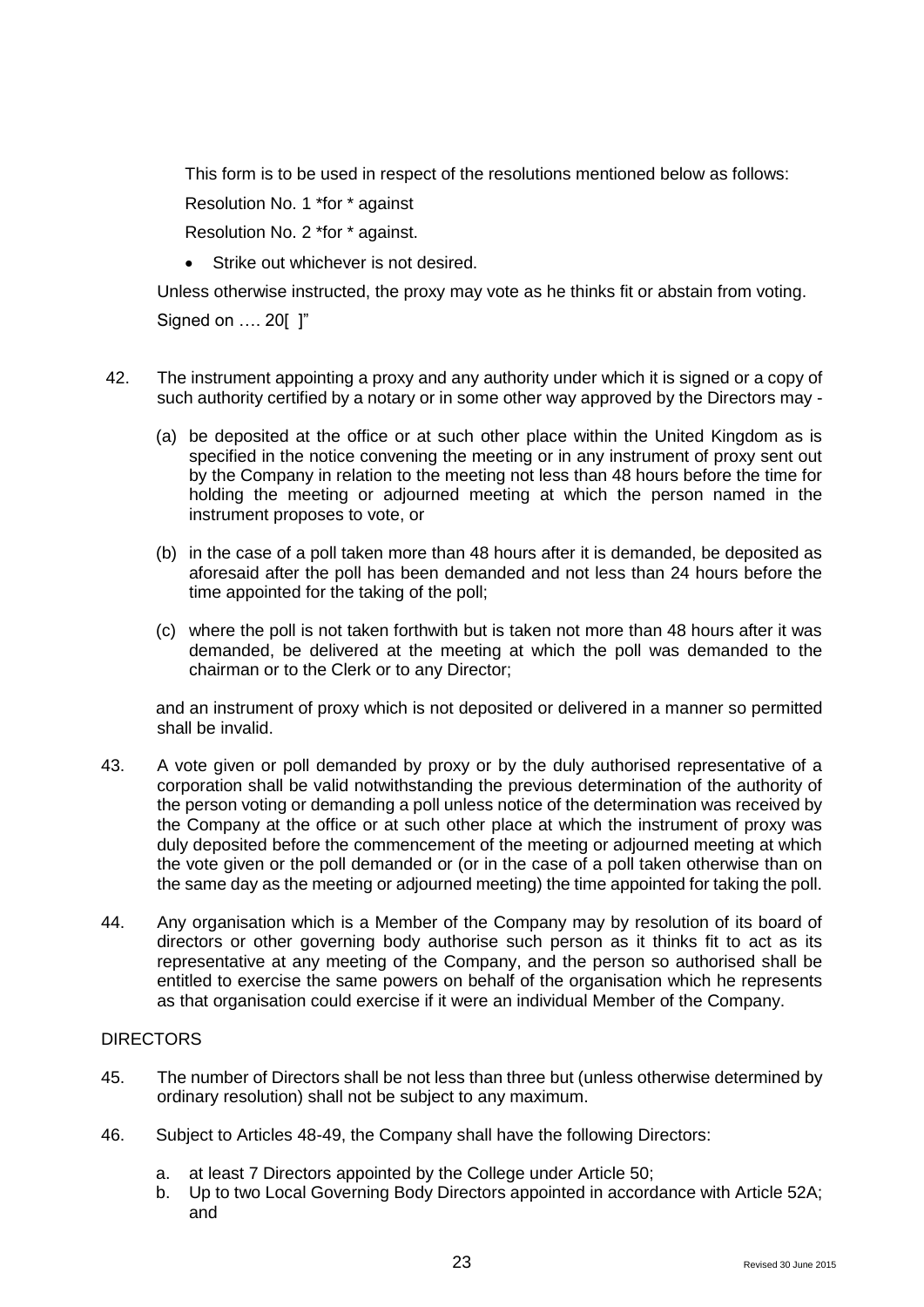This form is to be used in respect of the resolutions mentioned below as follows:

Resolution No. 1 *for * against

Resolution No. 2 *for * against.

- Strike out whichever is not desired.

Unless otherwise instructed, the proxy may vote as he thinks fit or abstain from voting.

Signed on …. 20[ ]"

42. The instrument appointing a proxy and any authority under which it is signed or a copy of such authority certified by a notary or in some other way approved by the Directors may -

    (a) be deposited at the office or at such other place within the United Kingdom as is specified in the notice convening the meeting or in any instrument of proxy sent out by the Company in relation to the meeting not less than 48 hours before the time for holding the meeting or adjourned meeting at which the person named in the instrument proposes to vote, or

    (b) in the case of a poll taken more than 48 hours after it is demanded, be deposited as aforesaid after the poll has been demanded and not less than 24 hours before the time appointed for the taking of the poll;

    (c) where the poll is not taken forthwith but is taken not more than 48 hours after it was demanded, be delivered at the meeting at which the poll was demanded to the chairman or to the Clerk or to any Director;

    and an instrument of proxy which is not deposited or delivered in a manner so permitted shall be invalid.

43. A vote given or poll demanded by proxy or by the duly authorised representative of a corporation shall be valid notwithstanding the previous determination of the authority of the person voting or demanding a poll unless notice of the determination was received by the Company at the office or at such other place at which the instrument of proxy was duly deposited before the commencement of the meeting or adjourned meeting at which the vote given or the poll demanded or (or in the case of a poll taken otherwise than on the same day as the meeting or adjourned meeting) the time appointed for taking the poll.

44. Any organisation which is a Member of the Company may by resolution of its board of directors or other governing body authorise such person as it thinks fit to act as its representative at any meeting of the Company, and the person so authorised shall be entitled to exercise the same powers on behalf of the organisation which he represents as that organisation could exercise if it were an individual Member of the Company.

## DIRECTORS

45. The number of Directors shall be not less than three but (unless otherwise determined by ordinary resolution) shall not be subject to any maximum.

46. Subject to Articles 48-49, the Company shall have the following Directors:

    a. at least 7 Directors appointed by the College under Article 50;
    b. Up to two Local Governing Body Directors appointed in accordance with Article 52A; and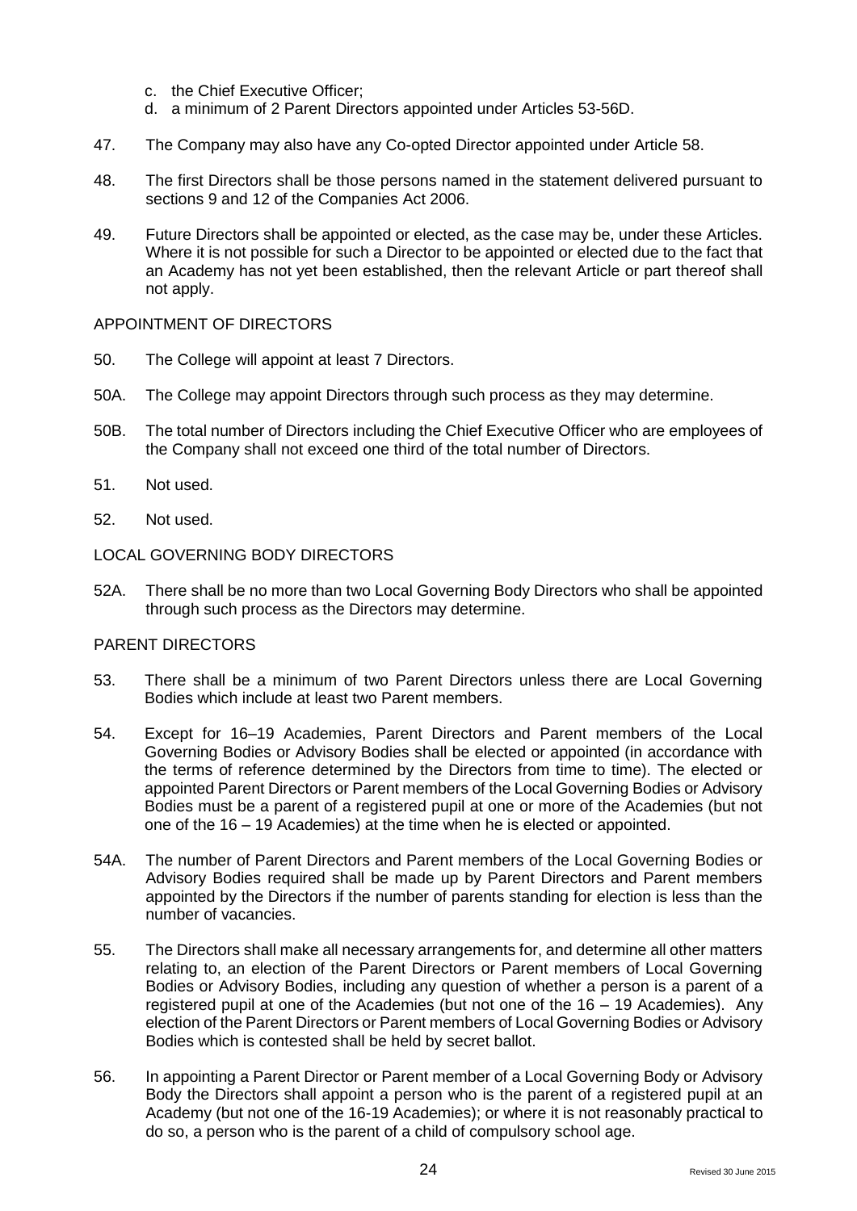c. the Chief Executive Officer;
d. a minimum of 2 Parent Directors appointed under Articles 53-56D.

47. The Company may also have any Co-opted Director appointed under Article 58.

48. The first Directors shall be those persons named in the statement delivered pursuant to sections 9 and 12 of the Companies Act 2006.

49. Future Directors shall be appointed or elected, as the case may be, under these Articles. Where it is not possible for such a Director to be appointed or elected due to the fact that an Academy has not yet been established, then the relevant Article or part thereof shall not apply.

APPOINTMENT OF DIRECTORS

50. The College will appoint at least 7 Directors.

50A. The College may appoint Directors through such process as they may determine.

50B. The total number of Directors including the Chief Executive Officer who are employees of the Company shall not exceed one third of the total number of Directors.

51. Not used.

52. Not used.

LOCAL GOVERNING BODY DIRECTORS

52A. There shall be no more than two Local Governing Body Directors who shall be appointed through such process as the Directors may determine.

PARENT DIRECTORS

53. There shall be a minimum of two Parent Directors unless there are Local Governing Bodies which include at least two Parent members.

54. Except for 16–19 Academies, Parent Directors and Parent members of the Local Governing Bodies or Advisory Bodies shall be elected or appointed (in accordance with the terms of reference determined by the Directors from time to time). The elected or appointed Parent Directors or Parent members of the Local Governing Bodies or Advisory Bodies must be a parent of a registered pupil at one or more of the Academies (but not one of the 16 – 19 Academies) at the time when he is elected or appointed.

54A. The number of Parent Directors and Parent members of the Local Governing Bodies or Advisory Bodies required shall be made up by Parent Directors and Parent members appointed by the Directors if the number of parents standing for election is less than the number of vacancies.

55. The Directors shall make all necessary arrangements for, and determine all other matters relating to, an election of the Parent Directors or Parent members of Local Governing Bodies or Advisory Bodies, including any question of whether a person is a parent of a registered pupil at one of the Academies (but not one of the 16 – 19 Academies). Any election of the Parent Directors or Parent members of Local Governing Bodies or Advisory Bodies which is contested shall be held by secret ballot.

56. In appointing a Parent Director or Parent member of a Local Governing Body or Advisory Body the Directors shall appoint a person who is the parent of a registered pupil at an Academy (but not one of the 16-19 Academies); or where it is not reasonably practical to do so, a person who is the parent of a child of compulsory school age.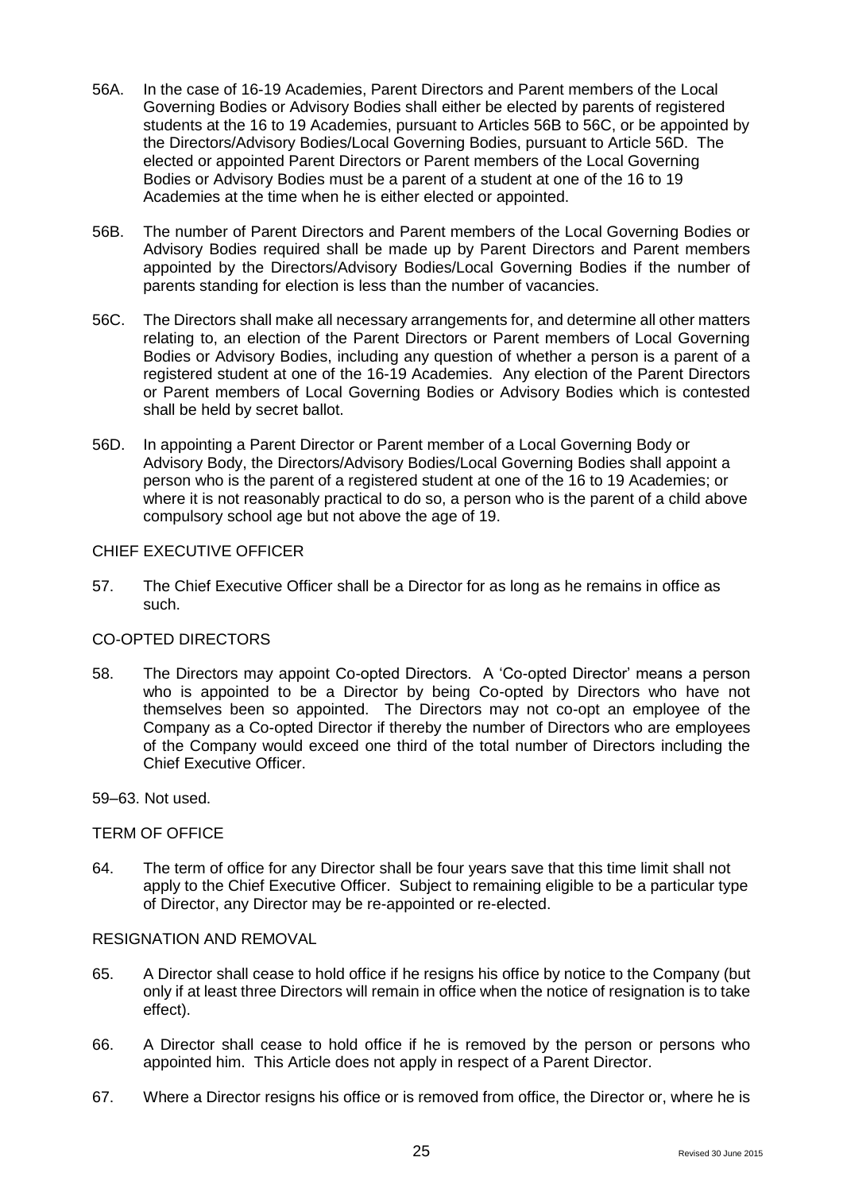56A. In the case of 16-19 Academies, Parent Directors and Parent members of the Local Governing Bodies or Advisory Bodies shall either be elected by parents of registered students at the 16 to 19 Academies, pursuant to Articles 56B to 56C, or be appointed by the Directors/Advisory Bodies/Local Governing Bodies, pursuant to Article 56D. The elected or appointed Parent Directors or Parent members of the Local Governing Bodies or Advisory Bodies must be a parent of a student at one of the 16 to 19 Academies at the time when he is either elected or appointed.

56B. The number of Parent Directors and Parent members of the Local Governing Bodies or Advisory Bodies required shall be made up by Parent Directors and Parent members appointed by the Directors/Advisory Bodies/Local Governing Bodies if the number of parents standing for election is less than the number of vacancies.

56C. The Directors shall make all necessary arrangements for, and determine all other matters relating to, an election of the Parent Directors or Parent members of Local Governing Bodies or Advisory Bodies, including any question of whether a person is a parent of a registered student at one of the 16-19 Academies. Any election of the Parent Directors or Parent members of Local Governing Bodies or Advisory Bodies which is contested shall be held by secret ballot.

56D. In appointing a Parent Director or Parent member of a Local Governing Body or Advisory Body, the Directors/Advisory Bodies/Local Governing Bodies shall appoint a person who is the parent of a registered student at one of the 16 to 19 Academies; or where it is not reasonably practical to do so, a person who is the parent of a child above compulsory school age but not above the age of 19.

## CHIEF EXECUTIVE OFFICER

57. The Chief Executive Officer shall be a Director for as long as he remains in office as such.

## CO-OPTED DIRECTORS

58. The Directors may appoint Co-opted Directors. A 'Co-opted Director' means a person who is appointed to be a Director by being Co-opted by Directors who have not themselves been so appointed. The Directors may not co-opt an employee of the Company as a Co-opted Director if thereby the number of Directors who are employees of the Company would exceed one third of the total number of Directors including the Chief Executive Officer.

59–63. Not used.

## TERM OF OFFICE

64. The term of office for any Director shall be four years save that this time limit shall not apply to the Chief Executive Officer. Subject to remaining eligible to be a particular type of Director, any Director may be re-appointed or re-elected.

## RESIGNATION AND REMOVAL

65. A Director shall cease to hold office if he resigns his office by notice to the Company (but only if at least three Directors will remain in office when the notice of resignation is to take effect).

66. A Director shall cease to hold office if he is removed by the person or persons who appointed him. This Article does not apply in respect of a Parent Director.

67. Where a Director resigns his office or is removed from office, the Director or, where he is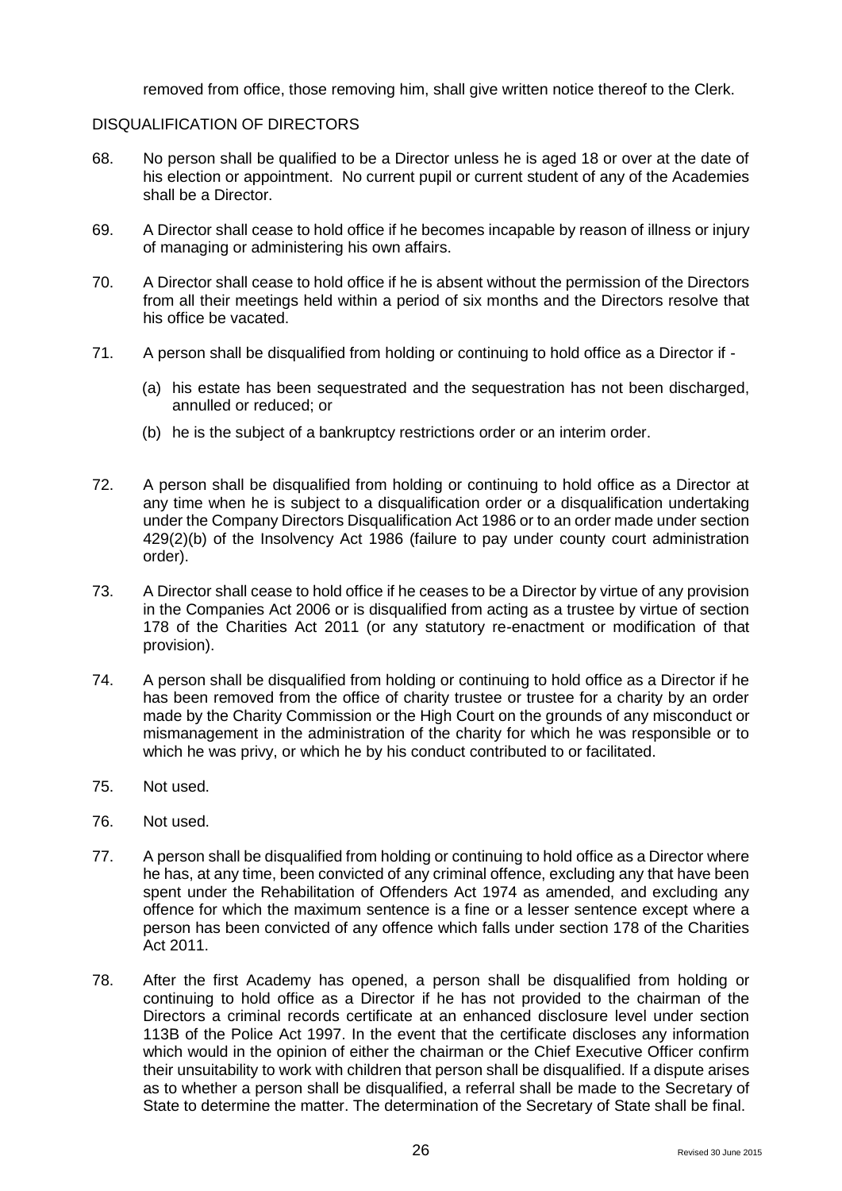removed from office, those removing him, shall give written notice thereof to the Clerk.

## DISQUALIFICATION OF DIRECTORS

68. No person shall be qualified to be a Director unless he is aged 18 or over at the date of his election or appointment. No current pupil or current student of any of the Academies shall be a Director.

69. A Director shall cease to hold office if he becomes incapable by reason of illness or injury of managing or administering his own affairs.

70. A Director shall cease to hold office if he is absent without the permission of the Directors from all their meetings held within a period of six months and the Directors resolve that his office be vacated.

71. A person shall be disqualified from holding or continuing to hold office as a Director if -

    (a) his estate has been sequestrated and the sequestration has not been discharged, annulled or reduced; or

    (b) he is the subject of a bankruptcy restrictions order or an interim order.

72. A person shall be disqualified from holding or continuing to hold office as a Director at any time when he is subject to a disqualification order or a disqualification undertaking under the Company Directors Disqualification Act 1986 or to an order made under section 429(2)(b) of the Insolvency Act 1986 (failure to pay under county court administration order).

73. A Director shall cease to hold office if he ceases to be a Director by virtue of any provision in the Companies Act 2006 or is disqualified from acting as a trustee by virtue of section 178 of the Charities Act 2011 (or any statutory re-enactment or modification of that provision).

74. A person shall be disqualified from holding or continuing to hold office as a Director if he has been removed from the office of charity trustee or trustee for a charity by an order made by the Charity Commission or the High Court on the grounds of any misconduct or mismanagement in the administration of the charity for which he was responsible or to which he was privy, or which he by his conduct contributed to or facilitated.

75. Not used.

76. Not used.

77. A person shall be disqualified from holding or continuing to hold office as a Director where he has, at any time, been convicted of any criminal offence, excluding any that have been spent under the Rehabilitation of Offenders Act 1974 as amended, and excluding any offence for which the maximum sentence is a fine or a lesser sentence except where a person has been convicted of any offence which falls under section 178 of the Charities Act 2011.

78. After the first Academy has opened, a person shall be disqualified from holding or continuing to hold office as a Director if he has not provided to the chairman of the Directors a criminal records certificate at an enhanced disclosure level under section 113B of the Police Act 1997. In the event that the certificate discloses any information which would in the opinion of either the chairman or the Chief Executive Officer confirm their unsuitability to work with children that person shall be disqualified. If a dispute arises as to whether a person shall be disqualified, a referral shall be made to the Secretary of State to determine the matter. The determination of the Secretary of State shall be final.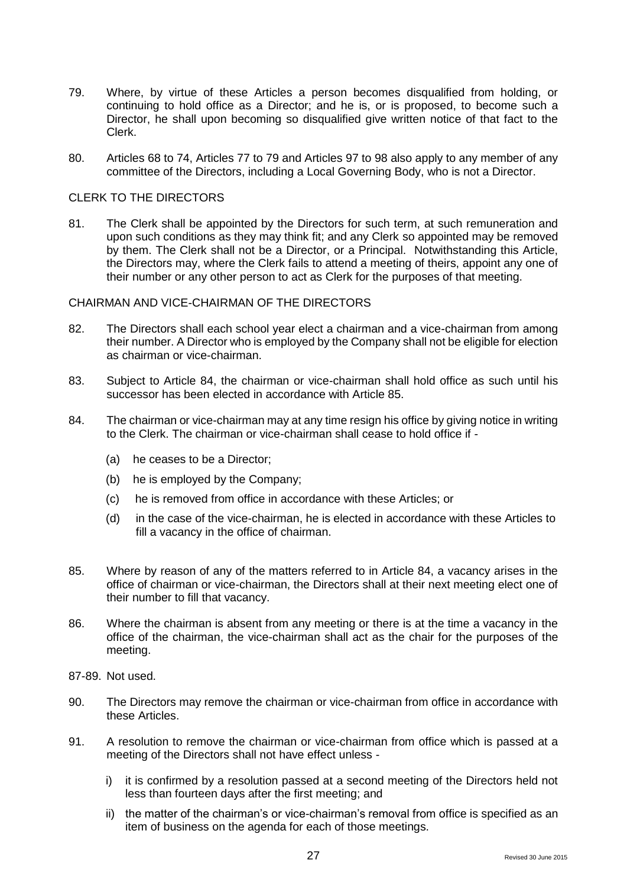79. Where, by virtue of these Articles a person becomes disqualified from holding, or continuing to hold office as a Director; and he is, or is proposed, to become such a Director, he shall upon becoming so disqualified give written notice of that fact to the Clerk.

80. Articles 68 to 74, Articles 77 to 79 and Articles 97 to 98 also apply to any member of any committee of the Directors, including a Local Governing Body, who is not a Director.

## CLERK TO THE DIRECTORS

81. The Clerk shall be appointed by the Directors for such term, at such remuneration and upon such conditions as they may think fit; and any Clerk so appointed may be removed by them. The Clerk shall not be a Director, or a Principal. Notwithstanding this Article, the Directors may, where the Clerk fails to attend a meeting of theirs, appoint any one of their number or any other person to act as Clerk for the purposes of that meeting.

## CHAIRMAN AND VICE-CHAIRMAN OF THE DIRECTORS

82. The Directors shall each school year elect a chairman and a vice-chairman from among their number. A Director who is employed by the Company shall not be eligible for election as chairman or vice-chairman.

83. Subject to Article 84, the chairman or vice-chairman shall hold office as such until his successor has been elected in accordance with Article 85.

84. The chairman or vice-chairman may at any time resign his office by giving notice in writing to the Clerk. The chairman or vice-chairman shall cease to hold office if -
    (a) he ceases to be a Director;
    (b) he is employed by the Company;
    (c) he is removed from office in accordance with these Articles; or
    (d) in the case of the vice-chairman, he is elected in accordance with these Articles to fill a vacancy in the office of chairman.

85. Where by reason of any of the matters referred to in Article 84, a vacancy arises in the office of chairman or vice-chairman, the Directors shall at their next meeting elect one of their number to fill that vacancy.

86. Where the chairman is absent from any meeting or there is at the time a vacancy in the office of the chairman, the vice-chairman shall act as the chair for the purposes of the meeting.

87-89. Not used.

90. The Directors may remove the chairman or vice-chairman from office in accordance with these Articles.

91. A resolution to remove the chairman or vice-chairman from office which is passed at a meeting of the Directors shall not have effect unless -
    i) it is confirmed by a resolution passed at a second meeting of the Directors held not less than fourteen days after the first meeting; and
    ii) the matter of the chairman's or vice-chairman's removal from office is specified as an item of business on the agenda for each of those meetings.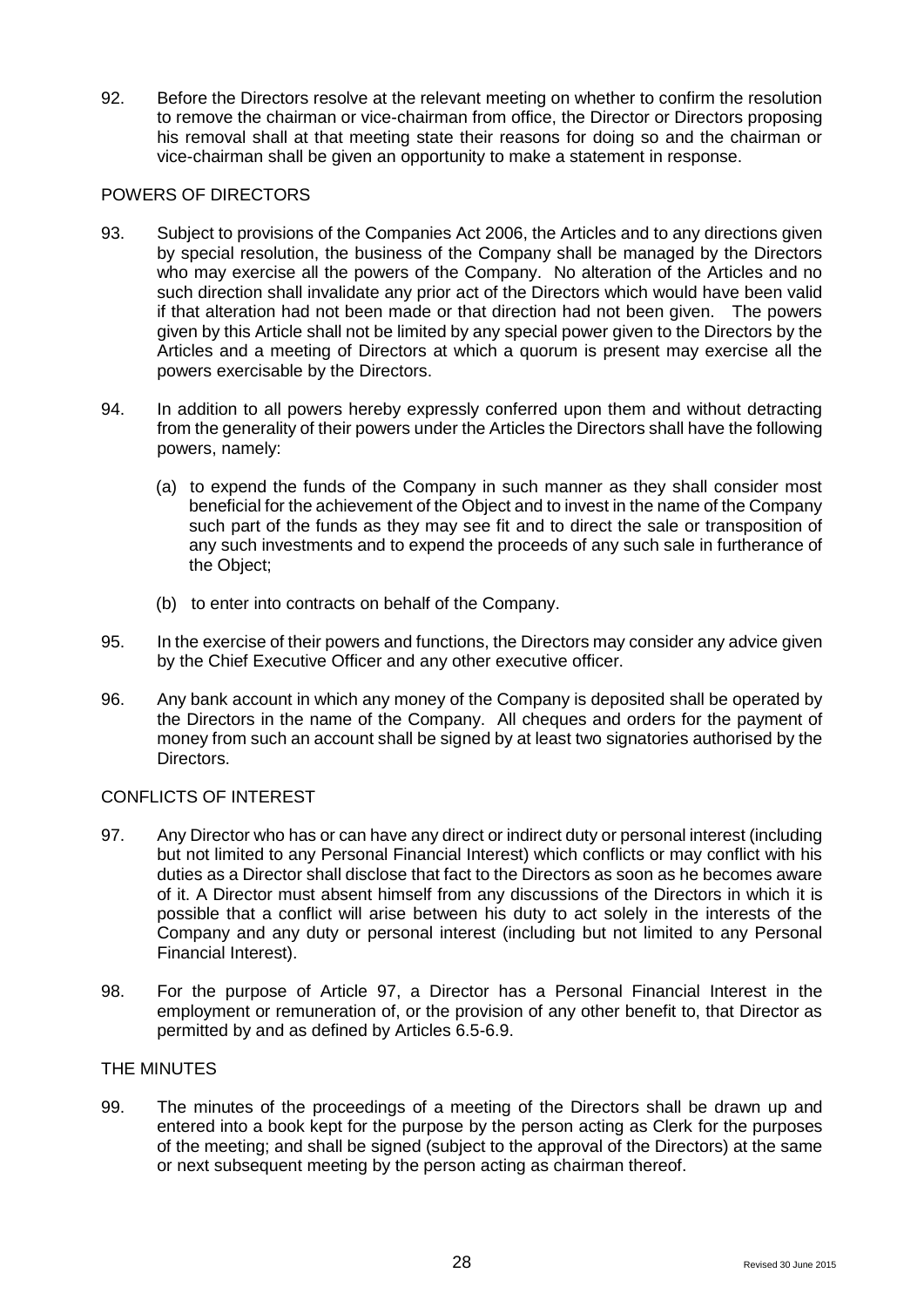92. Before the Directors resolve at the relevant meeting on whether to confirm the resolution to remove the chairman or vice-chairman from office, the Director or Directors proposing his removal shall at that meeting state their reasons for doing so and the chairman or vice-chairman shall be given an opportunity to make a statement in response.

## POWERS OF DIRECTORS

93. Subject to provisions of the Companies Act 2006, the Articles and to any directions given by special resolution, the business of the Company shall be managed by the Directors who may exercise all the powers of the Company. No alteration of the Articles and no such direction shall invalidate any prior act of the Directors which would have been valid if that alteration had not been made or that direction had not been given. The powers given by this Article shall not be limited by any special power given to the Directors by the Articles and a meeting of Directors at which a quorum is present may exercise all the powers exercisable by the Directors.

94. In addition to all powers hereby expressly conferred upon them and without detracting from the generality of their powers under the Articles the Directors shall have the following powers, namely:

    (a) to expend the funds of the Company in such manner as they shall consider most beneficial for the achievement of the Object and to invest in the name of the Company such part of the funds as they may see fit and to direct the sale or transposition of any such investments and to expend the proceeds of any such sale in furtherance of the Object;

    (b) to enter into contracts on behalf of the Company.

95. In the exercise of their powers and functions, the Directors may consider any advice given by the Chief Executive Officer and any other executive officer.

96. Any bank account in which any money of the Company is deposited shall be operated by the Directors in the name of the Company. All cheques and orders for the payment of money from such an account shall be signed by at least two signatories authorised by the Directors.

## CONFLICTS OF INTEREST

97. Any Director who has or can have any direct or indirect duty or personal interest (including but not limited to any Personal Financial Interest) which conflicts or may conflict with his duties as a Director shall disclose that fact to the Directors as soon as he becomes aware of it. A Director must absent himself from any discussions of the Directors in which it is possible that a conflict will arise between his duty to act solely in the interests of the Company and any duty or personal interest (including but not limited to any Personal Financial Interest).

98. For the purpose of Article 97, a Director has a Personal Financial Interest in the employment or remuneration of, or the provision of any other benefit to, that Director as permitted by and as defined by Articles 6.5-6.9.

## THE MINUTES

99. The minutes of the proceedings of a meeting of the Directors shall be drawn up and entered into a book kept for the purpose by the person acting as Clerk for the purposes of the meeting; and shall be signed (subject to the approval of the Directors) at the same or next subsequent meeting by the person acting as chairman thereof.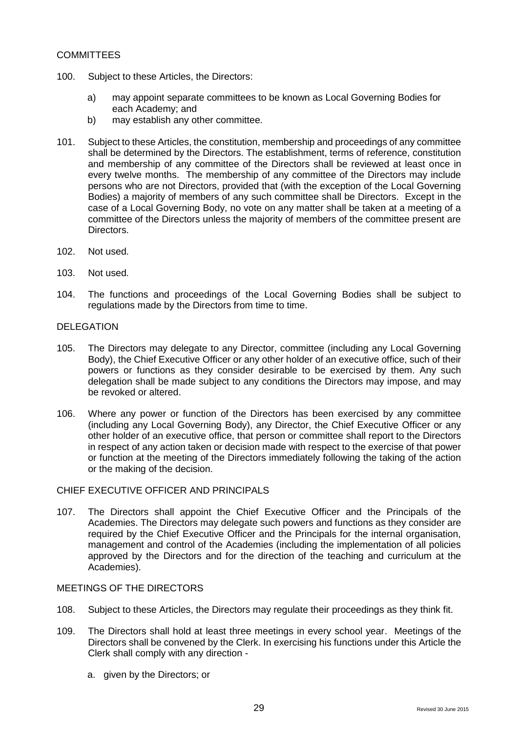## COMMITTEES

100. Subject to these Articles, the Directors:

 a) may appoint separate committees to be known as Local Governing Bodies for each Academy; and
 b) may establish any other committee.

101. Subject to these Articles, the constitution, membership and proceedings of any committee shall be determined by the Directors. The establishment, terms of reference, constitution and membership of any committee of the Directors shall be reviewed at least once in every twelve months. The membership of any committee of the Directors may include persons who are not Directors, provided that (with the exception of the Local Governing Bodies) a majority of members of any such committee shall be Directors. Except in the case of a Local Governing Body, no vote on any matter shall be taken at a meeting of a committee of the Directors unless the majority of members of the committee present are Directors.

102. Not used.

103. Not used.

104. The functions and proceedings of the Local Governing Bodies shall be subject to regulations made by the Directors from time to time.

## DELEGATION

105. The Directors may delegate to any Director, committee (including any Local Governing Body), the Chief Executive Officer or any other holder of an executive office, such of their powers or functions as they consider desirable to be exercised by them. Any such delegation shall be made subject to any conditions the Directors may impose, and may be revoked or altered.

106. Where any power or function of the Directors has been exercised by any committee (including any Local Governing Body), any Director, the Chief Executive Officer or any other holder of an executive office, that person or committee shall report to the Directors in respect of any action taken or decision made with respect to the exercise of that power or function at the meeting of the Directors immediately following the taking of the action or the making of the decision.

## CHIEF EXECUTIVE OFFICER AND PRINCIPALS

107. The Directors shall appoint the Chief Executive Officer and the Principals of the Academies. The Directors may delegate such powers and functions as they consider are required by the Chief Executive Officer and the Principals for the internal organisation, management and control of the Academies (including the implementation of all policies approved by the Directors and for the direction of the teaching and curriculum at the Academies).

## MEETINGS OF THE DIRECTORS

108. Subject to these Articles, the Directors may regulate their proceedings as they think fit.

109. The Directors shall hold at least three meetings in every school year. Meetings of the Directors shall be convened by the Clerk. In exercising his functions under this Article the Clerk shall comply with any direction -

 a. given by the Directors; or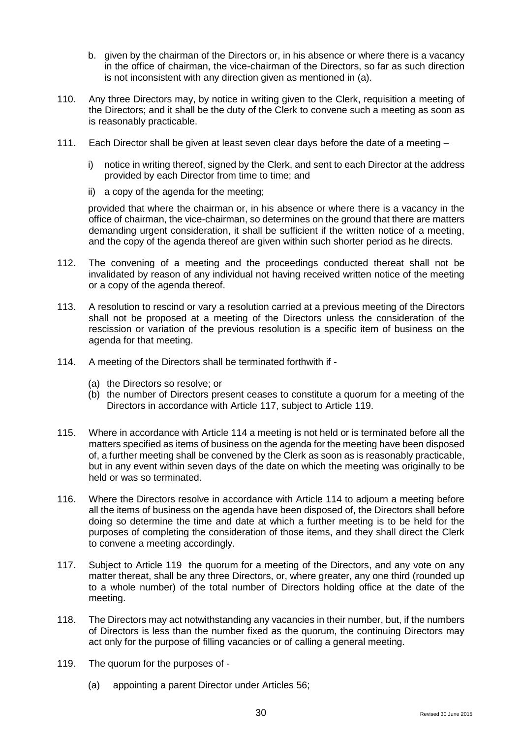b. given by the chairman of the Directors or, in his absence or where there is a vacancy in the office of chairman, the vice-chairman of the Directors, so far as such direction is not inconsistent with any direction given as mentioned in (a).

110. Any three Directors may, by notice in writing given to the Clerk, requisition a meeting of the Directors; and it shall be the duty of the Clerk to convene such a meeting as soon as is reasonably practicable.

111. Each Director shall be given at least seven clear days before the date of a meeting –

    i) notice in writing thereof, signed by the Clerk, and sent to each Director at the address provided by each Director from time to time; and

    ii) a copy of the agenda for the meeting;

    provided that where the chairman or, in his absence or where there is a vacancy in the office of chairman, the vice-chairman, so determines on the ground that there are matters demanding urgent consideration, it shall be sufficient if the written notice of a meeting, and the copy of the agenda thereof are given within such shorter period as he directs.

112. The convening of a meeting and the proceedings conducted thereat shall not be invalidated by reason of any individual not having received written notice of the meeting or a copy of the agenda thereof.

113. A resolution to rescind or vary a resolution carried at a previous meeting of the Directors shall not be proposed at a meeting of the Directors unless the consideration of the rescission or variation of the previous resolution is a specific item of business on the agenda for that meeting.

114. A meeting of the Directors shall be terminated forthwith if -

    (a) the Directors so resolve; or
    (b) the number of Directors present ceases to constitute a quorum for a meeting of the Directors in accordance with Article 117, subject to Article 119.

115. Where in accordance with Article 114 a meeting is not held or is terminated before all the matters specified as items of business on the agenda for the meeting have been disposed of, a further meeting shall be convened by the Clerk as soon as is reasonably practicable, but in any event within seven days of the date on which the meeting was originally to be held or was so terminated.

116. Where the Directors resolve in accordance with Article 114 to adjourn a meeting before all the items of business on the agenda have been disposed of, the Directors shall before doing so determine the time and date at which a further meeting is to be held for the purposes of completing the consideration of those items, and they shall direct the Clerk to convene a meeting accordingly.

117. Subject to Article 119 the quorum for a meeting of the Directors, and any vote on any matter thereat, shall be any three Directors, or, where greater, any one third (rounded up to a whole number) of the total number of Directors holding office at the date of the meeting.

118. The Directors may act notwithstanding any vacancies in their number, but, if the numbers of Directors is less than the number fixed as the quorum, the continuing Directors may act only for the purpose of filling vacancies or of calling a general meeting.

119. The quorum for the purposes of -

    (a) appointing a parent Director under Articles 56;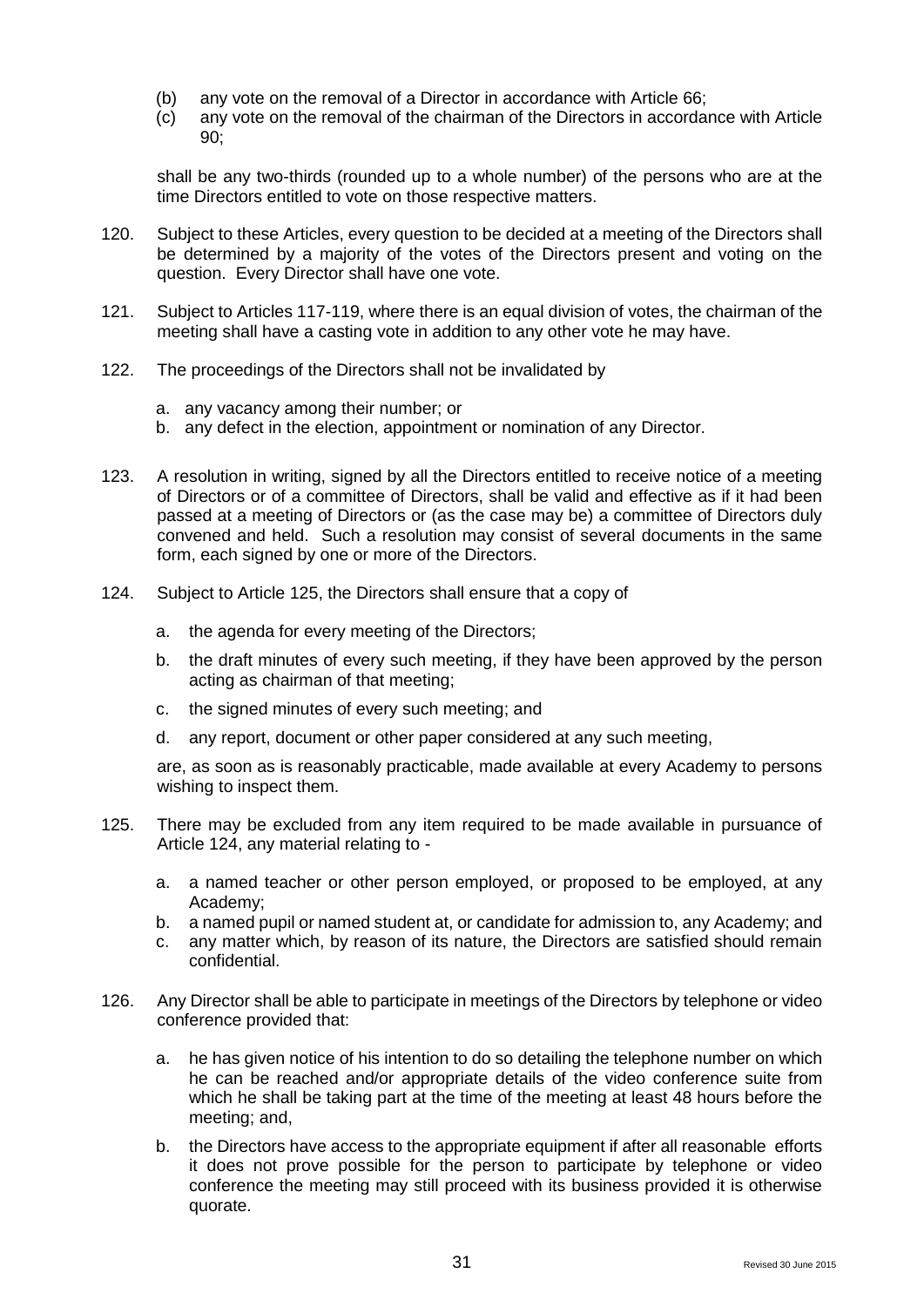(b) any vote on the removal of a Director in accordance with Article 66;
(c) any vote on the removal of the chairman of the Directors in accordance with Article 90;

shall be any two-thirds (rounded up to a whole number) of the persons who are at the time Directors entitled to vote on those respective matters.

120. Subject to these Articles, every question to be decided at a meeting of the Directors shall be determined by a majority of the votes of the Directors present and voting on the question. Every Director shall have one vote.

121. Subject to Articles 117-119, where there is an equal division of votes, the chairman of the meeting shall have a casting vote in addition to any other vote he may have.

122. The proceedings of the Directors shall not be invalidated by

a. any vacancy among their number; or
b. any defect in the election, appointment or nomination of any Director.

123. A resolution in writing, signed by all the Directors entitled to receive notice of a meeting of Directors or of a committee of Directors, shall be valid and effective as if it had been passed at a meeting of Directors or (as the case may be) a committee of Directors duly convened and held. Such a resolution may consist of several documents in the same form, each signed by one or more of the Directors.

124. Subject to Article 125, the Directors shall ensure that a copy of

a. the agenda for every meeting of the Directors;
b. the draft minutes of every such meeting, if they have been approved by the person acting as chairman of that meeting;
c. the signed minutes of every such meeting; and
d. any report, document or other paper considered at any such meeting,

are, as soon as is reasonably practicable, made available at every Academy to persons wishing to inspect them.

125. There may be excluded from any item required to be made available in pursuance of Article 124, any material relating to -

a. a named teacher or other person employed, or proposed to be employed, at any Academy;
b. a named pupil or named student at, or candidate for admission to, any Academy; and
c. any matter which, by reason of its nature, the Directors are satisfied should remain confidential.

126. Any Director shall be able to participate in meetings of the Directors by telephone or video conference provided that:

a. he has given notice of his intention to do so detailing the telephone number on which he can be reached and/or appropriate details of the video conference suite from which he shall be taking part at the time of the meeting at least 48 hours before the meeting; and,
b. the Directors have access to the appropriate equipment if after all reasonable efforts it does not prove possible for the person to participate by telephone or video conference the meeting may still proceed with its business provided it is otherwise quorate.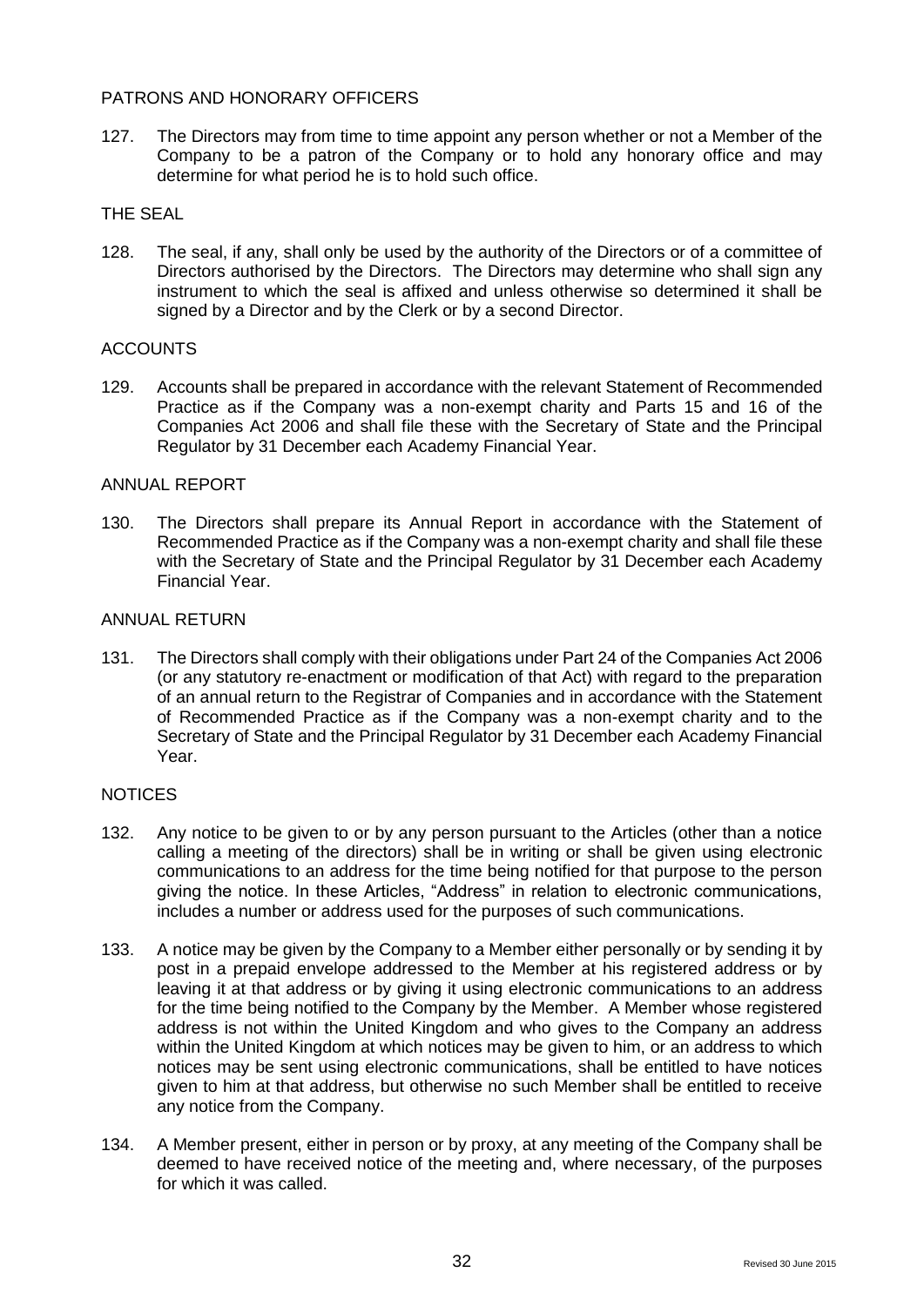## PATRONS AND HONORARY OFFICERS

127. The Directors may from time to time appoint any person whether or not a Member of the Company to be a patron of the Company or to hold any honorary office and may determine for what period he is to hold such office.

## THE SEAL

128. The seal, if any, shall only be used by the authority of the Directors or of a committee of Directors authorised by the Directors. The Directors may determine who shall sign any instrument to which the seal is affixed and unless otherwise so determined it shall be signed by a Director and by the Clerk or by a second Director.

## ACCOUNTS

129. Accounts shall be prepared in accordance with the relevant Statement of Recommended Practice as if the Company was a non-exempt charity and Parts 15 and 16 of the Companies Act 2006 and shall file these with the Secretary of State and the Principal Regulator by 31 December each Academy Financial Year.

## ANNUAL REPORT

130. The Directors shall prepare its Annual Report in accordance with the Statement of Recommended Practice as if the Company was a non-exempt charity and shall file these with the Secretary of State and the Principal Regulator by 31 December each Academy Financial Year.

## ANNUAL RETURN

131. The Directors shall comply with their obligations under Part 24 of the Companies Act 2006 (or any statutory re-enactment or modification of that Act) with regard to the preparation of an annual return to the Registrar of Companies and in accordance with the Statement of Recommended Practice as if the Company was a non-exempt charity and to the Secretary of State and the Principal Regulator by 31 December each Academy Financial Year.

## NOTICES

132. Any notice to be given to or by any person pursuant to the Articles (other than a notice calling a meeting of the directors) shall be in writing or shall be given using electronic communications to an address for the time being notified for that purpose to the person giving the notice. In these Articles, "Address" in relation to electronic communications, includes a number or address used for the purposes of such communications.

133. A notice may be given by the Company to a Member either personally or by sending it by post in a prepaid envelope addressed to the Member at his registered address or by leaving it at that address or by giving it using electronic communications to an address for the time being notified to the Company by the Member. A Member whose registered address is not within the United Kingdom and who gives to the Company an address within the United Kingdom at which notices may be given to him, or an address to which notices may be sent using electronic communications, shall be entitled to have notices given to him at that address, but otherwise no such Member shall be entitled to receive any notice from the Company.

134. A Member present, either in person or by proxy, at any meeting of the Company shall be deemed to have received notice of the meeting and, where necessary, of the purposes for which it was called.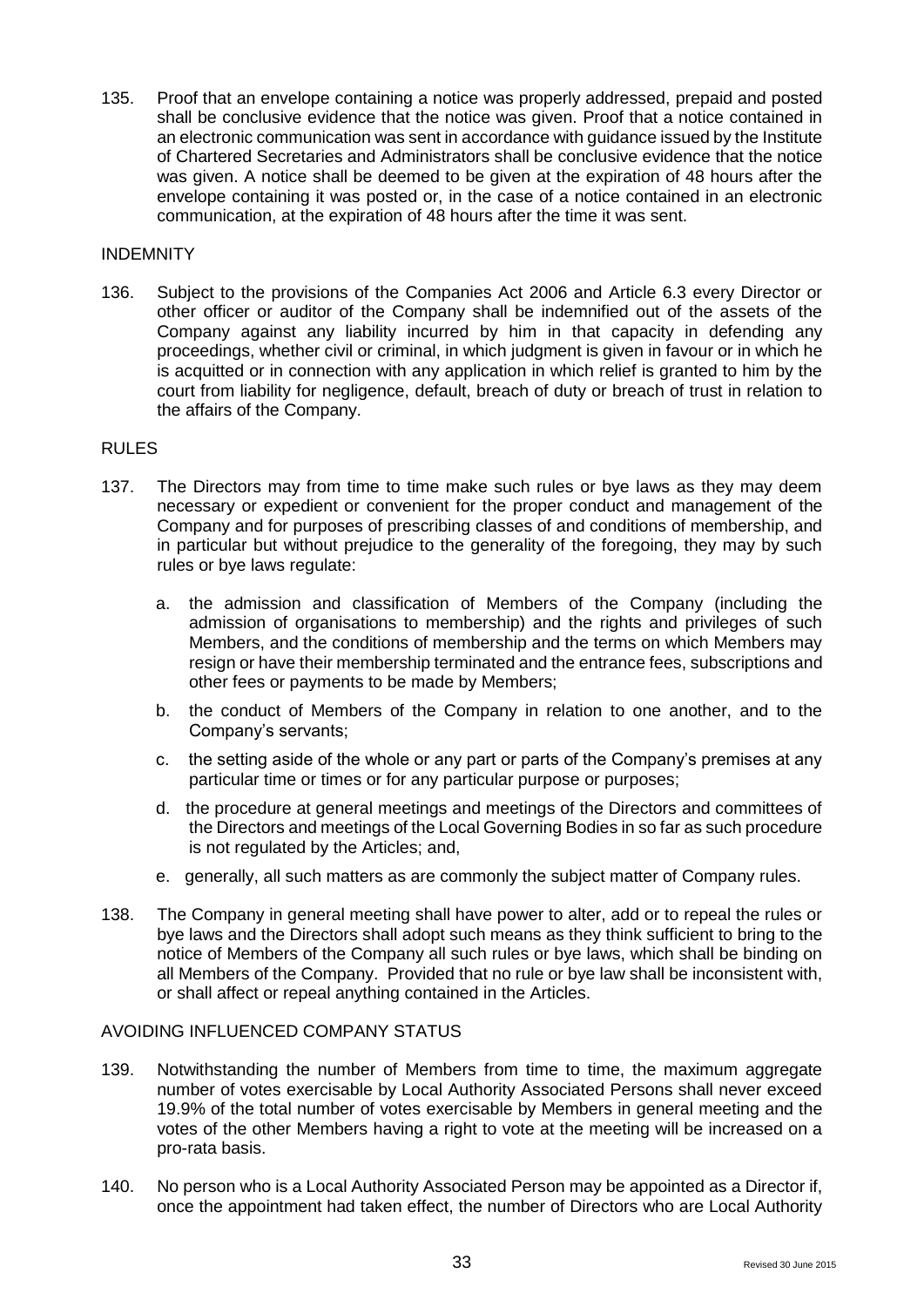135. Proof that an envelope containing a notice was properly addressed, prepaid and posted shall be conclusive evidence that the notice was given. Proof that a notice contained in an electronic communication was sent in accordance with guidance issued by the Institute of Chartered Secretaries and Administrators shall be conclusive evidence that the notice was given. A notice shall be deemed to be given at the expiration of 48 hours after the envelope containing it was posted or, in the case of a notice contained in an electronic communication, at the expiration of 48 hours after the time it was sent.

## INDEMNITY

136. Subject to the provisions of the Companies Act 2006 and Article 6.3 every Director or other officer or auditor of the Company shall be indemnified out of the assets of the Company against any liability incurred by him in that capacity in defending any proceedings, whether civil or criminal, in which judgment is given in favour or in which he is acquitted or in connection with any application in which relief is granted to him by the court from liability for negligence, default, breach of duty or breach of trust in relation to the affairs of the Company.

## RULES

137. The Directors may from time to time make such rules or bye laws as they may deem necessary or expedient or convenient for the proper conduct and management of the Company and for purposes of prescribing classes of and conditions of membership, and in particular but without prejudice to the generality of the foregoing, they may by such rules or bye laws regulate:

    a. the admission and classification of Members of the Company (including the admission of organisations to membership) and the rights and privileges of such Members, and the conditions of membership and the terms on which Members may resign or have their membership terminated and the entrance fees, subscriptions and other fees or payments to be made by Members;

    b. the conduct of Members of the Company in relation to one another, and to the Company's servants;

    c. the setting aside of the whole or any part or parts of the Company's premises at any particular time or times or for any particular purpose or purposes;

    d. the procedure at general meetings and meetings of the Directors and committees of the Directors and meetings of the Local Governing Bodies in so far as such procedure is not regulated by the Articles; and,

    e. generally, all such matters as are commonly the subject matter of Company rules.

138. The Company in general meeting shall have power to alter, add or to repeal the rules or bye laws and the Directors shall adopt such means as they think sufficient to bring to the notice of Members of the Company all such rules or bye laws, which shall be binding on all Members of the Company. Provided that no rule or bye law shall be inconsistent with, or shall affect or repeal anything contained in the Articles.

## AVOIDING INFLUENCED COMPANY STATUS

139. Notwithstanding the number of Members from time to time, the maximum aggregate number of votes exercisable by Local Authority Associated Persons shall never exceed 19.9% of the total number of votes exercisable by Members in general meeting and the votes of the other Members having a right to vote at the meeting will be increased on a pro-rata basis.

140. No person who is a Local Authority Associated Person may be appointed as a Director if, once the appointment had taken effect, the number of Directors who are Local Authority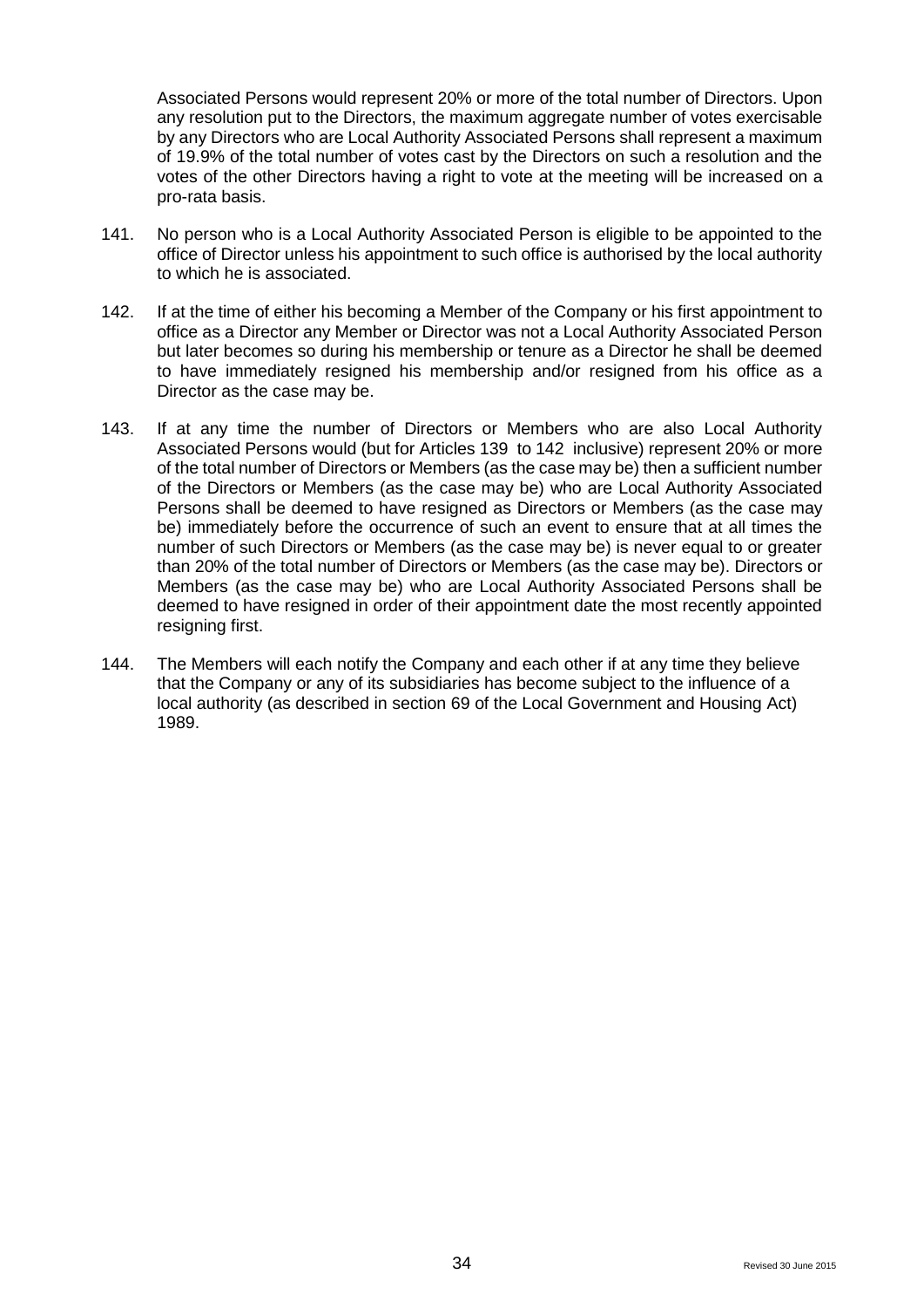Associated Persons would represent 20% or more of the total number of Directors. Upon any resolution put to the Directors, the maximum aggregate number of votes exercisable by any Directors who are Local Authority Associated Persons shall represent a maximum of 19.9% of the total number of votes cast by the Directors on such a resolution and the votes of the other Directors having a right to vote at the meeting will be increased on a pro-rata basis.

141. No person who is a Local Authority Associated Person is eligible to be appointed to the office of Director unless his appointment to such office is authorised by the local authority to which he is associated.

142. If at the time of either his becoming a Member of the Company or his first appointment to office as a Director any Member or Director was not a Local Authority Associated Person but later becomes so during his membership or tenure as a Director he shall be deemed to have immediately resigned his membership and/or resigned from his office as a Director as the case may be.

143. If at any time the number of Directors or Members who are also Local Authority Associated Persons would (but for Articles 139 to 142 inclusive) represent 20% or more of the total number of Directors or Members (as the case may be) then a sufficient number of the Directors or Members (as the case may be) who are Local Authority Associated Persons shall be deemed to have resigned as Directors or Members (as the case may be) immediately before the occurrence of such an event to ensure that at all times the number of such Directors or Members (as the case may be) is never equal to or greater than 20% of the total number of Directors or Members (as the case may be). Directors or Members (as the case may be) who are Local Authority Associated Persons shall be deemed to have resigned in order of their appointment date the most recently appointed resigning first.

144. The Members will each notify the Company and each other if at any time they believe that the Company or any of its subsidiaries has become subject to the influence of a local authority (as described in section 69 of the Local Government and Housing Act) 1989.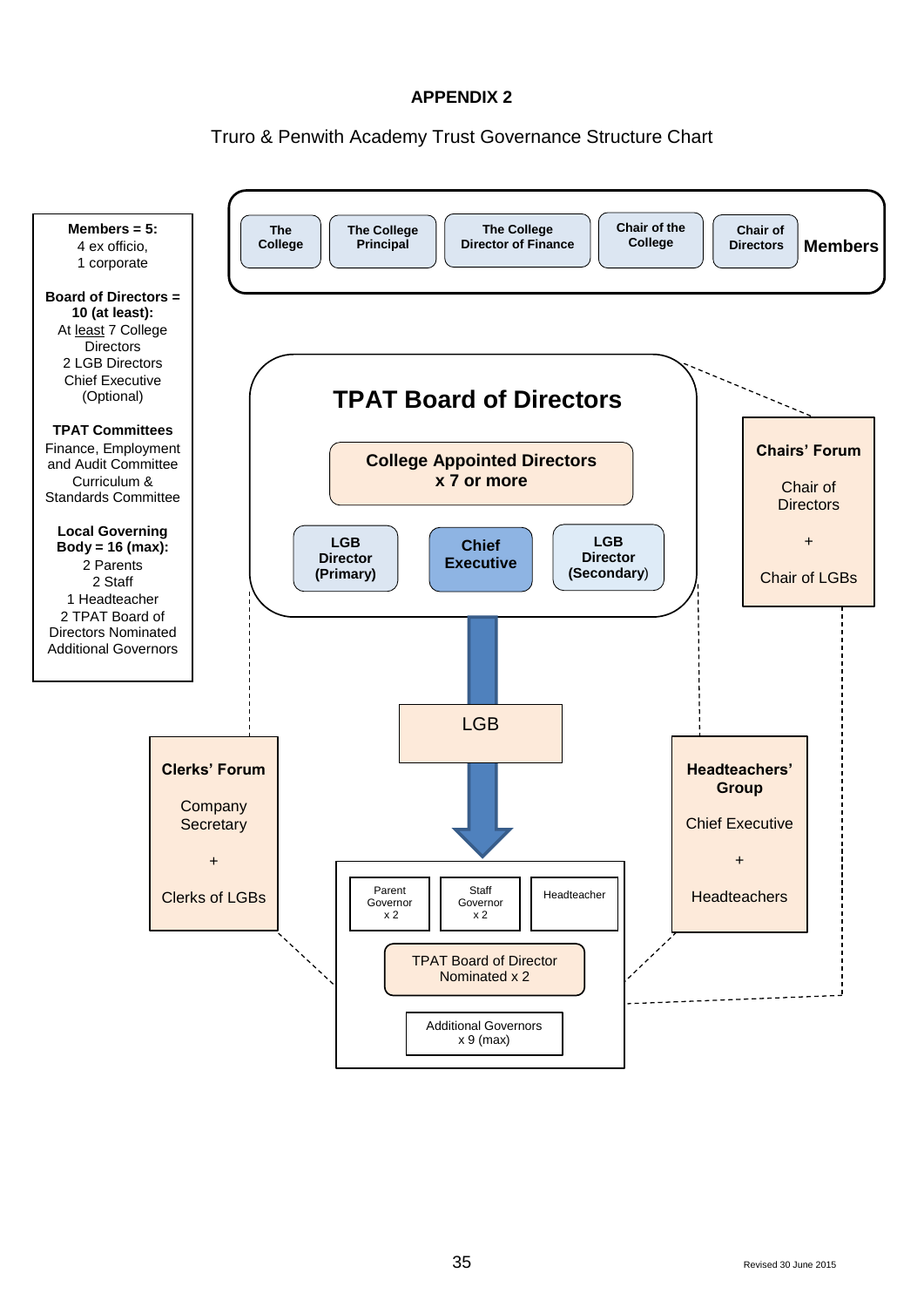**APPENDIX 2**

Truro & Penwith Academy Trust Governance Structure Chart

**Members = 5:**
4 ex officio,
1 corporate

**Board of Directors = 10 (at least):**
At least 7 College Directors
2 LGB Directors
Chief Executive (Optional)

**TPAT Committees**
Finance, Employment and Audit Committee
Curriculum & Standards Committee

**Local Governing Body = 16 (max):**
2 Parents
2 Staff
1 Headteacher
2 TPAT Board of Directors Nominated
Additional Governors

**Members**

- The College
- The College Principal
- The College Director of Finance
- Chair of the College
- Chair of Directors

**TPAT Board of Directors**

- College Appointed Directors x 7 or more
- LGB Director (Primary)
- Chief Executive
- LGB Director (Secondary)

**Chairs' Forum**

Chair of Directors
+
Chair of LGBs

LGB

- Parent Governor x 2
- Staff Governor x 2
- Headteacher
- TPAT Board of Director Nominated x 2
- Additional Governors x 9 (max)

**Clerks' Forum**

Company Secretary
+
Clerks of LGBs

**Headteachers' Group**

Chief Executive
+
Headteachers

Revised 30 June 2015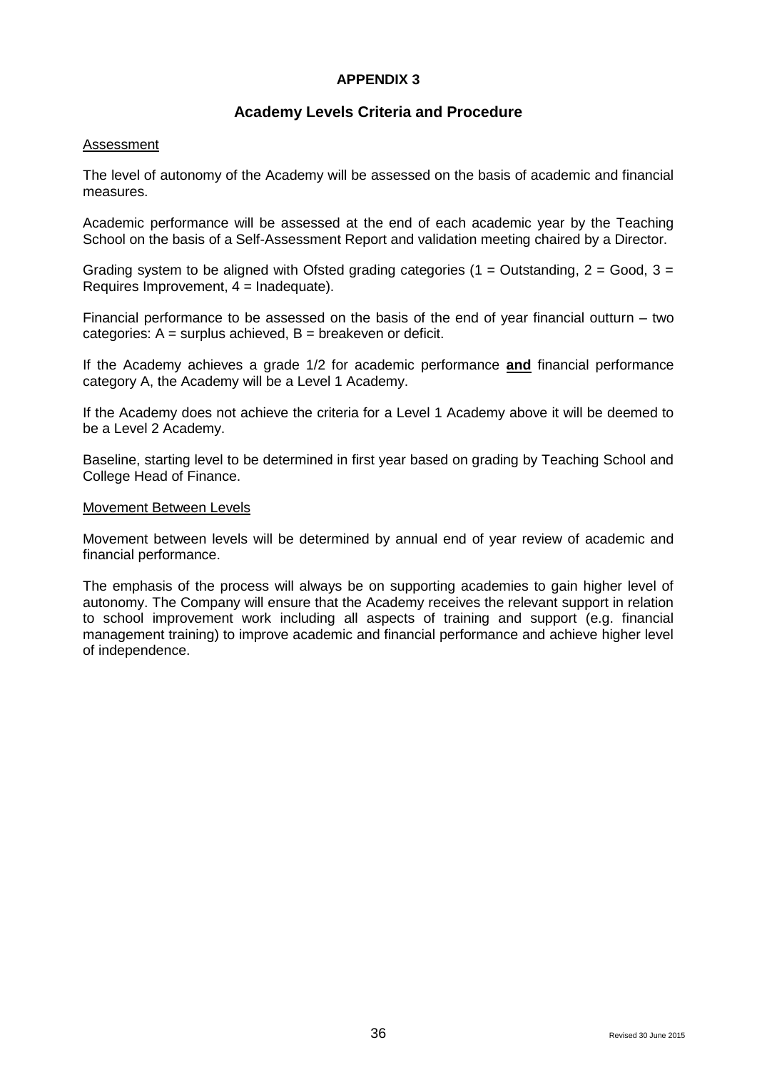# APPENDIX 3

## Academy Levels Criteria and Procedure

Assessment

The level of autonomy of the Academy will be assessed on the basis of academic and financial measures.

Academic performance will be assessed at the end of each academic year by the Teaching School on the basis of a Self-Assessment Report and validation meeting chaired by a Director.

Grading system to be aligned with Ofsted grading categories (1 = Outstanding, 2 = Good, 3 = Requires Improvement, 4 = Inadequate).

Financial performance to be assessed on the basis of the end of year financial outturn – two categories: A = surplus achieved, B = breakeven or deficit.

If the Academy achieves a grade 1/2 for academic performance **and** financial performance category A, the Academy will be a Level 1 Academy.

If the Academy does not achieve the criteria for a Level 1 Academy above it will be deemed to be a Level 2 Academy.

Baseline, starting level to be determined in first year based on grading by Teaching School and College Head of Finance.

Movement Between Levels

Movement between levels will be determined by annual end of year review of academic and financial performance.

The emphasis of the process will always be on supporting academies to gain higher level of autonomy. The Company will ensure that the Academy receives the relevant support in relation to school improvement work including all aspects of training and support (e.g. financial management training) to improve academic and financial performance and achieve higher level of independence.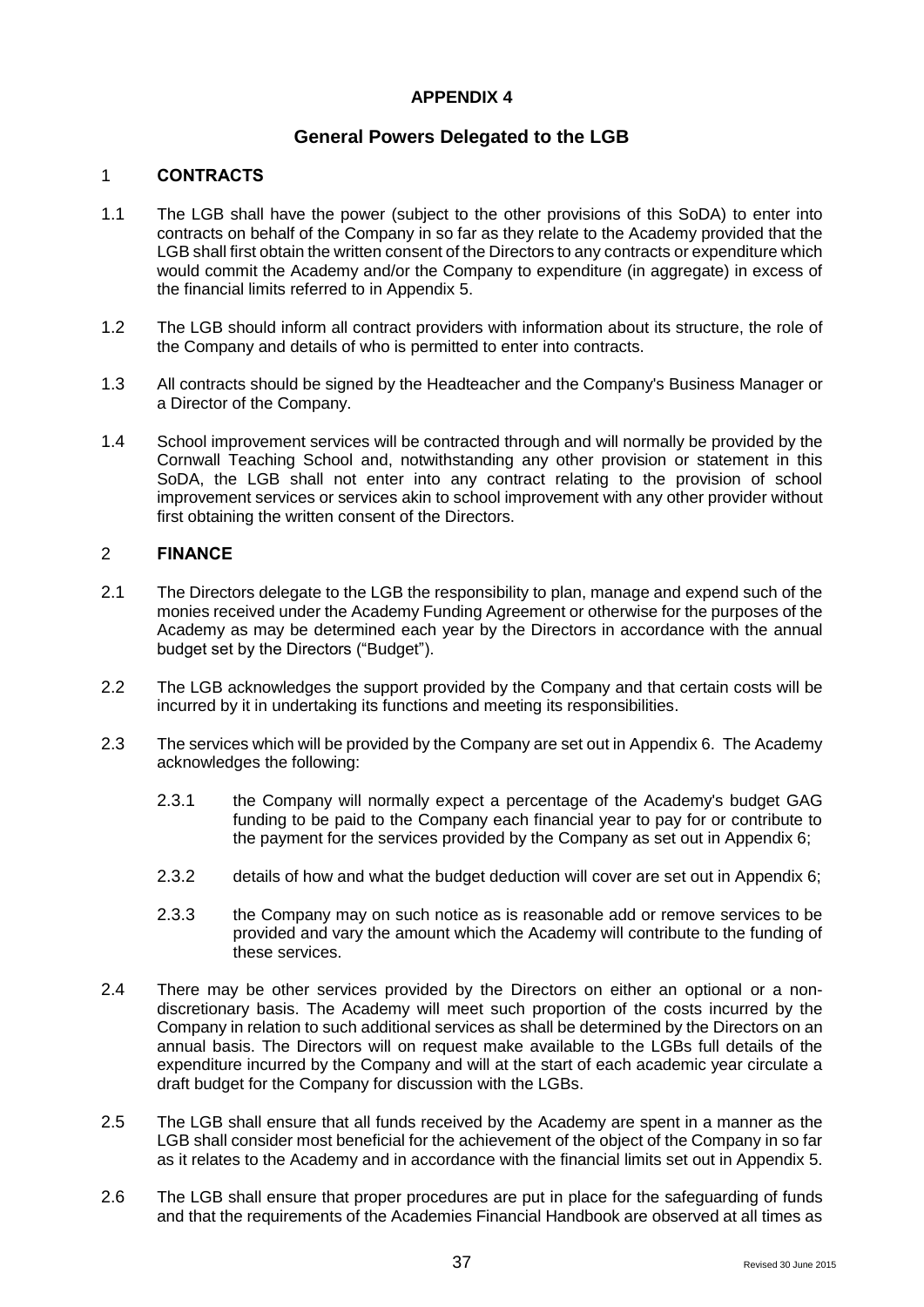# APPENDIX 4

## General Powers Delegated to the LGB

### 1 CONTRACTS

1.1 The LGB shall have the power (subject to the other provisions of this SoDA) to enter into contracts on behalf of the Company in so far as they relate to the Academy provided that the LGB shall first obtain the written consent of the Directors to any contracts or expenditure which would commit the Academy and/or the Company to expenditure (in aggregate) in excess of the financial limits referred to in Appendix 5.

1.2 The LGB should inform all contract providers with information about its structure, the role of the Company and details of who is permitted to enter into contracts.

1.3 All contracts should be signed by the Headteacher and the Company's Business Manager or a Director of the Company.

1.4 School improvement services will be contracted through and will normally be provided by the Cornwall Teaching School and, notwithstanding any other provision or statement in this SoDA, the LGB shall not enter into any contract relating to the provision of school improvement services or services akin to school improvement with any other provider without first obtaining the written consent of the Directors.

### 2 FINANCE

2.1 The Directors delegate to the LGB the responsibility to plan, manage and expend such of the monies received under the Academy Funding Agreement or otherwise for the purposes of the Academy as may be determined each year by the Directors in accordance with the annual budget set by the Directors ("Budget").

2.2 The LGB acknowledges the support provided by the Company and that certain costs will be incurred by it in undertaking its functions and meeting its responsibilities.

2.3 The services which will be provided by the Company are set out in Appendix 6. The Academy acknowledges the following:

2.3.1 the Company will normally expect a percentage of the Academy's budget GAG funding to be paid to the Company each financial year to pay for or contribute to the payment for the services provided by the Company as set out in Appendix 6;

2.3.2 details of how and what the budget deduction will cover are set out in Appendix 6;

2.3.3 the Company may on such notice as is reasonable add or remove services to be provided and vary the amount which the Academy will contribute to the funding of these services.

2.4 There may be other services provided by the Directors on either an optional or a non-discretionary basis. The Academy will meet such proportion of the costs incurred by the Company in relation to such additional services as shall be determined by the Directors on an annual basis. The Directors will on request make available to the LGBs full details of the expenditure incurred by the Company and will at the start of each academic year circulate a draft budget for the Company for discussion with the LGBs.

2.5 The LGB shall ensure that all funds received by the Academy are spent in a manner as the LGB shall consider most beneficial for the achievement of the object of the Company in so far as it relates to the Academy and in accordance with the financial limits set out in Appendix 5.

2.6 The LGB shall ensure that proper procedures are put in place for the safeguarding of funds and that the requirements of the Academies Financial Handbook are observed at all times as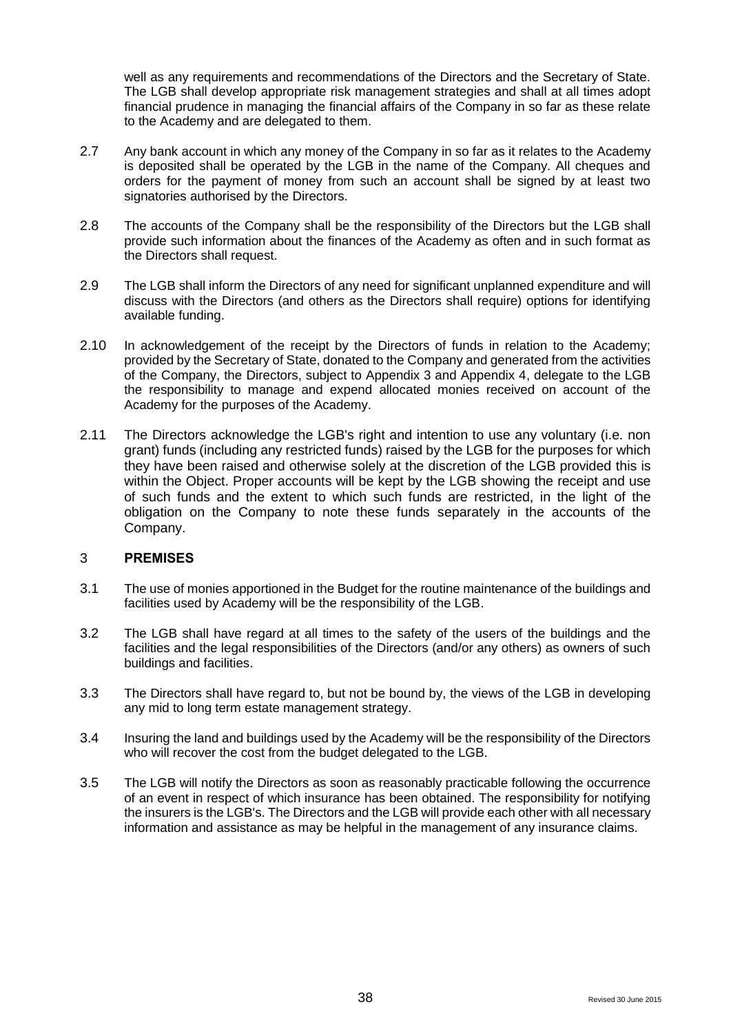well as any requirements and recommendations of the Directors and the Secretary of State. The LGB shall develop appropriate risk management strategies and shall at all times adopt financial prudence in managing the financial affairs of the Company in so far as these relate to the Academy and are delegated to them.

2.7 Any bank account in which any money of the Company in so far as it relates to the Academy is deposited shall be operated by the LGB in the name of the Company. All cheques and orders for the payment of money from such an account shall be signed by at least two signatories authorised by the Directors.

2.8 The accounts of the Company shall be the responsibility of the Directors but the LGB shall provide such information about the finances of the Academy as often and in such format as the Directors shall request.

2.9 The LGB shall inform the Directors of any need for significant unplanned expenditure and will discuss with the Directors (and others as the Directors shall require) options for identifying available funding.

2.10 In acknowledgement of the receipt by the Directors of funds in relation to the Academy; provided by the Secretary of State, donated to the Company and generated from the activities of the Company, the Directors, subject to Appendix 3 and Appendix 4, delegate to the LGB the responsibility to manage and expend allocated monies received on account of the Academy for the purposes of the Academy.

2.11 The Directors acknowledge the LGB's right and intention to use any voluntary (i.e. non grant) funds (including any restricted funds) raised by the LGB for the purposes for which they have been raised and otherwise solely at the discretion of the LGB provided this is within the Object. Proper accounts will be kept by the LGB showing the receipt and use of such funds and the extent to which such funds are restricted, in the light of the obligation on the Company to note these funds separately in the accounts of the Company.

## 3 PREMISES

3.1 The use of monies apportioned in the Budget for the routine maintenance of the buildings and facilities used by Academy will be the responsibility of the LGB.

3.2 The LGB shall have regard at all times to the safety of the users of the buildings and the facilities and the legal responsibilities of the Directors (and/or any others) as owners of such buildings and facilities.

3.3 The Directors shall have regard to, but not be bound by, the views of the LGB in developing any mid to long term estate management strategy.

3.4 Insuring the land and buildings used by the Academy will be the responsibility of the Directors who will recover the cost from the budget delegated to the LGB.

3.5 The LGB will notify the Directors as soon as reasonably practicable following the occurrence of an event in respect of which insurance has been obtained. The responsibility for notifying the insurers is the LGB's. The Directors and the LGB will provide each other with all necessary information and assistance as may be helpful in the management of any insurance claims.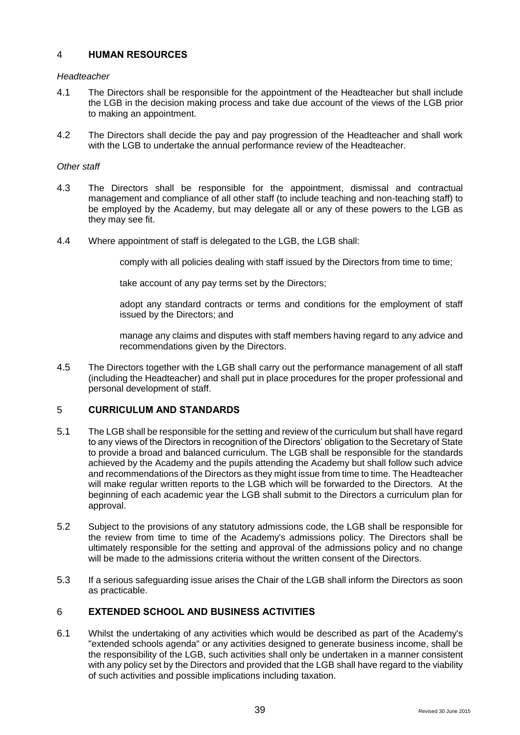## 4 HUMAN RESOURCES

*Headteacher*

4.1 The Directors shall be responsible for the appointment of the Headteacher but shall include the LGB in the decision making process and take due account of the views of the LGB prior to making an appointment.

4.2 The Directors shall decide the pay and pay progression of the Headteacher and shall work with the LGB to undertake the annual performance review of the Headteacher.

*Other staff*

4.3 The Directors shall be responsible for the appointment, dismissal and contractual management and compliance of all other staff (to include teaching and non-teaching staff) to be employed by the Academy, but may delegate all or any of these powers to the LGB as they may see fit.

4.4 Where appointment of staff is delegated to the LGB, the LGB shall:

comply with all policies dealing with staff issued by the Directors from time to time;

take account of any pay terms set by the Directors;

adopt any standard contracts or terms and conditions for the employment of staff issued by the Directors; and

manage any claims and disputes with staff members having regard to any advice and recommendations given by the Directors.

4.5 The Directors together with the LGB shall carry out the performance management of all staff (including the Headteacher) and shall put in place procedures for the proper professional and personal development of staff.

## 5 CURRICULUM AND STANDARDS

5.1 The LGB shall be responsible for the setting and review of the curriculum but shall have regard to any views of the Directors in recognition of the Directors' obligation to the Secretary of State to provide a broad and balanced curriculum. The LGB shall be responsible for the standards achieved by the Academy and the pupils attending the Academy but shall follow such advice and recommendations of the Directors as they might issue from time to time. The Headteacher will make regular written reports to the LGB which will be forwarded to the Directors. At the beginning of each academic year the LGB shall submit to the Directors a curriculum plan for approval.

5.2 Subject to the provisions of any statutory admissions code, the LGB shall be responsible for the review from time to time of the Academy's admissions policy. The Directors shall be ultimately responsible for the setting and approval of the admissions policy and no change will be made to the admissions criteria without the written consent of the Directors.

5.3 If a serious safeguarding issue arises the Chair of the LGB shall inform the Directors as soon as practicable.

## 6 EXTENDED SCHOOL AND BUSINESS ACTIVITIES

6.1 Whilst the undertaking of any activities which would be described as part of the Academy's "extended schools agenda" or any activities designed to generate business income, shall be the responsibility of the LGB, such activities shall only be undertaken in a manner consistent with any policy set by the Directors and provided that the LGB shall have regard to the viability of such activities and possible implications including taxation.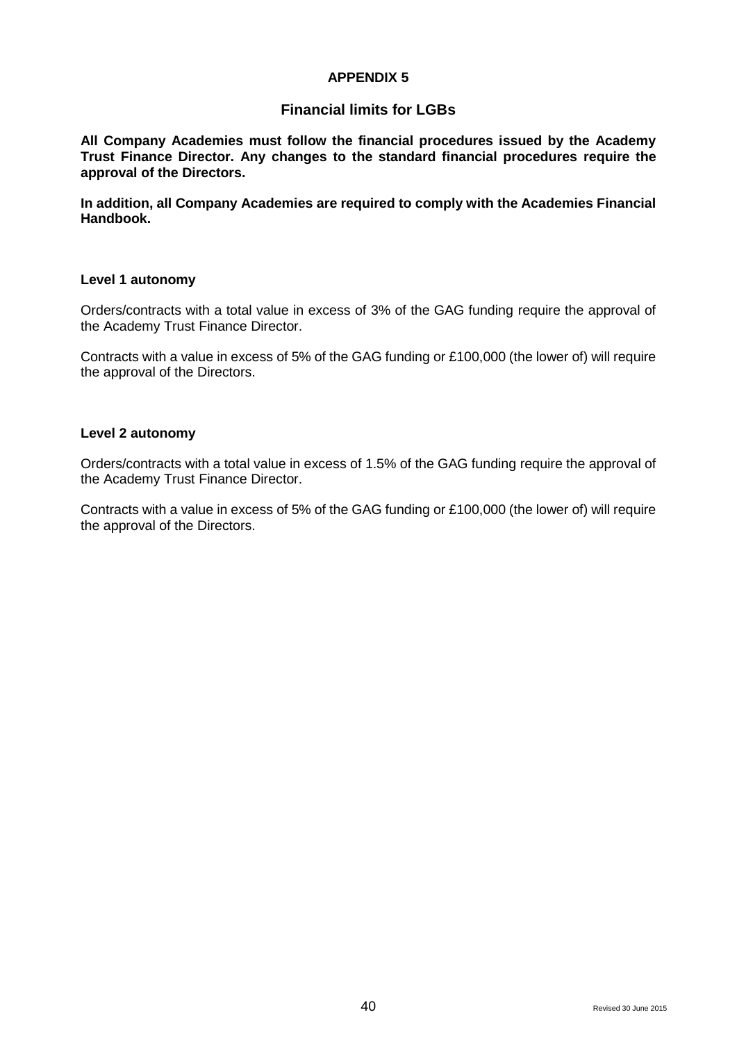# APPENDIX 5

## Financial limits for LGBs

**All Company Academies must follow the financial procedures issued by the Academy Trust Finance Director. Any changes to the standard financial procedures require the approval of the Directors.**

**In addition, all Company Academies are required to comply with the Academies Financial Handbook.**

### Level 1 autonomy

Orders/contracts with a total value in excess of 3% of the GAG funding require the approval of the Academy Trust Finance Director.

Contracts with a value in excess of 5% of the GAG funding or £100,000 (the lower of) will require the approval of the Directors.

### Level 2 autonomy

Orders/contracts with a total value in excess of 1.5% of the GAG funding require the approval of the Academy Trust Finance Director.

Contracts with a value in excess of 5% of the GAG funding or £100,000 (the lower of) will require the approval of the Directors.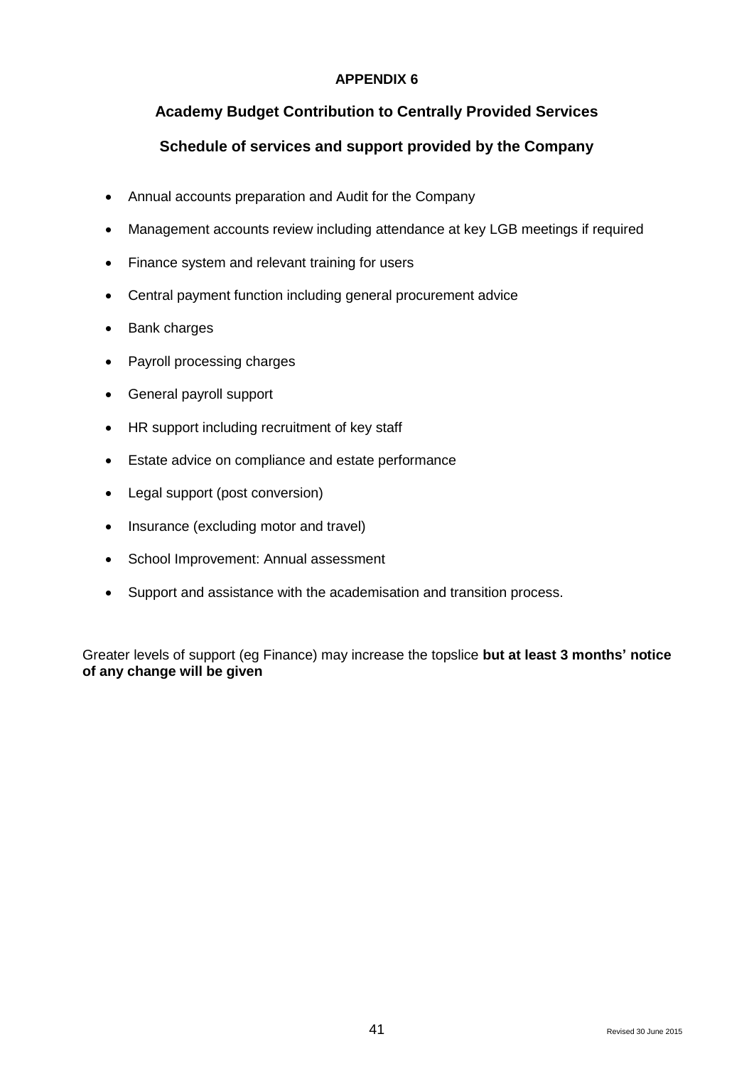**APPENDIX 6**

## Academy Budget Contribution to Centrally Provided Services

### Schedule of services and support provided by the Company

- Annual accounts preparation and Audit for the Company
- Management accounts review including attendance at key LGB meetings if required
- Finance system and relevant training for users
- Central payment function including general procurement advice
- Bank charges
- Payroll processing charges
- General payroll support
- HR support including recruitment of key staff
- Estate advice on compliance and estate performance
- Legal support (post conversion)
- Insurance (excluding motor and travel)
- School Improvement: Annual assessment
- Support and assistance with the academisation and transition process.

Greater levels of support (eg Finance) may increase the topslice **but at least 3 months' notice of any change will be given**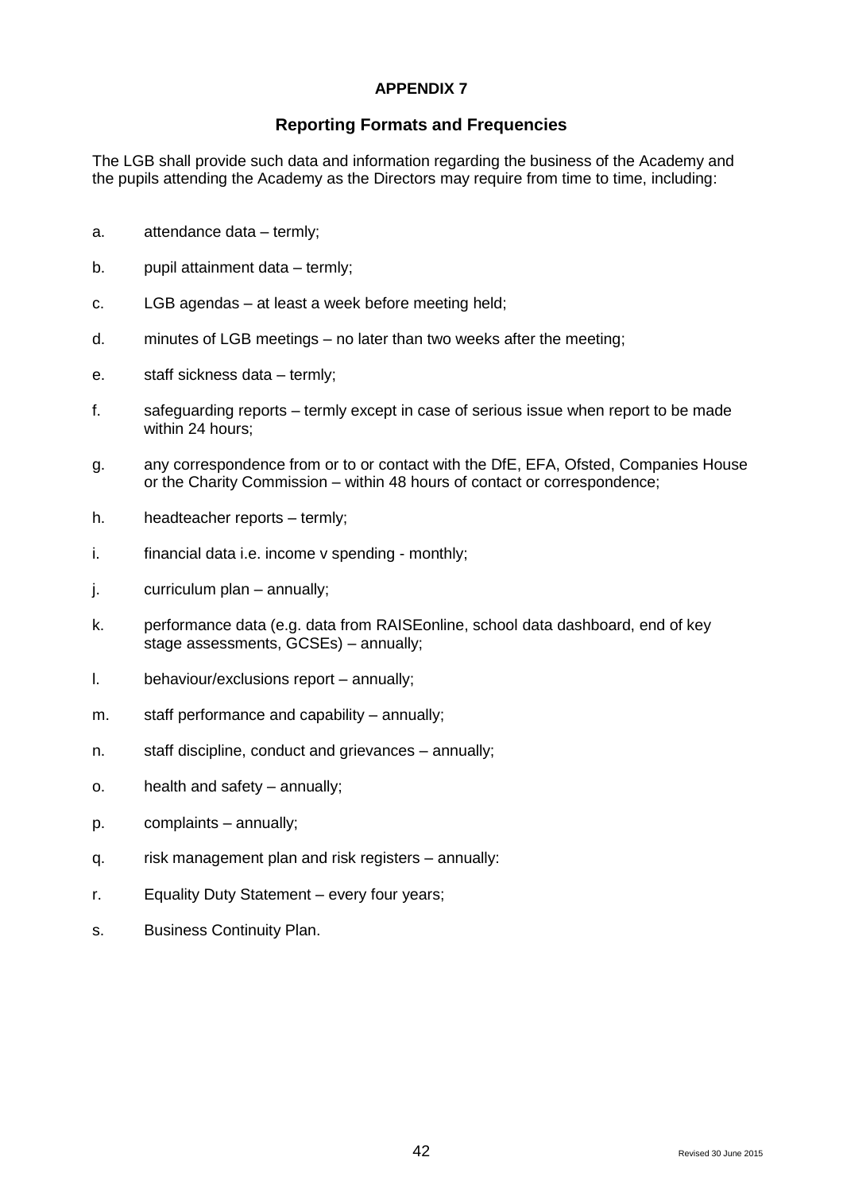**APPENDIX 7**

## Reporting Formats and Frequencies

The LGB shall provide such data and information regarding the business of the Academy and the pupils attending the Academy as the Directors may require from time to time, including:

a. attendance data – termly;

b. pupil attainment data – termly;

c. LGB agendas – at least a week before meeting held;

d. minutes of LGB meetings – no later than two weeks after the meeting;

e. staff sickness data – termly;

f. safeguarding reports – termly except in case of serious issue when report to be made within 24 hours;

g. any correspondence from or to or contact with the DfE, EFA, Ofsted, Companies House or the Charity Commission – within 48 hours of contact or correspondence;

h. headteacher reports – termly;

i. financial data i.e. income v spending - monthly;

j. curriculum plan – annually;

k. performance data (e.g. data from RAISEonline, school data dashboard, end of key stage assessments, GCSEs) – annually;

l. behaviour/exclusions report – annually;

m. staff performance and capability – annually;

n. staff discipline, conduct and grievances – annually;

o. health and safety – annually;

p. complaints – annually;

q. risk management plan and risk registers – annually:

r. Equality Duty Statement – every four years;

s. Business Continuity Plan.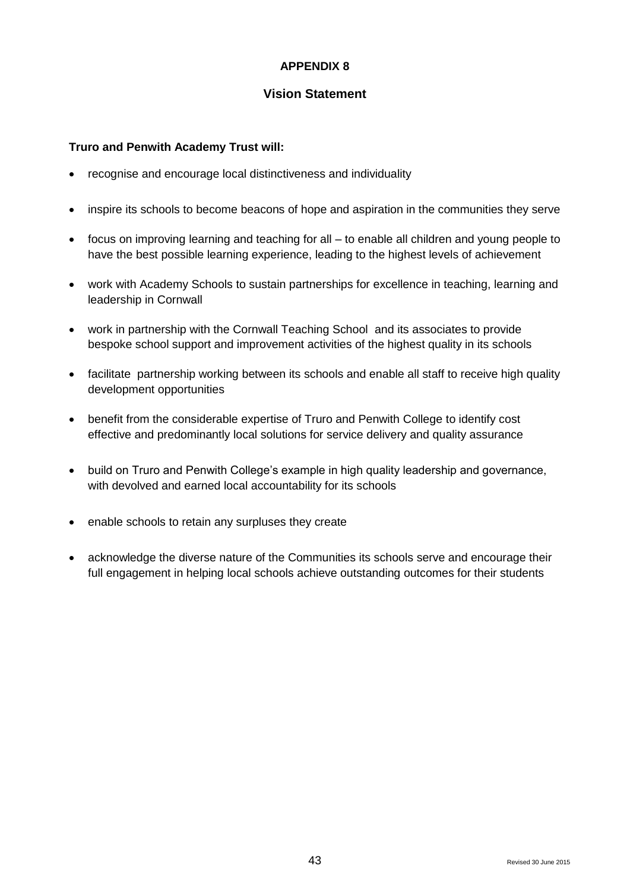# APPENDIX 8

## Vision Statement

**Truro and Penwith Academy Trust will:**

- recognise and encourage local distinctiveness and individuality
- inspire its schools to become beacons of hope and aspiration in the communities they serve
- focus on improving learning and teaching for all – to enable all children and young people to have the best possible learning experience, leading to the highest levels of achievement
- work with Academy Schools to sustain partnerships for excellence in teaching, learning and leadership in Cornwall
- work in partnership with the Cornwall Teaching School and its associates to provide bespoke school support and improvement activities of the highest quality in its schools
- facilitate partnership working between its schools and enable all staff to receive high quality development opportunities
- benefit from the considerable expertise of Truro and Penwith College to identify cost effective and predominantly local solutions for service delivery and quality assurance
- build on Truro and Penwith College's example in high quality leadership and governance, with devolved and earned local accountability for its schools
- enable schools to retain any surpluses they create
- acknowledge the diverse nature of the Communities its schools serve and encourage their full engagement in helping local schools achieve outstanding outcomes for their students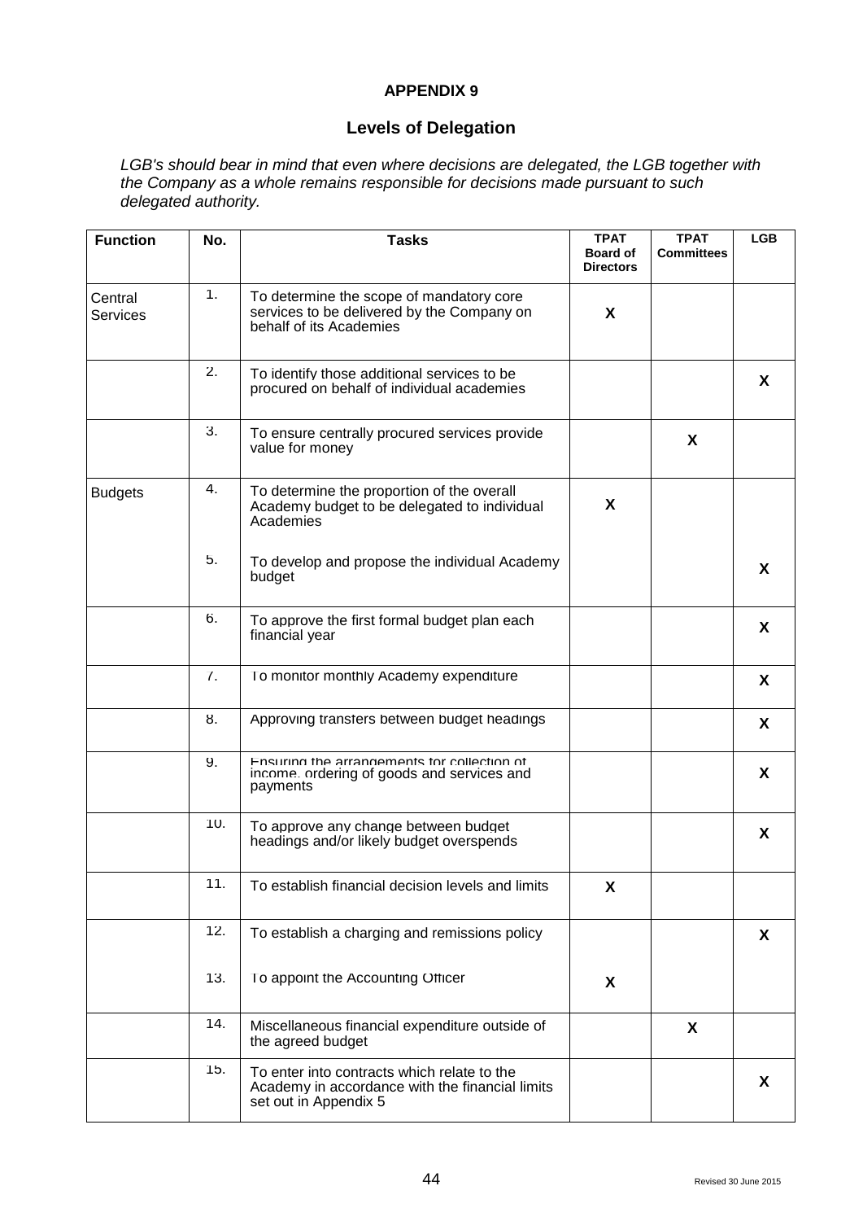# APPENDIX 9

## Levels of Delegation

*LGB's should bear in mind that even where decisions are delegated, the LGB together with the Company as a whole remains responsible for decisions made pursuant to such delegated authority.*

| Function | No. | Tasks | TPAT Board of Directors | TPAT Committees | LGB |
|---|---|---|---|---|---|
| Central Services | 1. | To determine the scope of mandatory core services to be delivered by the Company on behalf of its Academies | X | | |
| | 2. | To identify those additional services to be procured on behalf of individual academies | | | X |
| | 3. | To ensure centrally procured services provide value for money | | X | |
| Budgets | 4. | To determine the proportion of the overall Academy budget to be delegated to individual Academies | X | | |
| | 5. | To develop and propose the individual Academy budget | | | X |
| | 6. | To approve the first formal budget plan each financial year | | | X |
| | 7. | To monitor monthly Academy expenditure | | | X |
| | 8. | Approving transfers between budget headings | | | X |
| | 9. | Ensuring the arrangements for collection of income, ordering of goods and services and payments | | | X |
| | 10. | To approve any change between budget headings and/or likely budget overspends | | | X |
| | 11. | To establish financial decision levels and limits | X | | |
| | 12. | To establish a charging and remissions policy | | | X |
| | 13. | To appoint the Accounting Officer | X | | |
| | 14. | Miscellaneous financial expenditure outside of the agreed budget | | X | |
| | 15. | To enter into contracts which relate to the Academy in accordance with the financial limits set out in Appendix 5 | | | X |

Revised 30 June 2015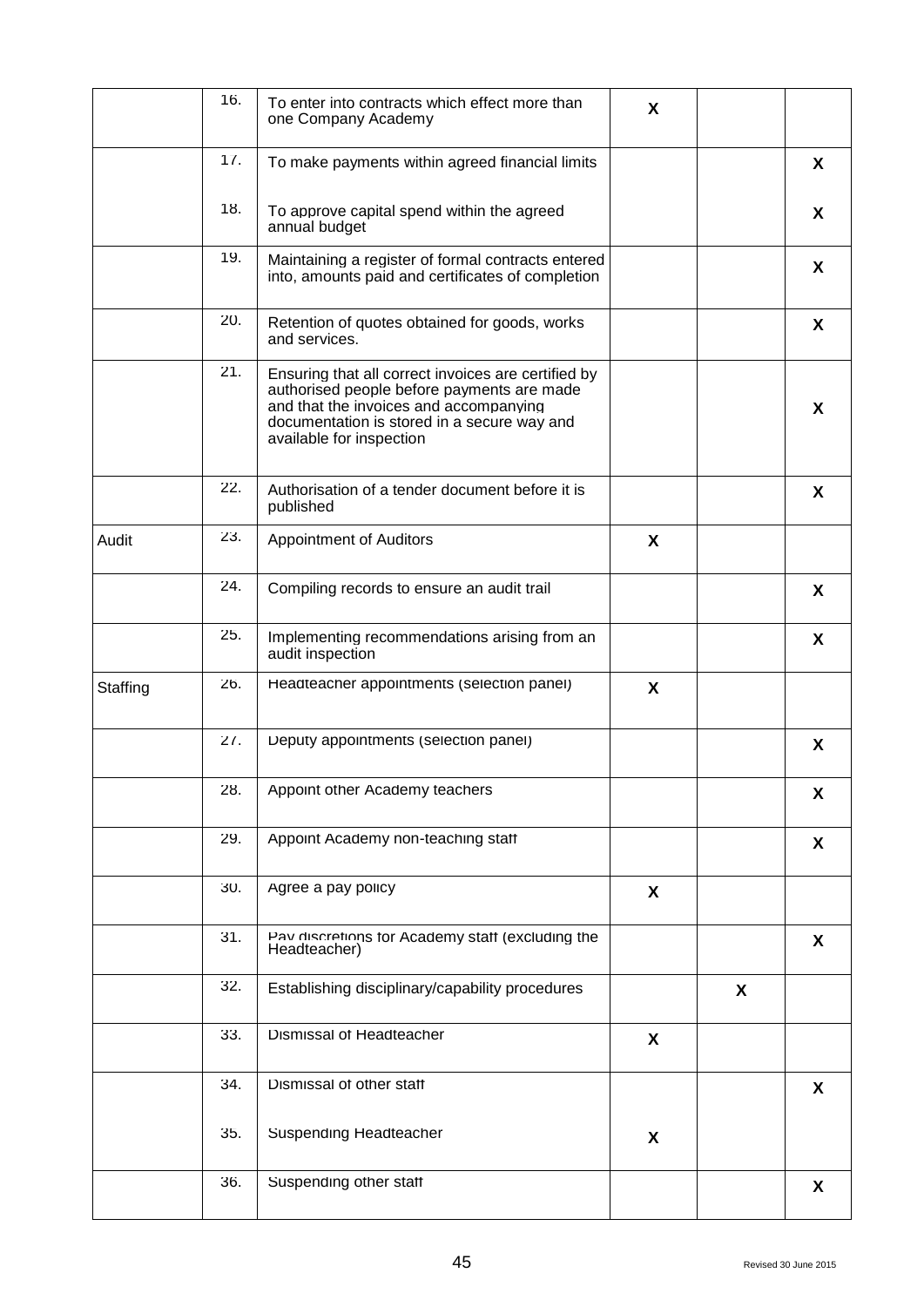| | | | | | |
|---|---|---|---|---|---|
| | 16. | To enter into contracts which effect more than one Company Academy | X | | |
| | 17. | To make payments within agreed financial limits | | | X |
| | 18. | To approve capital spend within the agreed annual budget | | | X |
| | 19. | Maintaining a register of formal contracts entered into, amounts paid and certificates of completion | | | X |
| | 20. | Retention of quotes obtained for goods, works and services. | | | X |
| | 21. | Ensuring that all correct invoices are certified by authorised people before payments are made and that the invoices and accompanying documentation is stored in a secure way and available for inspection | | | X |
| | 22. | Authorisation of a tender document before it is published | | | X |
| Audit | 23. | Appointment of Auditors | X | | |
| | 24. | Compiling records to ensure an audit trail | | | X |
| | 25. | Implementing recommendations arising from an audit inspection | | | X |
| Staffing | 26. | Headteacher appointments (selection panel) | X | | |
| | 27. | Deputy appointments (selection panel) | | | X |
| | 28. | Appoint other Academy teachers | | | X |
| | 29. | Appoint Academy non-teaching staff | | | X |
| | 30. | Agree a pay policy | X | | |
| | 31. | Pay discretions for Academy staff (excluding the Headteacher) | | | X |
| | 32. | Establishing disciplinary/capability procedures | | X | |
| | 33. | Dismissal of Headteacher | X | | |
| | 34. | Dismissal of other staff | | | X |
| | 35. | Suspending Headteacher | X | | |
| | 36. | Suspending other staff | | | X |

Revised 30 June 2015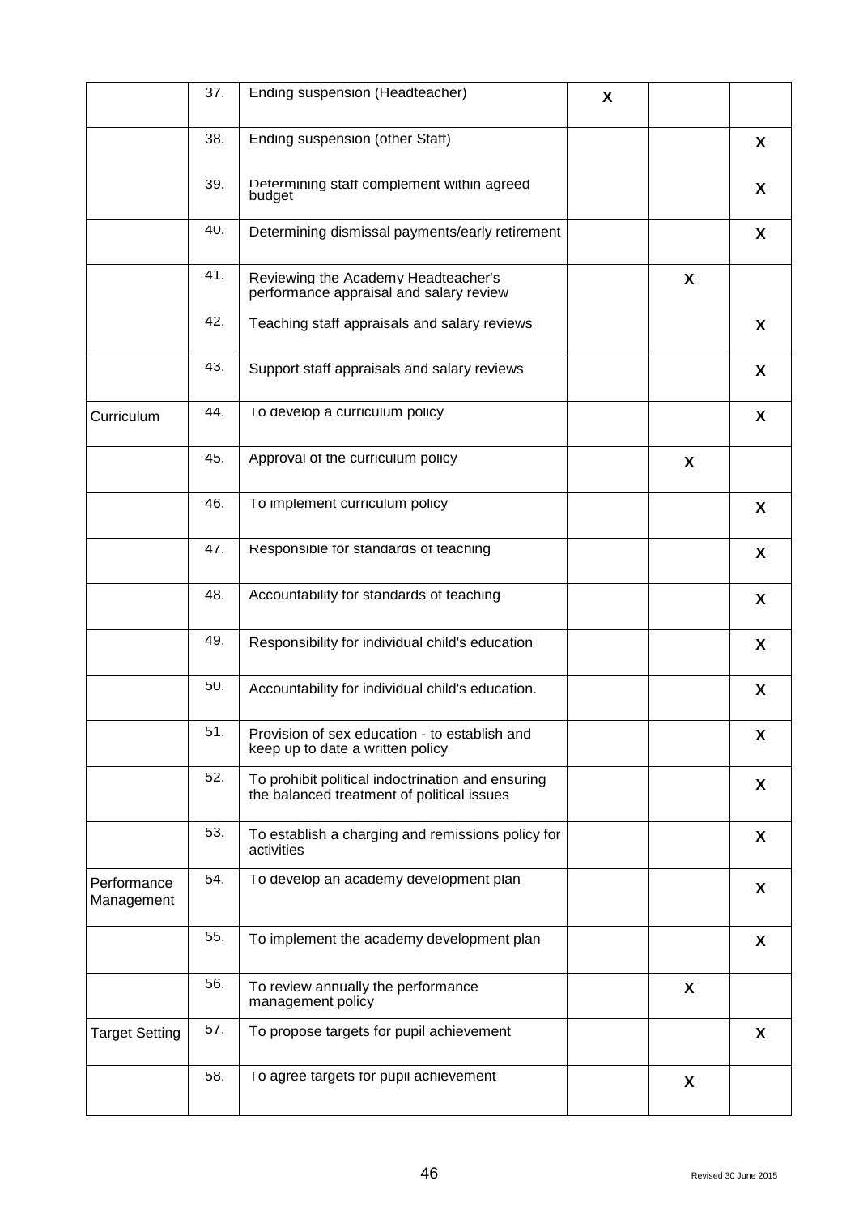| | | | | | |
|---|---|---|---|---|---|
| | 37. | Ending suspension (Headteacher) | X | | |
| | 38. | Ending suspension (other Staff) | | | X |
| | 39. | Determining staff complement within agreed budget | | | X |
| | 40. | Determining dismissal payments/early retirement | | | X |
| | 41. | Reviewing the Academy Headteacher's performance appraisal and salary review | | X | |
| | 42. | Teaching staff appraisals and salary reviews | | | X |
| | 43. | Support staff appraisals and salary reviews | | | X |
| Curriculum | 44. | To develop a curriculum policy | | | X |
| | 45. | Approval of the curriculum policy | | X | |
| | 46. | To implement curriculum policy | | | X |
| | 47. | Responsible for standards of teaching | | | X |
| | 48. | Accountability for standards of teaching | | | X |
| | 49. | Responsibility for individual child's education | | | X |
| | 50. | Accountability for individual child's education. | | | X |
| | 51. | Provision of sex education - to establish and keep up to date a written policy | | | X |
| | 52. | To prohibit political indoctrination and ensuring the balanced treatment of political issues | | | X |
| | 53. | To establish a charging and remissions policy for activities | | | X |
| Performance Management | 54. | To develop an academy development plan | | | X |
| | 55. | To implement the academy development plan | | | X |
| | 56. | To review annually the performance management policy | | X | |
| Target Setting | 57. | To propose targets for pupil achievement | | | X |
| | 58. | To agree targets for pupil achievement | | X | |

Revised 30 June 2015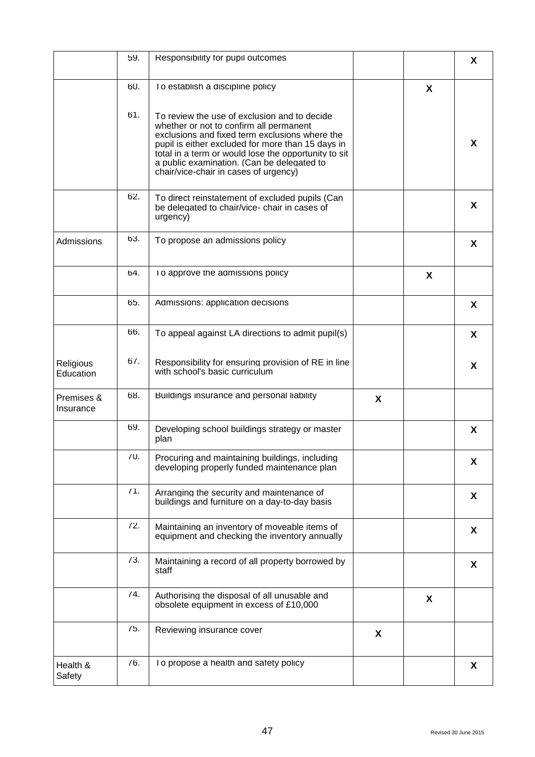| | | | | | |
|---|---|---|---|---|---|
| | 59. | Responsibility for pupil outcomes | | | X |
| | 60. | To establish a discipline policy | | X | |
| | 61. | To review the use of exclusion and to decide whether or not to confirm all permanent exclusions and fixed term exclusions where the pupil is either excluded for more than 15 days in total in a term or would lose the opportunity to sit a public examination. (Can be delegated to chair/vice-chair in cases of urgency) | | | X |
| | 62. | To direct reinstatement of excluded pupils (Can be delegated to chair/vice- chair in cases of urgency) | | | X |
| Admissions | 63. | To propose an admissions policy | | | X |
| | 64. | To approve the admissions policy | | X | |
| | 65. | Admissions: application decisions | | | X |
| | 66. | To appeal against LA directions to admit pupil(s) | | | X |
| Religious Education | 67. | Responsibility for ensuring provision of RE in line with school's basic curriculum | | | X |
| Premises & Insurance | 68. | Buildings insurance and personal liability | X | | |
| | 69. | Developing school buildings strategy or master plan | | | X |
| | 70. | Procuring and maintaining buildings, including developing properly funded maintenance plan | | | X |
| | 71. | Arranging the security and maintenance of buildings and furniture on a day-to-day basis | | | X |
| | 72. | Maintaining an inventory of moveable items of equipment and checking the inventory annually | | | X |
| | 73. | Maintaining a record of all property borrowed by staff | | | X |
| | 74. | Authorising the disposal of all unusable and obsolete equipment in excess of £10,000 | | X | |
| | 75. | Reviewing insurance cover | X | | |
| Health & Safety | 76. | To propose a health and safety policy | | | X |

Revised 30 June 2015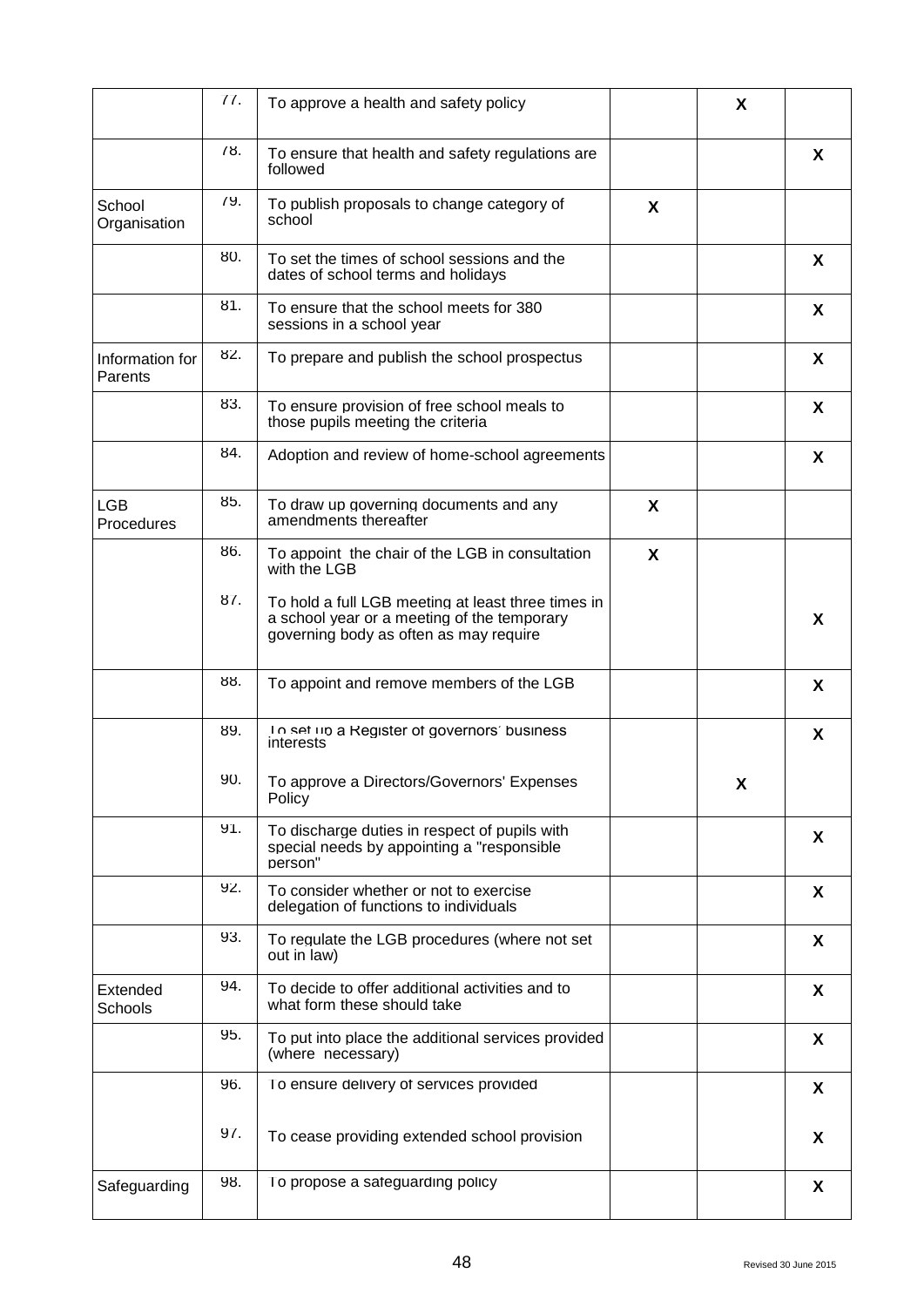| | | | | | |
|---|---|---|---|---|---|
| | 77. | To approve a health and safety policy | | X | |
| | 78. | To ensure that health and safety regulations are followed | | | X |
| School Organisation | 79. | To publish proposals to change category of school | X | | |
| | 80. | To set the times of school sessions and the dates of school terms and holidays | | | X |
| | 81. | To ensure that the school meets for 380 sessions in a school year | | | X |
| Information for Parents | 82. | To prepare and publish the school prospectus | | | X |
| | 83. | To ensure provision of free school meals to those pupils meeting the criteria | | | X |
| | 84. | Adoption and review of home-school agreements | | | X |
| LGB Procedures | 85. | To draw up governing documents and any amendments thereafter | X | | |
| | 86. | To appoint the chair of the LGB in consultation with the LGB | X | | |
| | 87. | To hold a full LGB meeting at least three times in a school year or a meeting of the temporary governing body as often as may require | | | X |
| | 88. | To appoint and remove members of the LGB | | | X |
| | 89. | To set up a Register of governors' business interests | | | X |
| | 90. | To approve a Directors/Governors' Expenses Policy | | X | |
| | 91. | To discharge duties in respect of pupils with special needs by appointing a "responsible person" | | | X |
| | 92. | To consider whether or not to exercise delegation of functions to individuals | | | X |
| | 93. | To regulate the LGB procedures (where not set out in law) | | | X |
| Extended Schools | 94. | To decide to offer additional activities and to what form these should take | | | X |
| | 95. | To put into place the additional services provided (where necessary) | | | X |
| | 96. | To ensure delivery of services provided | | | X |
| | 97. | To cease providing extended school provision | | | X |
| Safeguarding | 98. | To propose a safeguarding policy | | | X |

Revised 30 June 2015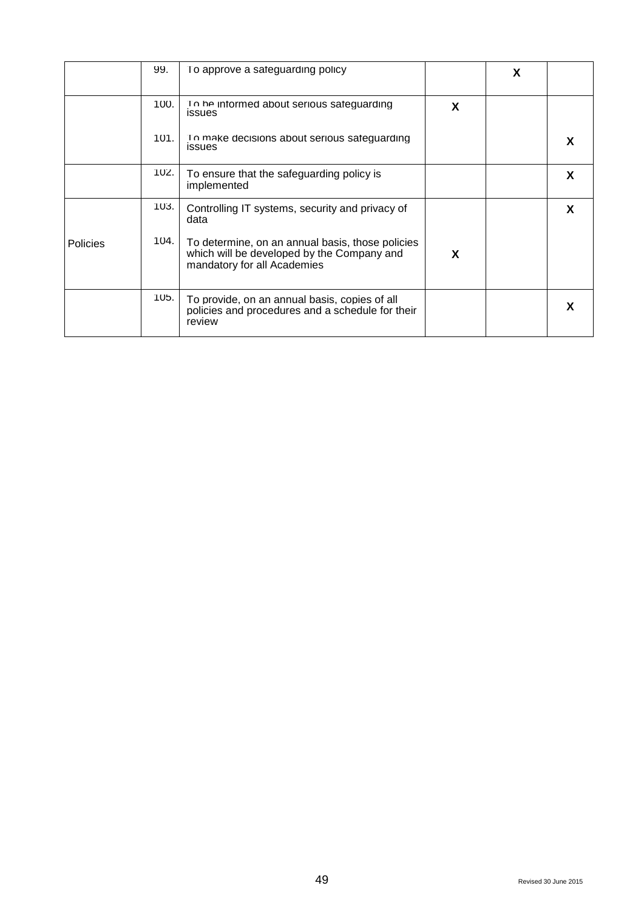| | | | | | |
|---|---|---|---|---|---|
| | 99. | To approve a safeguarding policy | | X | |
| | 100. | To be informed about serious safeguarding issues | X | | |
| | 101. | To make decisions about serious safeguarding issues | | | X |
| | 102. | To ensure that the safeguarding policy is implemented | | | X |
| | 103. | Controlling IT systems, security and privacy of data | | | X |
| Policies | 104. | To determine, on an annual basis, those policies which will be developed by the Company and mandatory for all Academies | X | | |
| | 105. | To provide, on an annual basis, copies of all policies and procedures and a schedule for their review | | | X |

Revised 30 June 2015